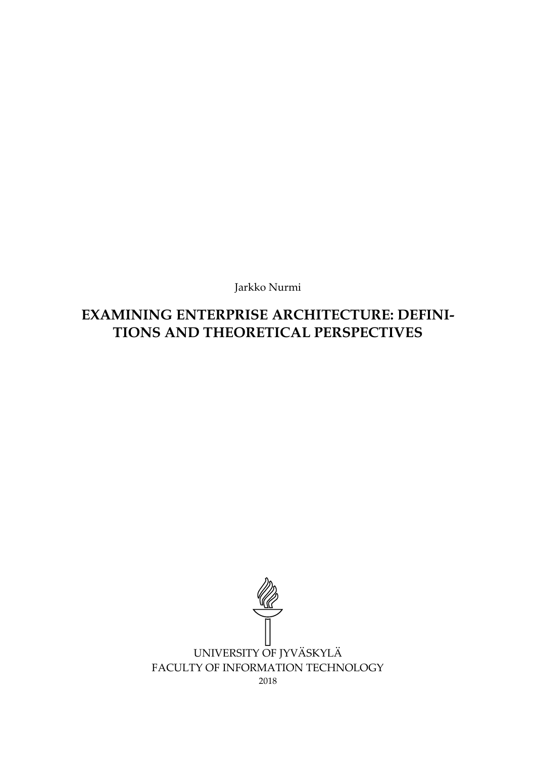Jarkko Nurmi

# EXAMINING ENTERPRISE ARCHITECTURE: DEFINITIONS AND THEORETICAL PERSPECTIVES

UNIVERSITY OF JYVÄSKYLÄ
FACULTY OF INFORMATION TECHNOLOGY
2018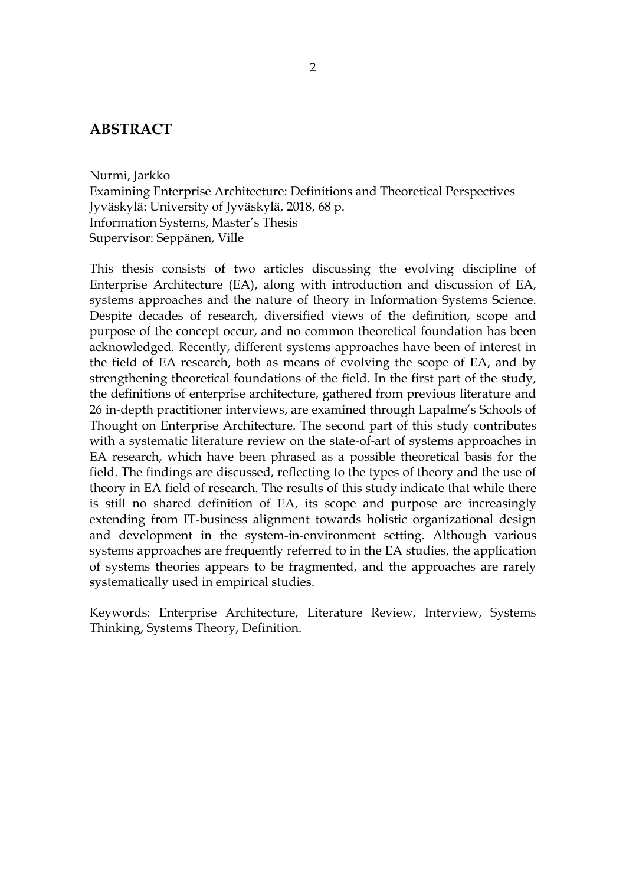# ABSTRACT

Nurmi, Jarkko
Examining Enterprise Architecture: Definitions and Theoretical Perspectives
Jyväskylä: University of Jyväskylä, 2018, 68 p.
Information Systems, Master's Thesis
Supervisor: Seppänen, Ville

This thesis consists of two articles discussing the evolving discipline of Enterprise Architecture (EA), along with introduction and discussion of EA, systems approaches and the nature of theory in Information Systems Science. Despite decades of research, diversified views of the definition, scope and purpose of the concept occur, and no common theoretical foundation has been acknowledged. Recently, different systems approaches have been of interest in the field of EA research, both as means of evolving the scope of EA, and by strengthening theoretical foundations of the field. In the first part of the study, the definitions of enterprise architecture, gathered from previous literature and 26 in-depth practitioner interviews, are examined through Lapalme's Schools of Thought on Enterprise Architecture. The second part of this study contributes with a systematic literature review on the state-of-art of systems approaches in EA research, which have been phrased as a possible theoretical basis for the field. The findings are discussed, reflecting to the types of theory and the use of theory in EA field of research. The results of this study indicate that while there is still no shared definition of EA, its scope and purpose are increasingly extending from IT-business alignment towards holistic organizational design and development in the system-in-environment setting. Although various systems approaches are frequently referred to in the EA studies, the application of systems theories appears to be fragmented, and the approaches are rarely systematically used in empirical studies.

Keywords: Enterprise Architecture, Literature Review, Interview, Systems Thinking, Systems Theory, Definition.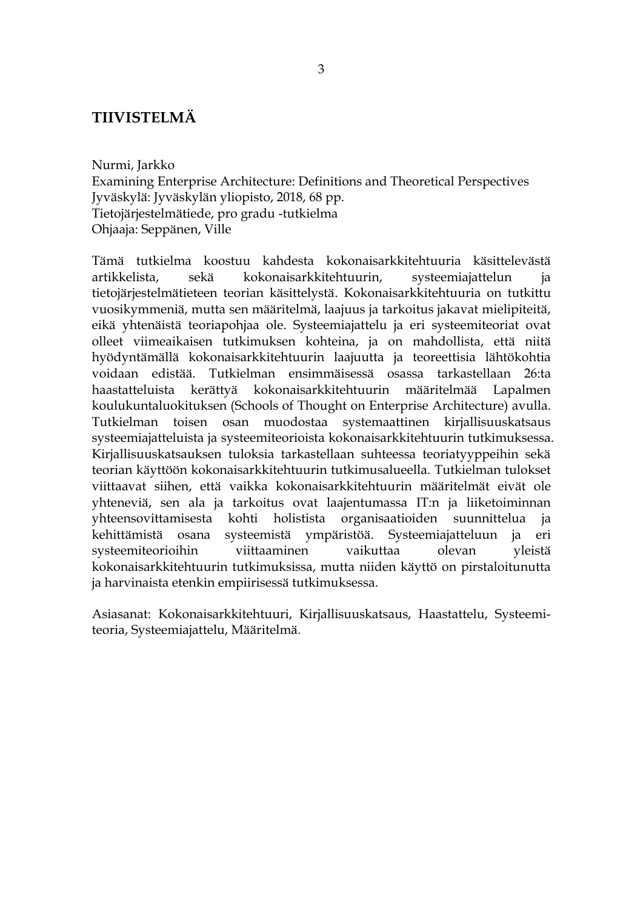# TIIVISTELMÄ

Nurmi, Jarkko
Examining Enterprise Architecture: Definitions and Theoretical Perspectives
Jyväskylä: Jyväskylän yliopisto, 2018, 68 pp.
Tietojärjestelmätiede, pro gradu -tutkielma
Ohjaaja: Seppänen, Ville

Tämä tutkielma koostuu kahdesta kokonaisarkkitehtuuria käsittelevästä artikkelista, sekä kokonaisarkkitehtuurin, systeemiajattelun ja tietojärjestelmätieteen teorian käsittelystä. Kokonaisarkkitehtuuria on tutkittu vuosikymmeniä, mutta sen määritelmä, laajuus ja tarkoitus jakavat mielipiteitä, eikä yhtenäistä teoriapohjaa ole. Systeemiajattelu ja eri systeemiteoriat ovat olleet viimeaikaisen tutkimuksen kohteina, ja on mahdollista, että niitä hyödyntämällä kokonaisarkkitehtuurin laajuutta ja teoreettisia lähtökohtia voidaan edistää. Tutkielman ensimmäisessä osassa tarkastellaan 26:ta haastatteluista kerättyä kokonaisarkkitehtuurin määritelmää Lapalmen koulukuntaluokituksen (Schools of Thought on Enterprise Architecture) avulla. Tutkielman toisen osan muodostaa systemaattinen kirjallisuuskatsaus systeemiajatteluista ja systeemiteorioista kokonaisarkkitehtuurin tutkimuksessa. Kirjallisuuskatsauksen tuloksia tarkastellaan suhteessa teoriatyyppeihin sekä teorian käyttöön kokonaisarkkitehtuurin tutkimusalueella. Tutkielman tulokset viittaavat siihen, että vaikka kokonaisarkkitehtuurin määritelmät eivät ole yhteneviä, sen ala ja tarkoitus ovat laajentumassa IT:n ja liiketoiminnan yhteensovittamisesta kohti holistista organisaatioiden suunnittelua ja kehittämistä osana systeemistä ympäristöä. Systeemiajatteluun ja eri systeemiteorioihin viittaaminen vaikuttaa olevan yleistä kokonaisarkkitehtuurin tutkimuksissa, mutta niiden käyttö on pirstaloitunutta ja harvinaista etenkin empiirisessä tutkimuksessa.

Asiasanat: Kokonaisarkkitehtuuri, Kirjallisuuskatsaus, Haastattelu, Systeemiteoria, Systeemiajattelu, Määritelmä.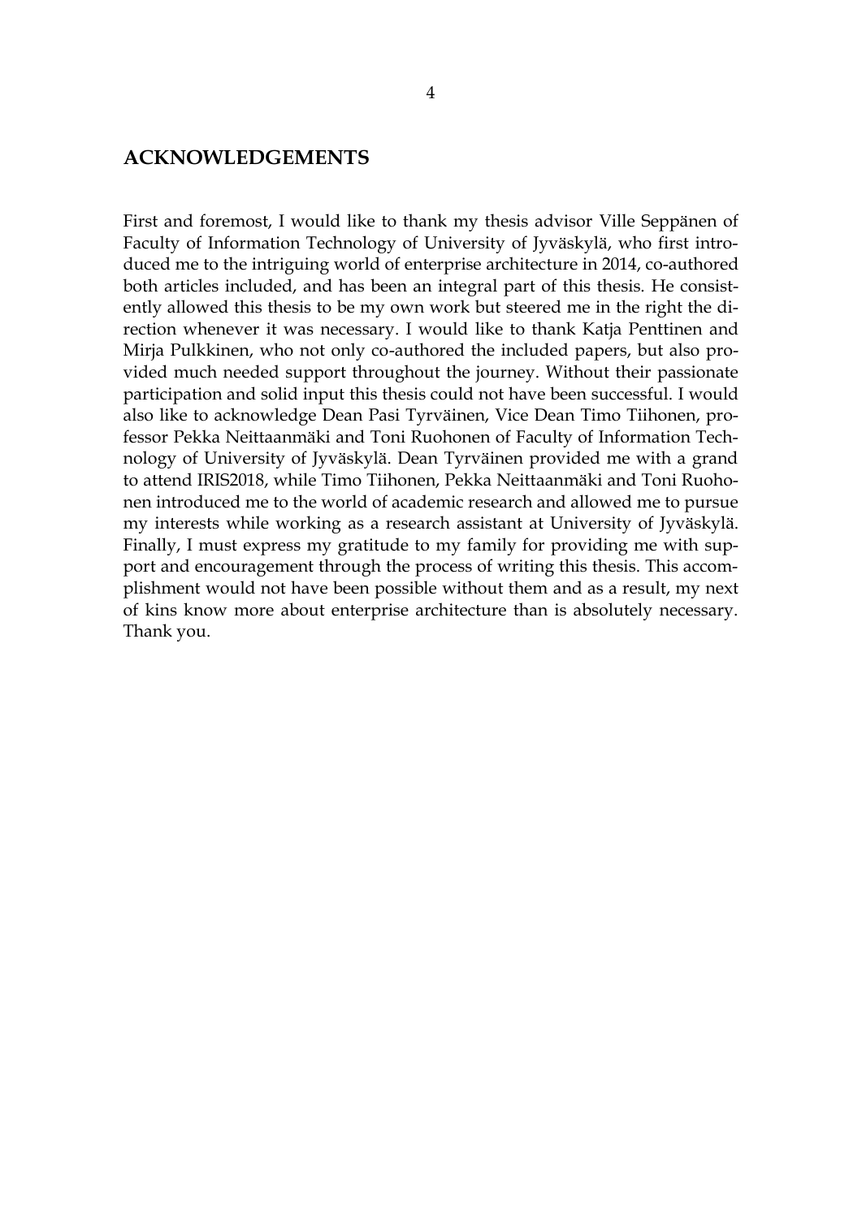## ACKNOWLEDGEMENTS

First and foremost, I would like to thank my thesis advisor Ville Seppänen of Faculty of Information Technology of University of Jyväskylä, who first introduced me to the intriguing world of enterprise architecture in 2014, co-authored both articles included, and has been an integral part of this thesis. He consistently allowed this thesis to be my own work but steered me in the right the direction whenever it was necessary. I would like to thank Katja Penttinen and Mirja Pulkkinen, who not only co-authored the included papers, but also provided much needed support throughout the journey. Without their passionate participation and solid input this thesis could not have been successful. I would also like to acknowledge Dean Pasi Tyrväinen, Vice Dean Timo Tiihonen, professor Pekka Neittaanmäki and Toni Ruohonen of Faculty of Information Technology of University of Jyväskylä. Dean Tyrväinen provided me with a grand to attend IRIS2018, while Timo Tiihonen, Pekka Neittaanmäki and Toni Ruohonen introduced me to the world of academic research and allowed me to pursue my interests while working as a research assistant at University of Jyväskylä. Finally, I must express my gratitude to my family for providing me with support and encouragement through the process of writing this thesis. This accomplishment would not have been possible without them and as a result, my next of kins know more about enterprise architecture than is absolutely necessary. Thank you.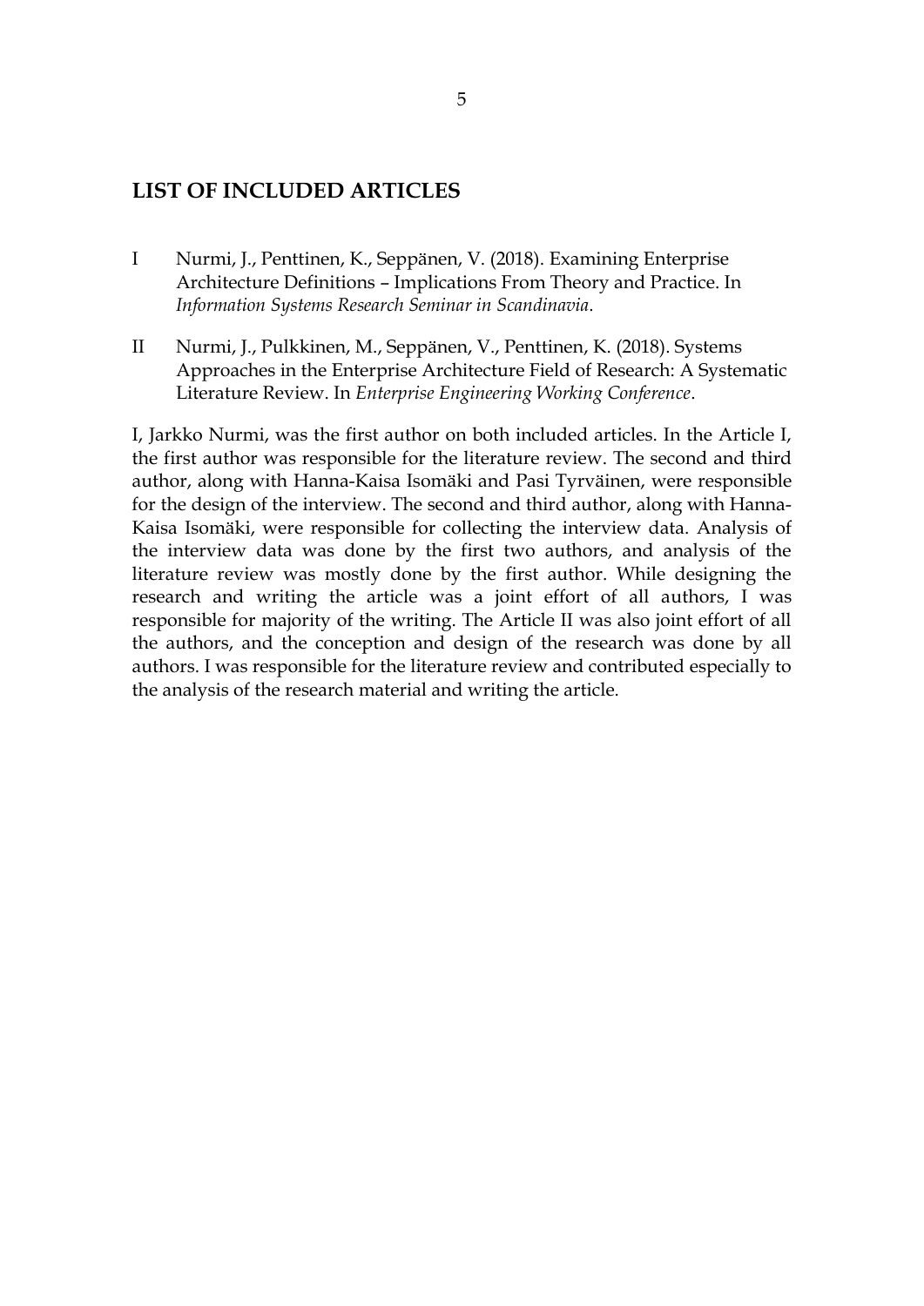## LIST OF INCLUDED ARTICLES

I Nurmi, J., Penttinen, K., Seppänen, V. (2018). Examining Enterprise Architecture Definitions – Implications From Theory and Practice. In *Information Systems Research Seminar in Scandinavia*.

II Nurmi, J., Pulkkinen, M., Seppänen, V., Penttinen, K. (2018). Systems Approaches in the Enterprise Architecture Field of Research: A Systematic Literature Review. In *Enterprise Engineering Working Conference*.

I, Jarkko Nurmi, was the first author on both included articles. In the Article I, the first author was responsible for the literature review. The second and third author, along with Hanna-Kaisa Isomäki and Pasi Tyrväinen, were responsible for the design of the interview. The second and third author, along with Hanna-Kaisa Isomäki, were responsible for collecting the interview data. Analysis of the interview data was done by the first two authors, and analysis of the literature review was mostly done by the first author. While designing the research and writing the article was a joint effort of all authors, I was responsible for majority of the writing. The Article II was also joint effort of all the authors, and the conception and design of the research was done by all authors. I was responsible for the literature review and contributed especially to the analysis of the research material and writing the article.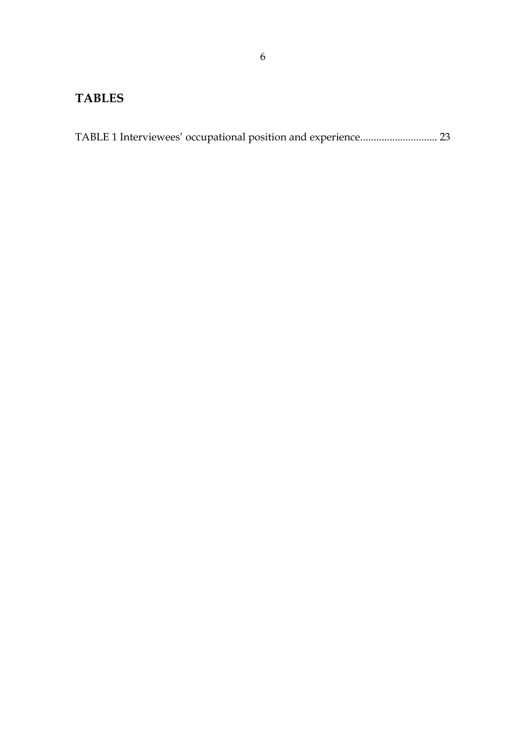# TABLES

TABLE 1 Interviewees' occupational position and experience............................ 23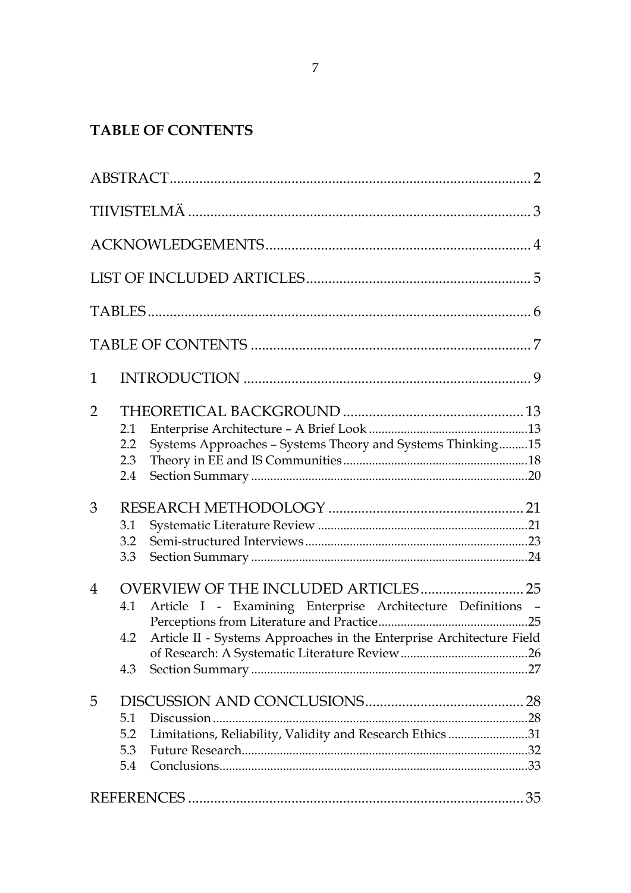# TABLE OF CONTENTS

ABSTRACT ........ 2

TIIVISTELMÄ ........ 3

ACKNOWLEDGEMENTS ........ 4

LIST OF INCLUDED ARTICLES ........ 5

TABLES ........ 6

TABLE OF CONTENTS ........ 7

1 INTRODUCTION ........ 9

2 THEORETICAL BACKGROUND ........ 13
- 2.1 Enterprise Architecture – A Brief Look ........ 13
- 2.2 Systems Approaches – Systems Theory and Systems Thinking ........ 15
- 2.3 Theory in EE and IS Communities ........ 18
- 2.4 Section Summary ........ 20

3 RESEARCH METHODOLOGY ........ 21
- 3.1 Systematic Literature Review ........ 21
- 3.2 Semi-structured Interviews ........ 23
- 3.3 Section Summary ........ 24

4 OVERVIEW OF THE INCLUDED ARTICLES ........ 25
- 4.1 Article I - Examining Enterprise Architecture Definitions – Perceptions from Literature and Practice ........ 25
- 4.2 Article II - Systems Approaches in the Enterprise Architecture Field of Research: A Systematic Literature Review ........ 26
- 4.3 Section Summary ........ 27

5 DISCUSSION AND CONCLUSIONS ........ 28
- 5.1 Discussion ........ 28
- 5.2 Limitations, Reliability, Validity and Research Ethics ........ 31
- 5.3 Future Research ........ 32
- 5.4 Conclusions ........ 33

REFERENCES ........ 35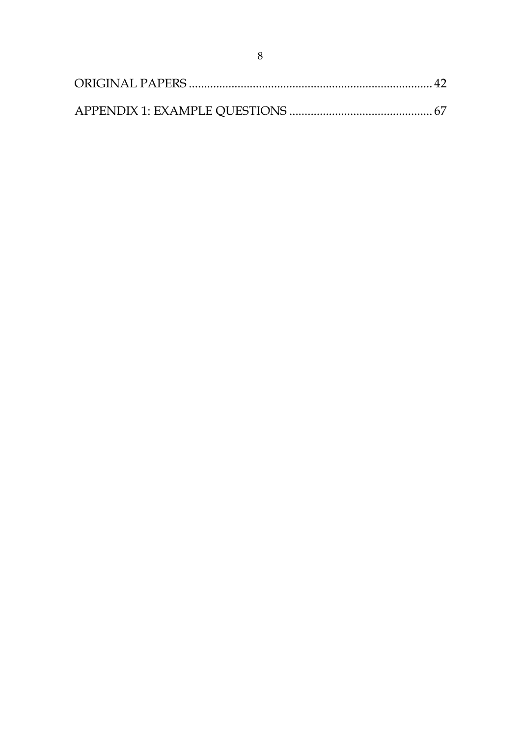ORIGINAL PAPERS ................................................................................ 42

APPENDIX 1: EXAMPLE QUESTIONS ............................................... 67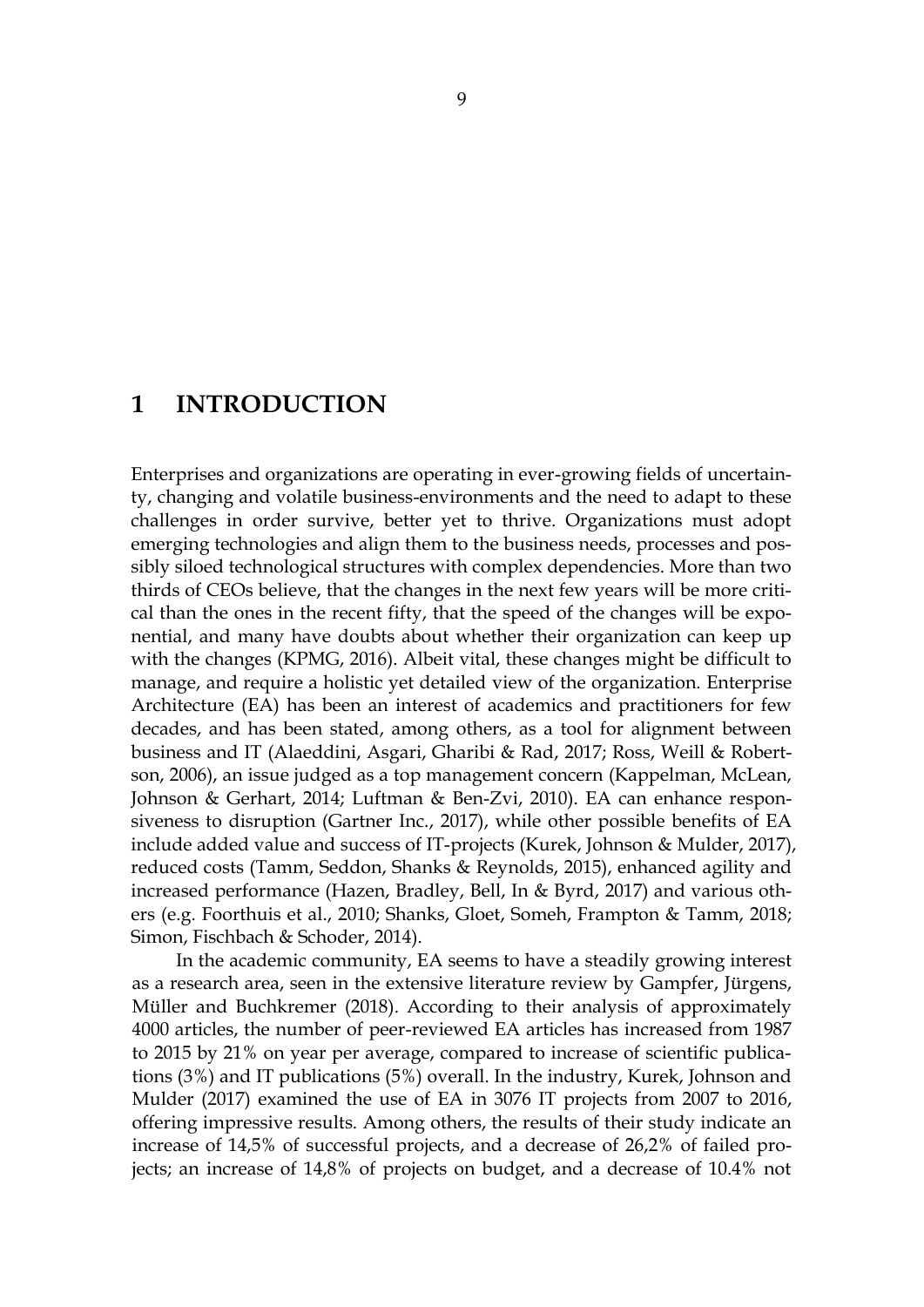# 1 INTRODUCTION

Enterprises and organizations are operating in ever-growing fields of uncertainty, changing and volatile business-environments and the need to adapt to these challenges in order survive, better yet to thrive. Organizations must adopt emerging technologies and align them to the business needs, processes and possibly siloed technological structures with complex dependencies. More than two thirds of CEOs believe, that the changes in the next few years will be more critical than the ones in the recent fifty, that the speed of the changes will be exponential, and many have doubts about whether their organization can keep up with the changes (KPMG, 2016). Albeit vital, these changes might be difficult to manage, and require a holistic yet detailed view of the organization. Enterprise Architecture (EA) has been an interest of academics and practitioners for few decades, and has been stated, among others, as a tool for alignment between business and IT (Alaeddini, Asgari, Gharibi & Rad, 2017; Ross, Weill & Robertson, 2006), an issue judged as a top management concern (Kappelman, McLean, Johnson & Gerhart, 2014; Luftman & Ben-Zvi, 2010). EA can enhance responsiveness to disruption (Gartner Inc., 2017), while other possible benefits of EA include added value and success of IT-projects (Kurek, Johnson & Mulder, 2017), reduced costs (Tamm, Seddon, Shanks & Reynolds, 2015), enhanced agility and increased performance (Hazen, Bradley, Bell, In & Byrd, 2017) and various others (e.g. Foorthuis et al., 2010; Shanks, Gloet, Someh, Frampton & Tamm, 2018; Simon, Fischbach & Schoder, 2014).

In the academic community, EA seems to have a steadily growing interest as a research area, seen in the extensive literature review by Gampfer, Jürgens, Müller and Buchkremer (2018). According to their analysis of approximately 4000 articles, the number of peer-reviewed EA articles has increased from 1987 to 2015 by 21% on year per average, compared to increase of scientific publications (3%) and IT publications (5%) overall. In the industry, Kurek, Johnson and Mulder (2017) examined the use of EA in 3076 IT projects from 2007 to 2016, offering impressive results. Among others, the results of their study indicate an increase of 14,5% of successful projects, and a decrease of 26,2% of failed projects; an increase of 14,8% of projects on budget, and a decrease of 10.4% not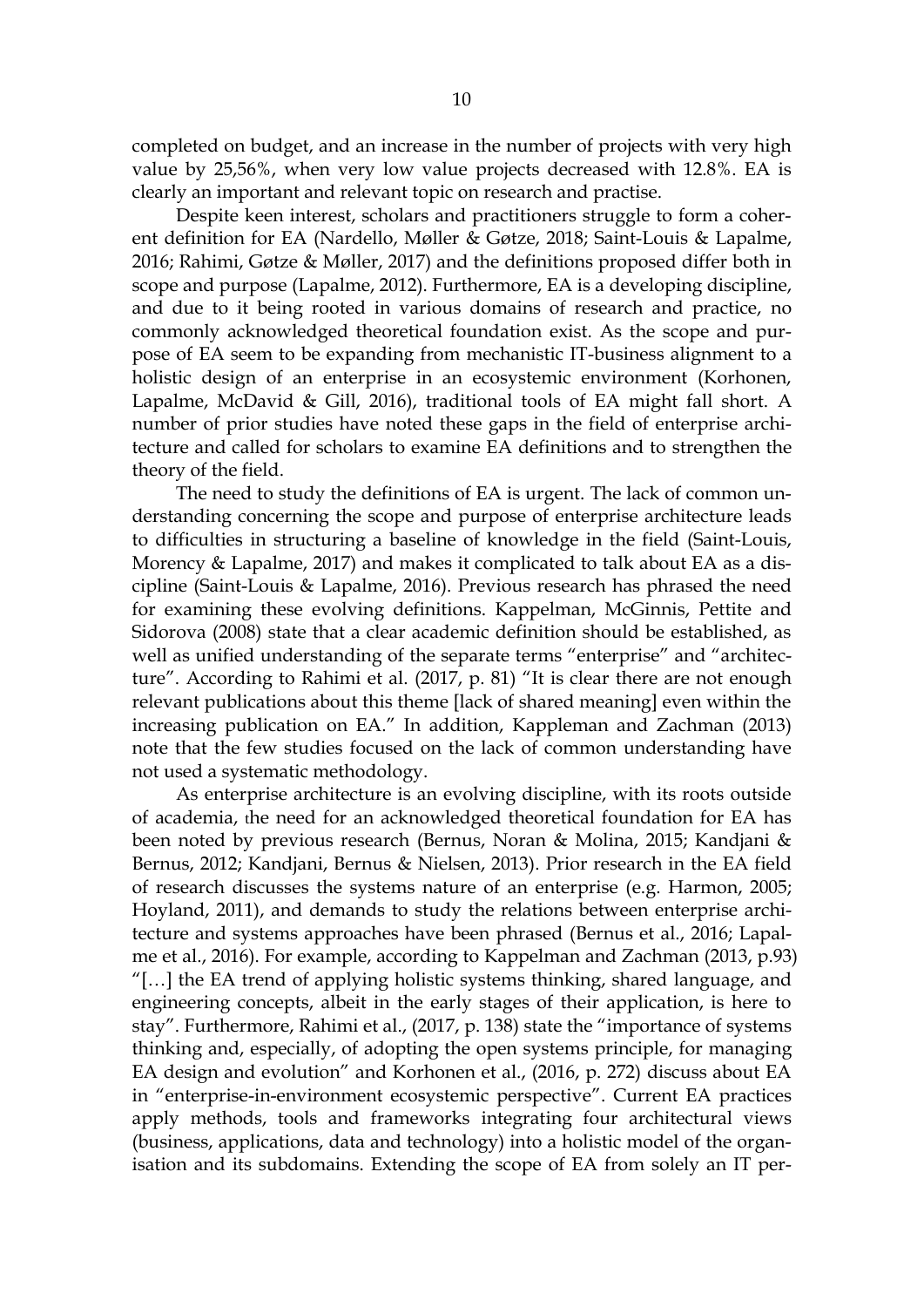completed on budget, and an increase in the number of projects with very high value by 25,56%, when very low value projects decreased with 12.8%. EA is clearly an important and relevant topic on research and practise.

Despite keen interest, scholars and practitioners struggle to form a coherent definition for EA (Nardello, Møller & Gøtze, 2018; Saint-Louis & Lapalme, 2016; Rahimi, Gøtze & Møller, 2017) and the definitions proposed differ both in scope and purpose (Lapalme, 2012). Furthermore, EA is a developing discipline, and due to it being rooted in various domains of research and practice, no commonly acknowledged theoretical foundation exist. As the scope and purpose of EA seem to be expanding from mechanistic IT-business alignment to a holistic design of an enterprise in an ecosystemic environment (Korhonen, Lapalme, McDavid & Gill, 2016), traditional tools of EA might fall short. A number of prior studies have noted these gaps in the field of enterprise architecture and called for scholars to examine EA definitions and to strengthen the theory of the field.

The need to study the definitions of EA is urgent. The lack of common understanding concerning the scope and purpose of enterprise architecture leads to difficulties in structuring a baseline of knowledge in the field (Saint-Louis, Morency & Lapalme, 2017) and makes it complicated to talk about EA as a discipline (Saint-Louis & Lapalme, 2016). Previous research has phrased the need for examining these evolving definitions. Kappelman, McGinnis, Pettite and Sidorova (2008) state that a clear academic definition should be established, as well as unified understanding of the separate terms "enterprise" and "architecture". According to Rahimi et al. (2017, p. 81) "It is clear there are not enough relevant publications about this theme [lack of shared meaning] even within the increasing publication on EA." In addition, Kappleman and Zachman (2013) note that the few studies focused on the lack of common understanding have not used a systematic methodology.

As enterprise architecture is an evolving discipline, with its roots outside of academia, the need for an acknowledged theoretical foundation for EA has been noted by previous research (Bernus, Noran & Molina, 2015; Kandjani & Bernus, 2012; Kandjani, Bernus & Nielsen, 2013). Prior research in the EA field of research discusses the systems nature of an enterprise (e.g. Harmon, 2005; Hoyland, 2011), and demands to study the relations between enterprise architecture and systems approaches have been phrased (Bernus et al., 2016; Lapalme et al., 2016). For example, according to Kappelman and Zachman (2013, p.93) "[…] the EA trend of applying holistic systems thinking, shared language, and engineering concepts, albeit in the early stages of their application, is here to stay". Furthermore, Rahimi et al., (2017, p. 138) state the "importance of systems thinking and, especially, of adopting the open systems principle, for managing EA design and evolution" and Korhonen et al., (2016, p. 272) discuss about EA in "enterprise-in-environment ecosystemic perspective". Current EA practices apply methods, tools and frameworks integrating four architectural views (business, applications, data and technology) into a holistic model of the organisation and its subdomains. Extending the scope of EA from solely an IT per-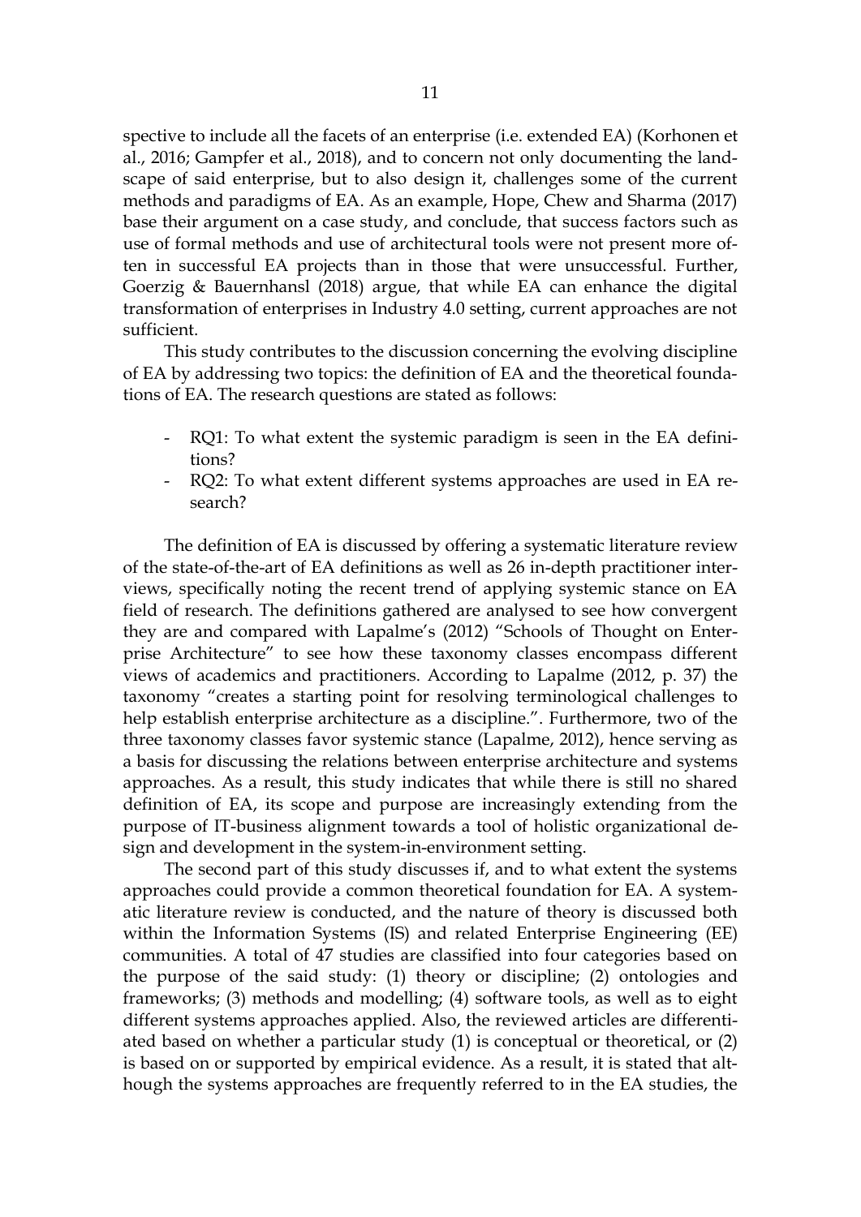spective to include all the facets of an enterprise (i.e. extended EA) (Korhonen et al., 2016; Gampfer et al., 2018), and to concern not only documenting the landscape of said enterprise, but to also design it, challenges some of the current methods and paradigms of EA. As an example, Hope, Chew and Sharma (2017) base their argument on a case study, and conclude, that success factors such as use of formal methods and use of architectural tools were not present more often in successful EA projects than in those that were unsuccessful. Further, Goerzig & Bauernhansl (2018) argue, that while EA can enhance the digital transformation of enterprises in Industry 4.0 setting, current approaches are not sufficient.

This study contributes to the discussion concerning the evolving discipline of EA by addressing two topics: the definition of EA and the theoretical foundations of EA. The research questions are stated as follows:

- RQ1: To what extent the systemic paradigm is seen in the EA definitions?
- RQ2: To what extent different systems approaches are used in EA research?

The definition of EA is discussed by offering a systematic literature review of the state-of-the-art of EA definitions as well as 26 in-depth practitioner interviews, specifically noting the recent trend of applying systemic stance on EA field of research. The definitions gathered are analysed to see how convergent they are and compared with Lapalme's (2012) "Schools of Thought on Enterprise Architecture" to see how these taxonomy classes encompass different views of academics and practitioners. According to Lapalme (2012, p. 37) the taxonomy "creates a starting point for resolving terminological challenges to help establish enterprise architecture as a discipline.". Furthermore, two of the three taxonomy classes favor systemic stance (Lapalme, 2012), hence serving as a basis for discussing the relations between enterprise architecture and systems approaches. As a result, this study indicates that while there is still no shared definition of EA, its scope and purpose are increasingly extending from the purpose of IT-business alignment towards a tool of holistic organizational design and development in the system-in-environment setting.

The second part of this study discusses if, and to what extent the systems approaches could provide a common theoretical foundation for EA. A systematic literature review is conducted, and the nature of theory is discussed both within the Information Systems (IS) and related Enterprise Engineering (EE) communities. A total of 47 studies are classified into four categories based on the purpose of the said study: (1) theory or discipline; (2) ontologies and frameworks; (3) methods and modelling; (4) software tools, as well as to eight different systems approaches applied. Also, the reviewed articles are differentiated based on whether a particular study (1) is conceptual or theoretical, or (2) is based on or supported by empirical evidence. As a result, it is stated that although the systems approaches are frequently referred to in the EA studies, the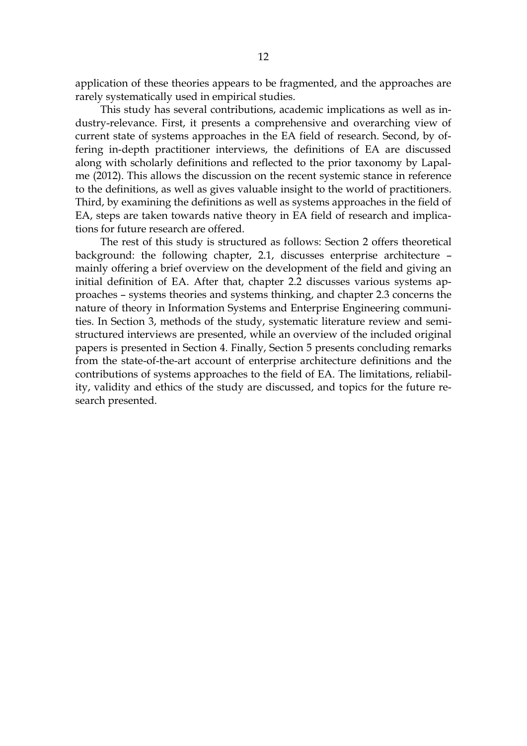application of these theories appears to be fragmented, and the approaches are rarely systematically used in empirical studies.

This study has several contributions, academic implications as well as industry-relevance. First, it presents a comprehensive and overarching view of current state of systems approaches in the EA field of research. Second, by offering in-depth practitioner interviews, the definitions of EA are discussed along with scholarly definitions and reflected to the prior taxonomy by Lapalme (2012). This allows the discussion on the recent systemic stance in reference to the definitions, as well as gives valuable insight to the world of practitioners. Third, by examining the definitions as well as systems approaches in the field of EA, steps are taken towards native theory in EA field of research and implications for future research are offered.

The rest of this study is structured as follows: Section 2 offers theoretical background: the following chapter, 2.1, discusses enterprise architecture – mainly offering a brief overview on the development of the field and giving an initial definition of EA. After that, chapter 2.2 discusses various systems approaches – systems theories and systems thinking, and chapter 2.3 concerns the nature of theory in Information Systems and Enterprise Engineering communities. In Section 3, methods of the study, systematic literature review and semi-structured interviews are presented, while an overview of the included original papers is presented in Section 4. Finally, Section 5 presents concluding remarks from the state-of-the-art account of enterprise architecture definitions and the contributions of systems approaches to the field of EA. The limitations, reliability, validity and ethics of the study are discussed, and topics for the future research presented.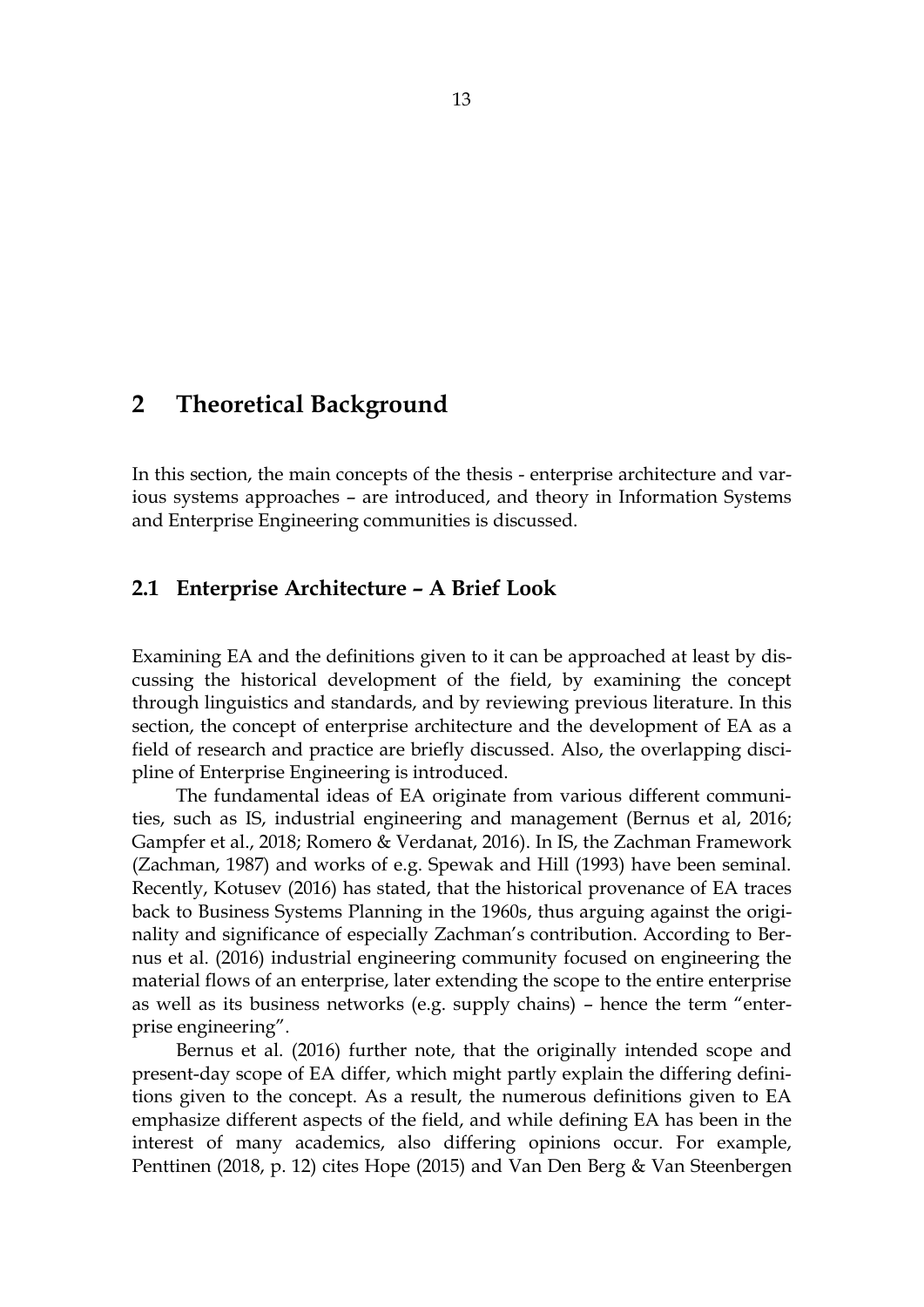# 2 Theoretical Background

In this section, the main concepts of the thesis - enterprise architecture and various systems approaches – are introduced, and theory in Information Systems and Enterprise Engineering communities is discussed.

## 2.1 Enterprise Architecture – A Brief Look

Examining EA and the definitions given to it can be approached at least by discussing the historical development of the field, by examining the concept through linguistics and standards, and by reviewing previous literature. In this section, the concept of enterprise architecture and the development of EA as a field of research and practice are briefly discussed. Also, the overlapping discipline of Enterprise Engineering is introduced.

The fundamental ideas of EA originate from various different communities, such as IS, industrial engineering and management (Bernus et al, 2016; Gampfer et al., 2018; Romero & Verdanat, 2016). In IS, the Zachman Framework (Zachman, 1987) and works of e.g. Spewak and Hill (1993) have been seminal. Recently, Kotusev (2016) has stated, that the historical provenance of EA traces back to Business Systems Planning in the 1960s, thus arguing against the originality and significance of especially Zachman's contribution. According to Bernus et al. (2016) industrial engineering community focused on engineering the material flows of an enterprise, later extending the scope to the entire enterprise as well as its business networks (e.g. supply chains) – hence the term "enterprise engineering".

Bernus et al. (2016) further note, that the originally intended scope and present-day scope of EA differ, which might partly explain the differing definitions given to the concept. As a result, the numerous definitions given to EA emphasize different aspects of the field, and while defining EA has been in the interest of many academics, also differing opinions occur. For example, Penttinen (2018, p. 12) cites Hope (2015) and Van Den Berg & Van Steenbergen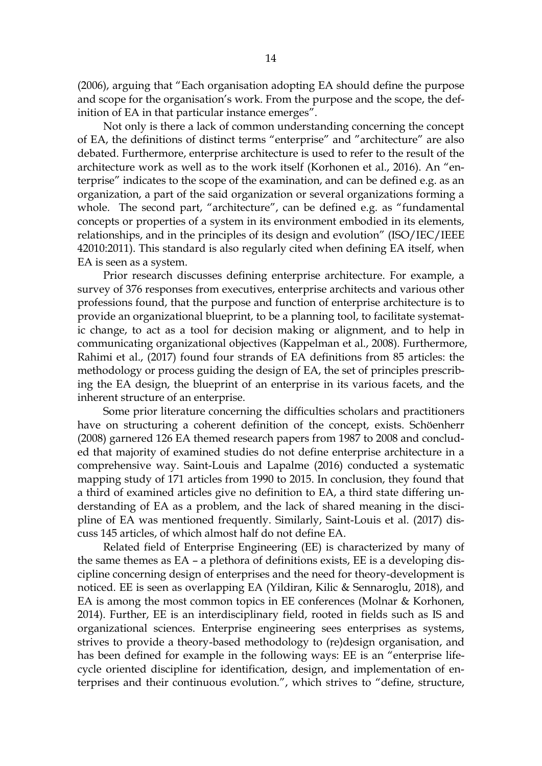(2006), arguing that "Each organisation adopting EA should define the purpose and scope for the organisation's work. From the purpose and the scope, the definition of EA in that particular instance emerges".

Not only is there a lack of common understanding concerning the concept of EA, the definitions of distinct terms "enterprise" and "architecture" are also debated. Furthermore, enterprise architecture is used to refer to the result of the architecture work as well as to the work itself (Korhonen et al., 2016). An "enterprise" indicates to the scope of the examination, and can be defined e.g. as an organization, a part of the said organization or several organizations forming a whole. The second part, "architecture", can be defined e.g. as "fundamental concepts or properties of a system in its environment embodied in its elements, relationships, and in the principles of its design and evolution" (ISO/IEC/IEEE 42010:2011). This standard is also regularly cited when defining EA itself, when EA is seen as a system.

Prior research discusses defining enterprise architecture. For example, a survey of 376 responses from executives, enterprise architects and various other professions found, that the purpose and function of enterprise architecture is to provide an organizational blueprint, to be a planning tool, to facilitate systematic change, to act as a tool for decision making or alignment, and to help in communicating organizational objectives (Kappelman et al., 2008). Furthermore, Rahimi et al., (2017) found four strands of EA definitions from 85 articles: the methodology or process guiding the design of EA, the set of principles prescribing the EA design, the blueprint of an enterprise in its various facets, and the inherent structure of an enterprise.

Some prior literature concerning the difficulties scholars and practitioners have on structuring a coherent definition of the concept, exists. Schöenherr (2008) garnered 126 EA themed research papers from 1987 to 2008 and concluded that majority of examined studies do not define enterprise architecture in a comprehensive way. Saint-Louis and Lapalme (2016) conducted a systematic mapping study of 171 articles from 1990 to 2015. In conclusion, they found that a third of examined articles give no definition to EA, a third state differing understanding of EA as a problem, and the lack of shared meaning in the discipline of EA was mentioned frequently. Similarly, Saint-Louis et al. (2017) discuss 145 articles, of which almost half do not define EA.

Related field of Enterprise Engineering (EE) is characterized by many of the same themes as EA – a plethora of definitions exists, EE is a developing discipline concerning design of enterprises and the need for theory-development is noticed. EE is seen as overlapping EA (Yildiran, Kilic & Sennaroglu, 2018), and EA is among the most common topics in EE conferences (Molnar & Korhonen, 2014). Further, EE is an interdisciplinary field, rooted in fields such as IS and organizational sciences. Enterprise engineering sees enterprises as systems, strives to provide a theory-based methodology to (re)design organisation, and has been defined for example in the following ways: EE is an "enterprise life-cycle oriented discipline for identification, design, and implementation of enterprises and their continuous evolution.", which strives to "define, structure,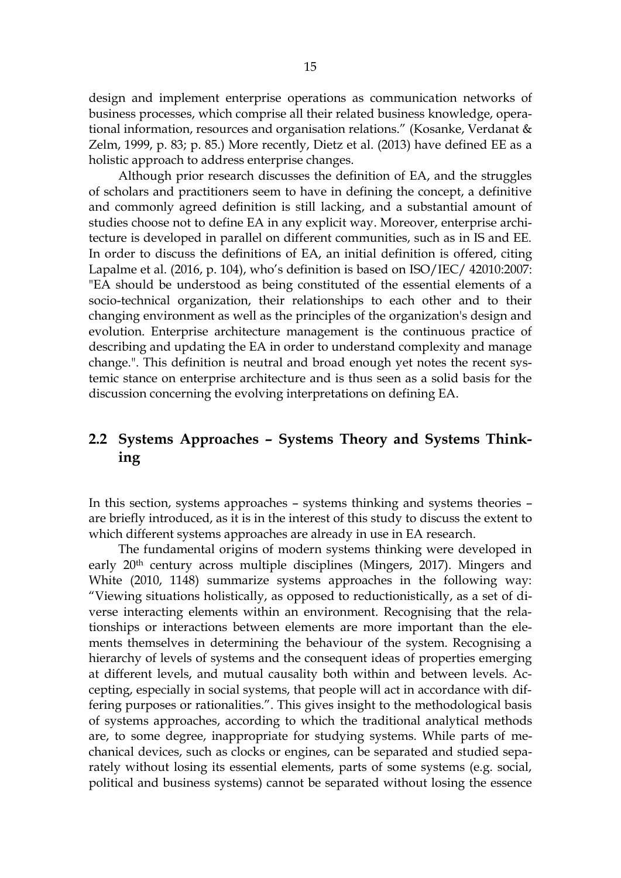design and implement enterprise operations as communication networks of business processes, which comprise all their related business knowledge, operational information, resources and organisation relations." (Kosanke, Verdanat & Zelm, 1999, p. 83; p. 85.) More recently, Dietz et al. (2013) have defined EE as a holistic approach to address enterprise changes.

Although prior research discusses the definition of EA, and the struggles of scholars and practitioners seem to have in defining the concept, a definitive and commonly agreed definition is still lacking, and a substantial amount of studies choose not to define EA in any explicit way. Moreover, enterprise architecture is developed in parallel on different communities, such as in IS and EE. In order to discuss the definitions of EA, an initial definition is offered, citing Lapalme et al. (2016, p. 104), who's definition is based on ISO/IEC/ 42010:2007: "EA should be understood as being constituted of the essential elements of a socio-technical organization, their relationships to each other and to their changing environment as well as the principles of the organization's design and evolution. Enterprise architecture management is the continuous practice of describing and updating the EA in order to understand complexity and manage change.". This definition is neutral and broad enough yet notes the recent systemic stance on enterprise architecture and is thus seen as a solid basis for the discussion concerning the evolving interpretations on defining EA.

## 2.2 Systems Approaches – Systems Theory and Systems Thinking

In this section, systems approaches – systems thinking and systems theories – are briefly introduced, as it is in the interest of this study to discuss the extent to which different systems approaches are already in use in EA research.

The fundamental origins of modern systems thinking were developed in early 20th century across multiple disciplines (Mingers, 2017). Mingers and White (2010, 1148) summarize systems approaches in the following way: "Viewing situations holistically, as opposed to reductionistically, as a set of diverse interacting elements within an environment. Recognising that the relationships or interactions between elements are more important than the elements themselves in determining the behaviour of the system. Recognising a hierarchy of levels of systems and the consequent ideas of properties emerging at different levels, and mutual causality both within and between levels. Accepting, especially in social systems, that people will act in accordance with differing purposes or rationalities.". This gives insight to the methodological basis of systems approaches, according to which the traditional analytical methods are, to some degree, inappropriate for studying systems. While parts of mechanical devices, such as clocks or engines, can be separated and studied separately without losing its essential elements, parts of some systems (e.g. social, political and business systems) cannot be separated without losing the essence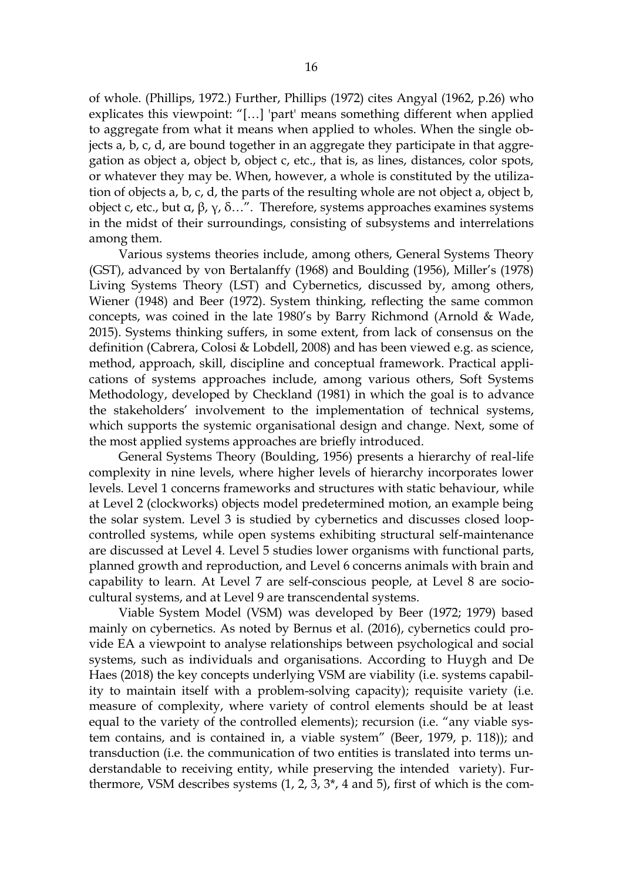of whole. (Phillips, 1972.) Further, Phillips (1972) cites Angyal (1962, p.26) who explicates this viewpoint: "[…] 'part' means something different when applied to aggregate from what it means when applied to wholes. When the single objects a, b, c, d, are bound together in an aggregate they participate in that aggregation as object a, object b, object c, etc., that is, as lines, distances, color spots, or whatever they may be. When, however, a whole is constituted by the utilization of objects a, b, c, d, the parts of the resulting whole are not object a, object b, object c, etc., but α, β, γ, δ…". Therefore, systems approaches examines systems in the midst of their surroundings, consisting of subsystems and interrelations among them.

Various systems theories include, among others, General Systems Theory (GST), advanced by von Bertalanffy (1968) and Boulding (1956), Miller's (1978) Living Systems Theory (LST) and Cybernetics, discussed by, among others, Wiener (1948) and Beer (1972). System thinking, reflecting the same common concepts, was coined in the late 1980's by Barry Richmond (Arnold & Wade, 2015). Systems thinking suffers, in some extent, from lack of consensus on the definition (Cabrera, Colosi & Lobdell, 2008) and has been viewed e.g. as science, method, approach, skill, discipline and conceptual framework. Practical applications of systems approaches include, among various others, Soft Systems Methodology, developed by Checkland (1981) in which the goal is to advance the stakeholders' involvement to the implementation of technical systems, which supports the systemic organisational design and change. Next, some of the most applied systems approaches are briefly introduced.

General Systems Theory (Boulding, 1956) presents a hierarchy of real-life complexity in nine levels, where higher levels of hierarchy incorporates lower levels. Level 1 concerns frameworks and structures with static behaviour, while at Level 2 (clockworks) objects model predetermined motion, an example being the solar system. Level 3 is studied by cybernetics and discusses closed loop-controlled systems, while open systems exhibiting structural self-maintenance are discussed at Level 4. Level 5 studies lower organisms with functional parts, planned growth and reproduction, and Level 6 concerns animals with brain and capability to learn. At Level 7 are self-conscious people, at Level 8 are socio-cultural systems, and at Level 9 are transcendental systems.

Viable System Model (VSM) was developed by Beer (1972; 1979) based mainly on cybernetics. As noted by Bernus et al. (2016), cybernetics could provide EA a viewpoint to analyse relationships between psychological and social systems, such as individuals and organisations. According to Huygh and De Haes (2018) the key concepts underlying VSM are viability (i.e. systems capability to maintain itself with a problem-solving capacity); requisite variety (i.e. measure of complexity, where variety of control elements should be at least equal to the variety of the controlled elements); recursion (i.e. "any viable system contains, and is contained in, a viable system" (Beer, 1979, p. 118)); and transduction (i.e. the communication of two entities is translated into terms understandable to receiving entity, while preserving the intended variety). Furthermore, VSM describes systems (1, 2, 3, 3*, 4 and 5), first of which is the com-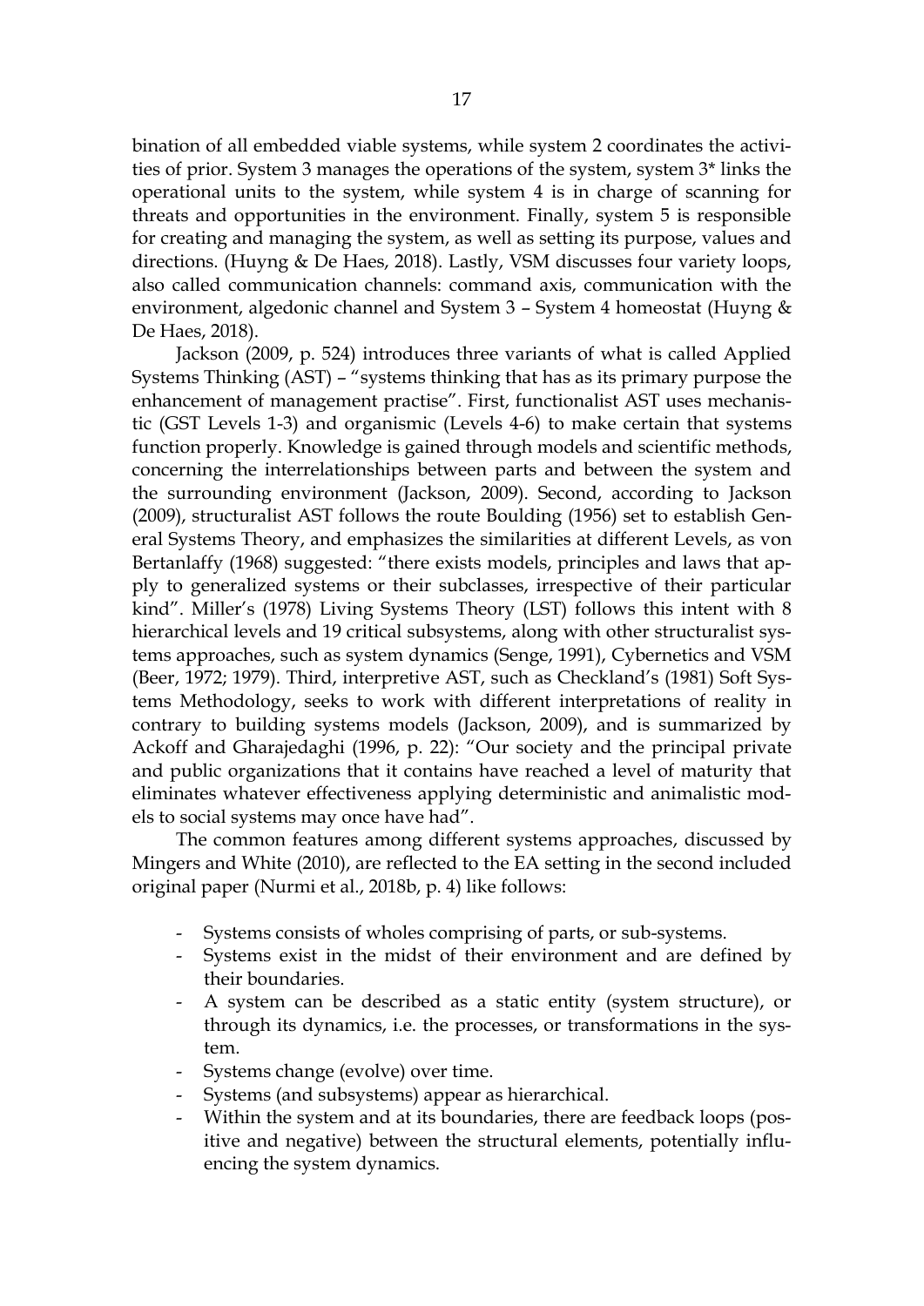bination of all embedded viable systems, while system 2 coordinates the activities of prior. System 3 manages the operations of the system, system 3* links the operational units to the system, while system 4 is in charge of scanning for threats and opportunities in the environment. Finally, system 5 is responsible for creating and managing the system, as well as setting its purpose, values and directions. (Huyng & De Haes, 2018). Lastly, VSM discusses four variety loops, also called communication channels: command axis, communication with the environment, algedonic channel and System 3 – System 4 homeostat (Huyng & De Haes, 2018).

Jackson (2009, p. 524) introduces three variants of what is called Applied Systems Thinking (AST) – "systems thinking that has as its primary purpose the enhancement of management practise". First, functionalist AST uses mechanistic (GST Levels 1-3) and organismic (Levels 4-6) to make certain that systems function properly. Knowledge is gained through models and scientific methods, concerning the interrelationships between parts and between the system and the surrounding environment (Jackson, 2009). Second, according to Jackson (2009), structuralist AST follows the route Boulding (1956) set to establish General Systems Theory, and emphasizes the similarities at different Levels, as von Bertanlaffy (1968) suggested: "there exists models, principles and laws that apply to generalized systems or their subclasses, irrespective of their particular kind". Miller's (1978) Living Systems Theory (LST) follows this intent with 8 hierarchical levels and 19 critical subsystems, along with other structuralist systems approaches, such as system dynamics (Senge, 1991), Cybernetics and VSM (Beer, 1972; 1979). Third, interpretive AST, such as Checkland's (1981) Soft Systems Methodology, seeks to work with different interpretations of reality in contrary to building systems models (Jackson, 2009), and is summarized by Ackoff and Gharajedaghi (1996, p. 22): "Our society and the principal private and public organizations that it contains have reached a level of maturity that eliminates whatever effectiveness applying deterministic and animalistic models to social systems may once have had".

The common features among different systems approaches, discussed by Mingers and White (2010), are reflected to the EA setting in the second included original paper (Nurmi et al., 2018b, p. 4) like follows:

- Systems consists of wholes comprising of parts, or sub-systems.
- Systems exist in the midst of their environment and are defined by their boundaries.
- A system can be described as a static entity (system structure), or through its dynamics, i.e. the processes, or transformations in the system.
- Systems change (evolve) over time.
- Systems (and subsystems) appear as hierarchical.
- Within the system and at its boundaries, there are feedback loops (positive and negative) between the structural elements, potentially influencing the system dynamics.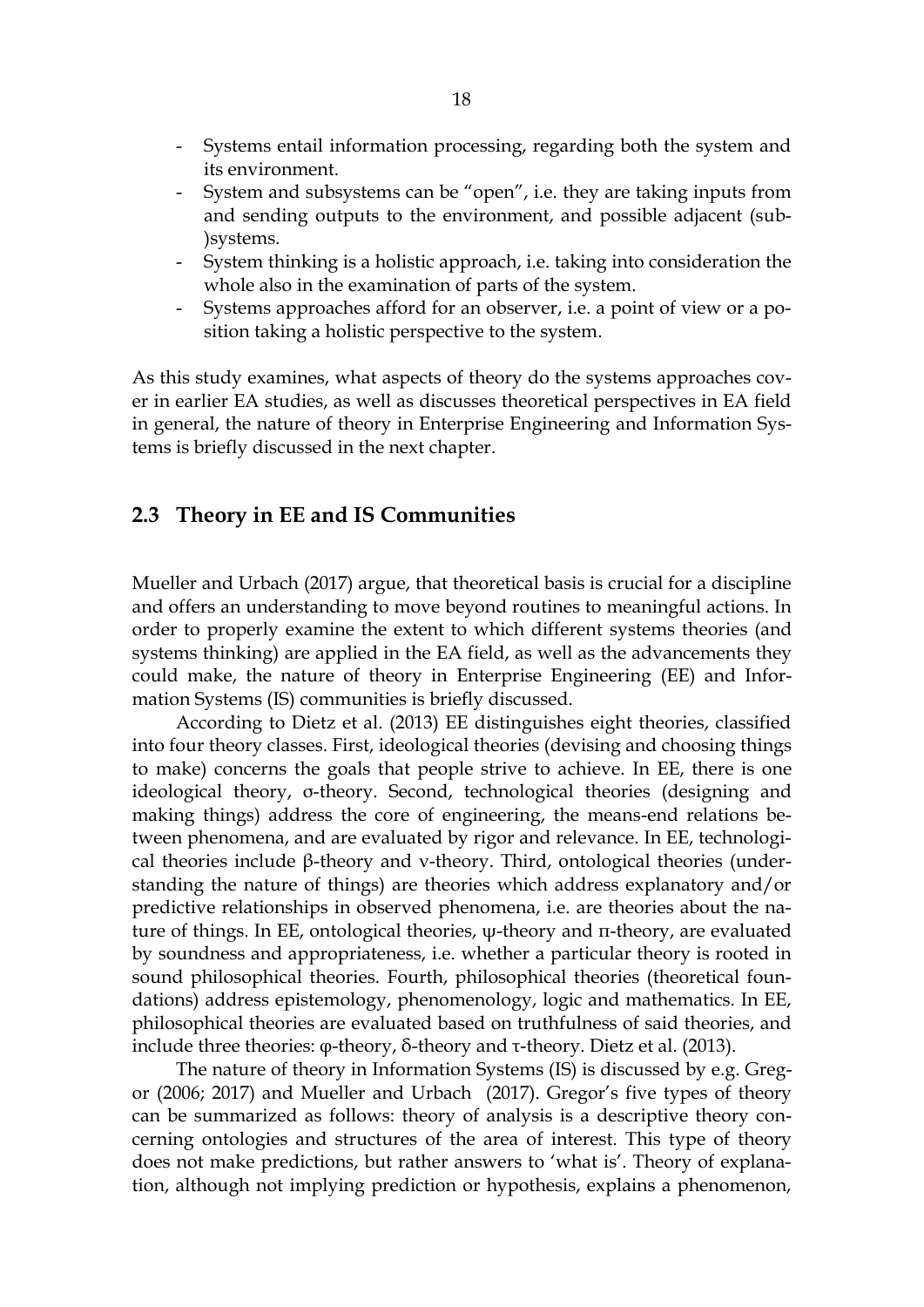- Systems entail information processing, regarding both the system and its environment.
- System and subsystems can be "open", i.e. they are taking inputs from and sending outputs to the environment, and possible adjacent (sub-)systems.
- System thinking is a holistic approach, i.e. taking into consideration the whole also in the examination of parts of the system.
- Systems approaches afford for an observer, i.e. a point of view or a position taking a holistic perspective to the system.

As this study examines, what aspects of theory do the systems approaches cover in earlier EA studies, as well as discusses theoretical perspectives in EA field in general, the nature of theory in Enterprise Engineering and Information Systems is briefly discussed in the next chapter.

## 2.3 Theory in EE and IS Communities

Mueller and Urbach (2017) argue, that theoretical basis is crucial for a discipline and offers an understanding to move beyond routines to meaningful actions. In order to properly examine the extent to which different systems theories (and systems thinking) are applied in the EA field, as well as the advancements they could make, the nature of theory in Enterprise Engineering (EE) and Information Systems (IS) communities is briefly discussed.

According to Dietz et al. (2013) EE distinguishes eight theories, classified into four theory classes. First, ideological theories (devising and choosing things to make) concerns the goals that people strive to achieve. In EE, there is one ideological theory, σ-theory. Second, technological theories (designing and making things) address the core of engineering, the means-end relations between phenomena, and are evaluated by rigor and relevance. In EE, technological theories include β-theory and ν-theory. Third, ontological theories (understanding the nature of things) are theories which address explanatory and/or predictive relationships in observed phenomena, i.e. are theories about the nature of things. In EE, ontological theories, ψ-theory and π-theory, are evaluated by soundness and appropriateness, i.e. whether a particular theory is rooted in sound philosophical theories. Fourth, philosophical theories (theoretical foundations) address epistemology, phenomenology, logic and mathematics. In EE, philosophical theories are evaluated based on truthfulness of said theories, and include three theories: φ-theory, δ-theory and τ-theory. Dietz et al. (2013).

The nature of theory in Information Systems (IS) is discussed by e.g. Gregor (2006; 2017) and Mueller and Urbach (2017). Gregor's five types of theory can be summarized as follows: theory of analysis is a descriptive theory concerning ontologies and structures of the area of interest. This type of theory does not make predictions, but rather answers to 'what is'. Theory of explanation, although not implying prediction or hypothesis, explains a phenomenon,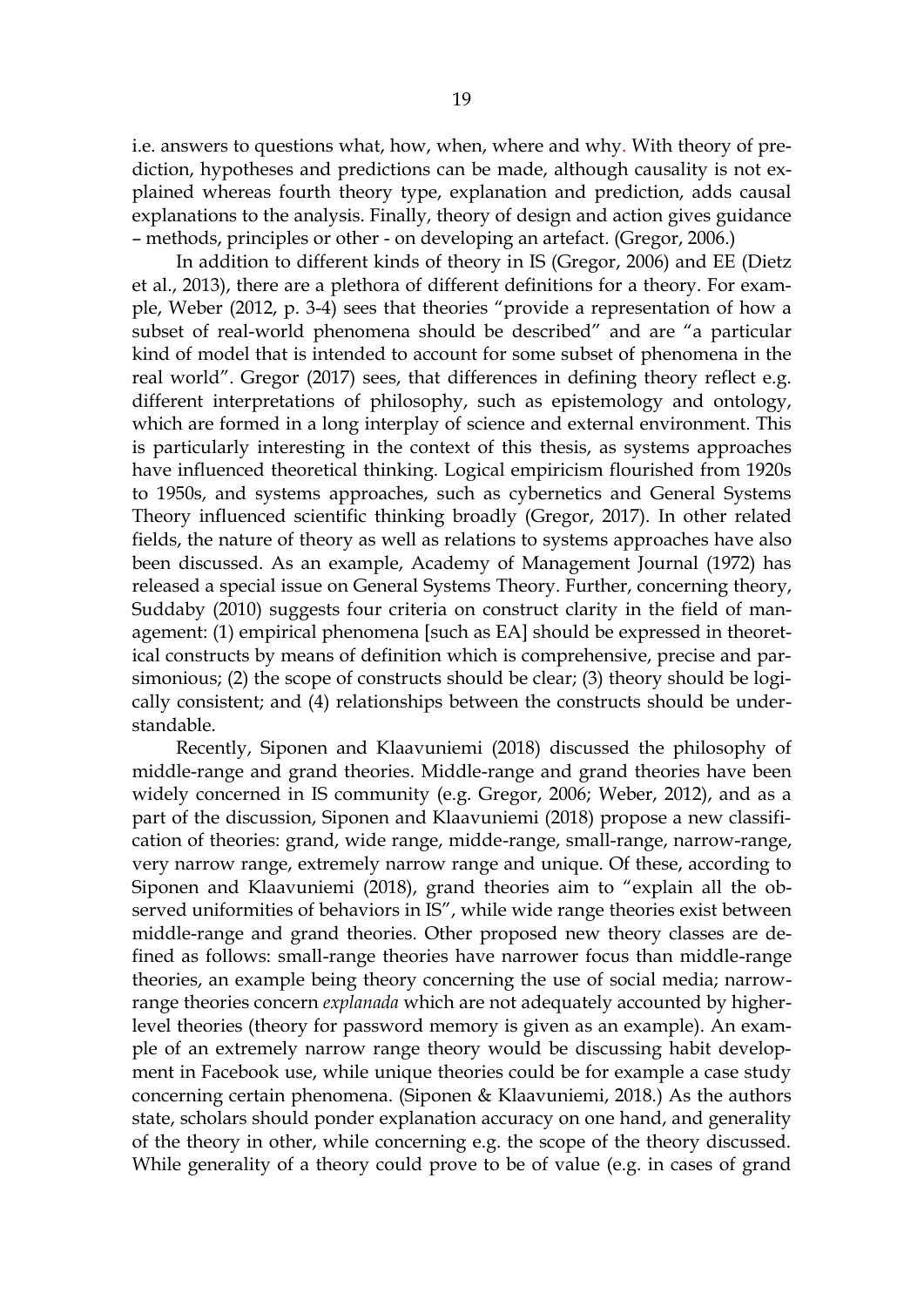i.e. answers to questions what, how, when, where and why. With theory of prediction, hypotheses and predictions can be made, although causality is not explained whereas fourth theory type, explanation and prediction, adds causal explanations to the analysis. Finally, theory of design and action gives guidance – methods, principles or other - on developing an artefact. (Gregor, 2006.)

In addition to different kinds of theory in IS (Gregor, 2006) and EE (Dietz et al., 2013), there are a plethora of different definitions for a theory. For example, Weber (2012, p. 3-4) sees that theories "provide a representation of how a subset of real-world phenomena should be described" and are "a particular kind of model that is intended to account for some subset of phenomena in the real world". Gregor (2017) sees, that differences in defining theory reflect e.g. different interpretations of philosophy, such as epistemology and ontology, which are formed in a long interplay of science and external environment. This is particularly interesting in the context of this thesis, as systems approaches have influenced theoretical thinking. Logical empiricism flourished from 1920s to 1950s, and systems approaches, such as cybernetics and General Systems Theory influenced scientific thinking broadly (Gregor, 2017). In other related fields, the nature of theory as well as relations to systems approaches have also been discussed. As an example, Academy of Management Journal (1972) has released a special issue on General Systems Theory. Further, concerning theory, Suddaby (2010) suggests four criteria on construct clarity in the field of management: (1) empirical phenomena [such as EA] should be expressed in theoretical constructs by means of definition which is comprehensive, precise and parsimonious; (2) the scope of constructs should be clear; (3) theory should be logically consistent; and (4) relationships between the constructs should be understandable.

Recently, Siponen and Klaavuniemi (2018) discussed the philosophy of middle-range and grand theories. Middle-range and grand theories have been widely concerned in IS community (e.g. Gregor, 2006; Weber, 2012), and as a part of the discussion, Siponen and Klaavuniemi (2018) propose a new classification of theories: grand, wide range, midde-range, small-range, narrow-range, very narrow range, extremely narrow range and unique. Of these, according to Siponen and Klaavuniemi (2018), grand theories aim to "explain all the observed uniformities of behaviors in IS", while wide range theories exist between middle-range and grand theories. Other proposed new theory classes are defined as follows: small-range theories have narrower focus than middle-range theories, an example being theory concerning the use of social media; narrow-range theories concern *explanada* which are not adequately accounted by higher-level theories (theory for password memory is given as an example). An example of an extremely narrow range theory would be discussing habit development in Facebook use, while unique theories could be for example a case study concerning certain phenomena. (Siponen & Klaavuniemi, 2018.) As the authors state, scholars should ponder explanation accuracy on one hand, and generality of the theory in other, while concerning e.g. the scope of the theory discussed. While generality of a theory could prove to be of value (e.g. in cases of grand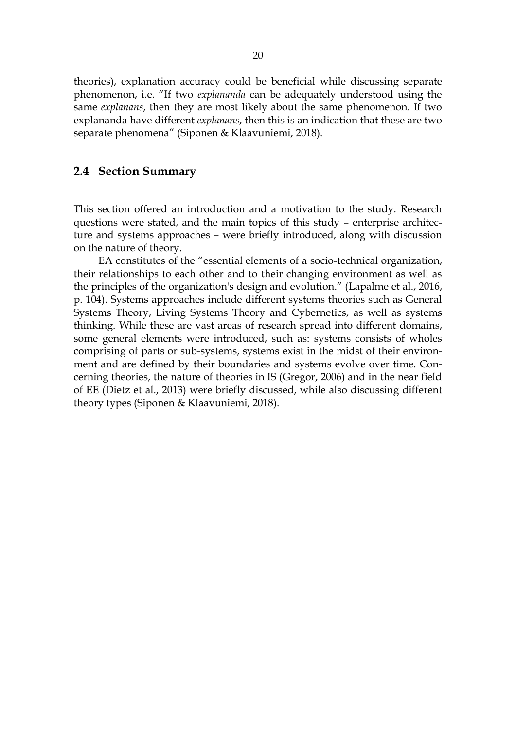theories), explanation accuracy could be beneficial while discussing separate phenomenon, i.e. "If two *explananda* can be adequately understood using the same *explanans*, then they are most likely about the same phenomenon. If two explananda have different *explanans*, then this is an indication that these are two separate phenomena" (Siponen & Klaavuniemi, 2018).

## 2.4 Section Summary

This section offered an introduction and a motivation to the study. Research questions were stated, and the main topics of this study – enterprise architecture and systems approaches – were briefly introduced, along with discussion on the nature of theory.

EA constitutes of the "essential elements of a socio-technical organization, their relationships to each other and to their changing environment as well as the principles of the organization's design and evolution." (Lapalme et al., 2016, p. 104). Systems approaches include different systems theories such as General Systems Theory, Living Systems Theory and Cybernetics, as well as systems thinking. While these are vast areas of research spread into different domains, some general elements were introduced, such as: systems consists of wholes comprising of parts or sub-systems, systems exist in the midst of their environment and are defined by their boundaries and systems evolve over time. Concerning theories, the nature of theories in IS (Gregor, 2006) and in the near field of EE (Dietz et al., 2013) were briefly discussed, while also discussing different theory types (Siponen & Klaavuniemi, 2018).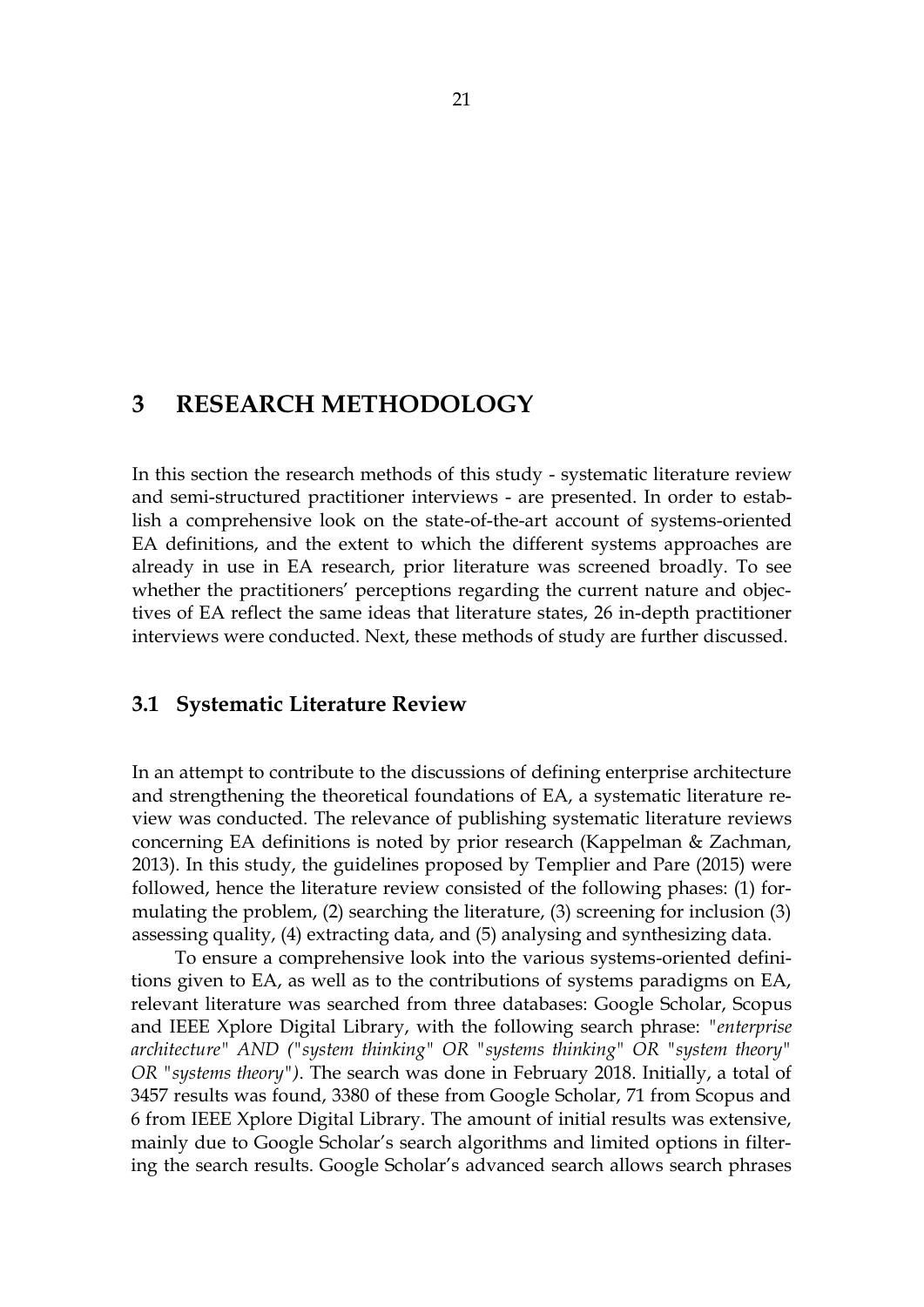# 3 RESEARCH METHODOLOGY

In this section the research methods of this study - systematic literature review and semi-structured practitioner interviews - are presented. In order to establish a comprehensive look on the state-of-the-art account of systems-oriented EA definitions, and the extent to which the different systems approaches are already in use in EA research, prior literature was screened broadly. To see whether the practitioners' perceptions regarding the current nature and objectives of EA reflect the same ideas that literature states, 26 in-depth practitioner interviews were conducted. Next, these methods of study are further discussed.

## 3.1 Systematic Literature Review

In an attempt to contribute to the discussions of defining enterprise architecture and strengthening the theoretical foundations of EA, a systematic literature review was conducted. The relevance of publishing systematic literature reviews concerning EA definitions is noted by prior research (Kappelman & Zachman, 2013). In this study, the guidelines proposed by Templier and Pare (2015) were followed, hence the literature review consisted of the following phases: (1) formulating the problem, (2) searching the literature, (3) screening for inclusion (3) assessing quality, (4) extracting data, and (5) analysing and synthesizing data.

To ensure a comprehensive look into the various systems-oriented definitions given to EA, as well as to the contributions of systems paradigms on EA, relevant literature was searched from three databases: Google Scholar, Scopus and IEEE Xplore Digital Library, with the following search phrase: *"enterprise architecture" AND ("system thinking" OR "systems thinking" OR "system theory" OR "systems theory")*. The search was done in February 2018. Initially, a total of 3457 results was found, 3380 of these from Google Scholar, 71 from Scopus and 6 from IEEE Xplore Digital Library. The amount of initial results was extensive, mainly due to Google Scholar's search algorithms and limited options in filtering the search results. Google Scholar's advanced search allows search phrases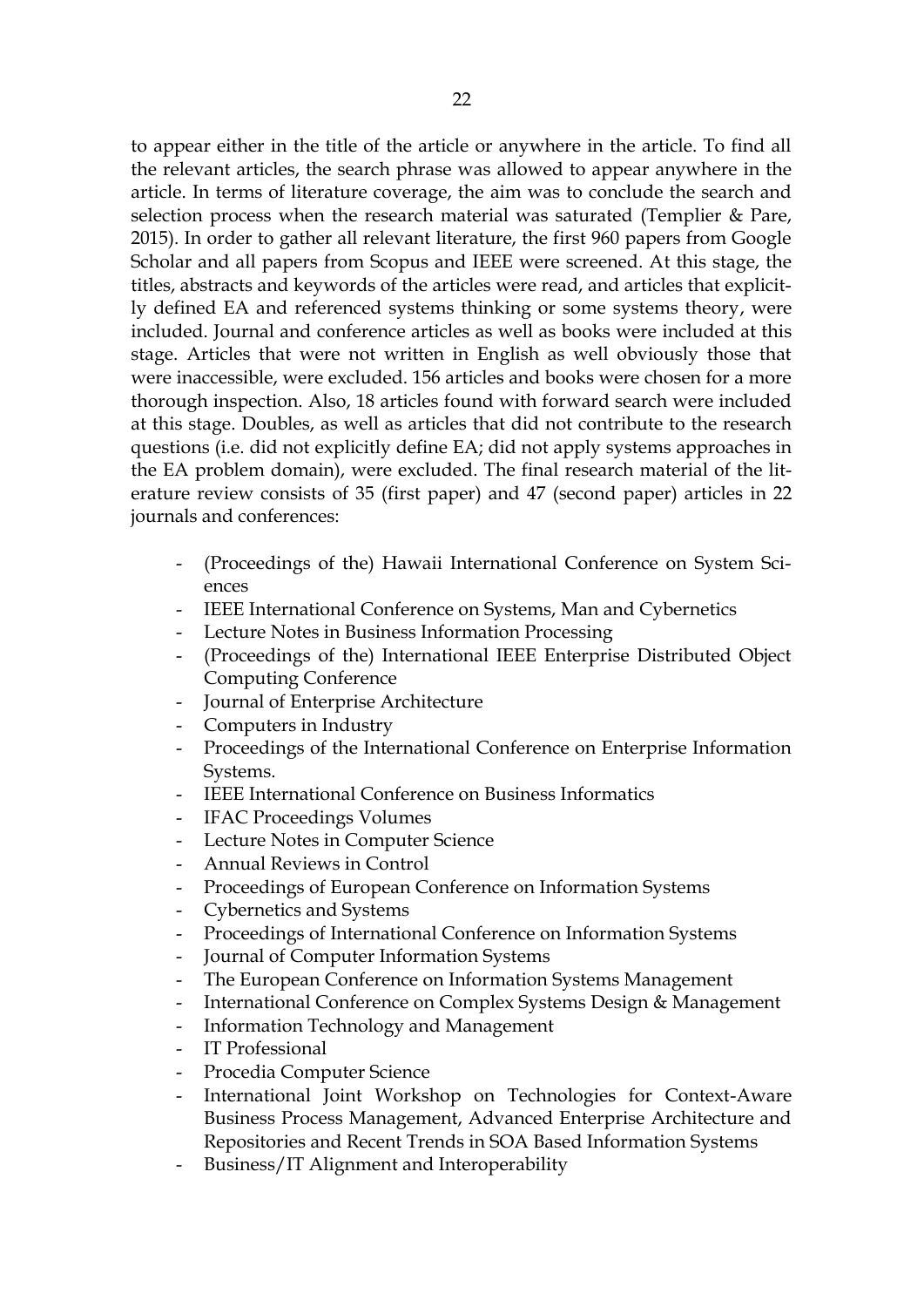to appear either in the title of the article or anywhere in the article. To find all the relevant articles, the search phrase was allowed to appear anywhere in the article. In terms of literature coverage, the aim was to conclude the search and selection process when the research material was saturated (Templier & Pare, 2015). In order to gather all relevant literature, the first 960 papers from Google Scholar and all papers from Scopus and IEEE were screened. At this stage, the titles, abstracts and keywords of the articles were read, and articles that explicitly defined EA and referenced systems thinking or some systems theory, were included. Journal and conference articles as well as books were included at this stage. Articles that were not written in English as well obviously those that were inaccessible, were excluded. 156 articles and books were chosen for a more thorough inspection. Also, 18 articles found with forward search were included at this stage. Doubles, as well as articles that did not contribute to the research questions (i.e. did not explicitly define EA; did not apply systems approaches in the EA problem domain), were excluded. The final research material of the literature review consists of 35 (first paper) and 47 (second paper) articles in 22 journals and conferences:

- (Proceedings of the) Hawaii International Conference on System Sciences
- IEEE International Conference on Systems, Man and Cybernetics
- Lecture Notes in Business Information Processing
- (Proceedings of the) International IEEE Enterprise Distributed Object Computing Conference
- Journal of Enterprise Architecture
- Computers in Industry
- Proceedings of the International Conference on Enterprise Information Systems.
- IEEE International Conference on Business Informatics
- IFAC Proceedings Volumes
- Lecture Notes in Computer Science
- Annual Reviews in Control
- Proceedings of European Conference on Information Systems
- Cybernetics and Systems
- Proceedings of International Conference on Information Systems
- Journal of Computer Information Systems
- The European Conference on Information Systems Management
- International Conference on Complex Systems Design & Management
- Information Technology and Management
- IT Professional
- Procedia Computer Science
- International Joint Workshop on Technologies for Context-Aware Business Process Management, Advanced Enterprise Architecture and Repositories and Recent Trends in SOA Based Information Systems
- Business/IT Alignment and Interoperability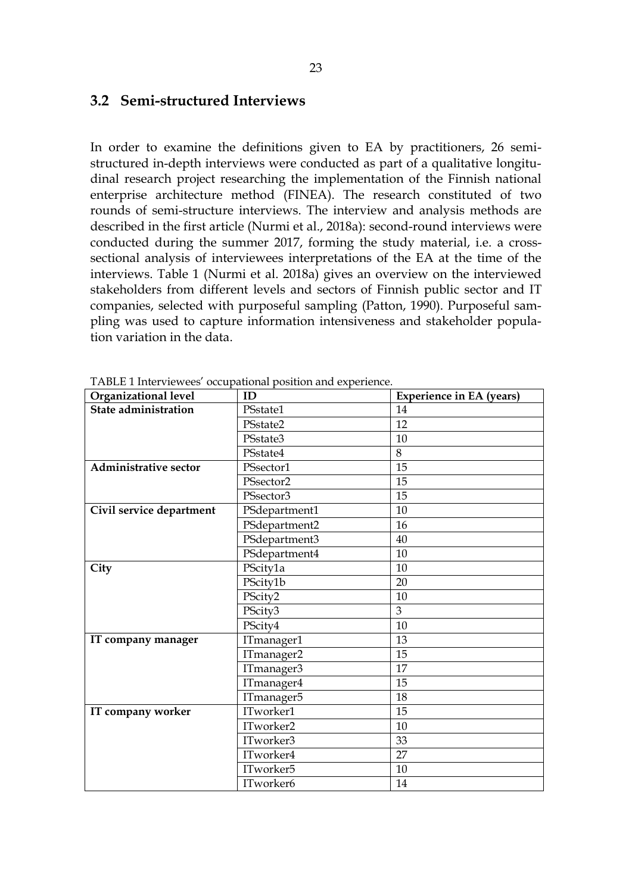## 3.2 Semi-structured Interviews

In order to examine the definitions given to EA by practitioners, 26 semi-structured in-depth interviews were conducted as part of a qualitative longitudinal research project researching the implementation of the Finnish national enterprise architecture method (FINEA). The research constituted of two rounds of semi-structure interviews. The interview and analysis methods are described in the first article (Nurmi et al., 2018a): second-round interviews were conducted during the summer 2017, forming the study material, i.e. a cross-sectional analysis of interviewees interpretations of the EA at the time of the interviews. Table 1 (Nurmi et al. 2018a) gives an overview on the interviewed stakeholders from different levels and sectors of Finnish public sector and IT companies, selected with purposeful sampling (Patton, 1990). Purposeful sampling was used to capture information intensiveness and stakeholder population variation in the data.

TABLE 1 Interviewees' occupational position and experience.

| Organizational level | ID | Experience in EA (years) |
|---|---|---|
| **State administration** | PSstate1 | 14 |
| | PSstate2 | 12 |
| | PSstate3 | 10 |
| | PSstate4 | 8 |
| **Administrative sector** | PSsector1 | 15 |
| | PSsector2 | 15 |
| | PSsector3 | 15 |
| **Civil service department** | PSdepartment1 | 10 |
| | PSdepartment2 | 16 |
| | PSdepartment3 | 40 |
| | PSdepartment4 | 10 |
| **City** | PScity1a | 10 |
| | PScity1b | 20 |
| | PScity2 | 10 |
| | PScity3 | 3 |
| | PScity4 | 10 |
| **IT company manager** | ITmanager1 | 13 |
| | ITmanager2 | 15 |
| | ITmanager3 | 17 |
| | ITmanager4 | 15 |
| | ITmanager5 | 18 |
| **IT company worker** | ITworker1 | 15 |
| | ITworker2 | 10 |
| | ITworker3 | 33 |
| | ITworker4 | 27 |
| | ITworker5 | 10 |
| | ITworker6 | 14 |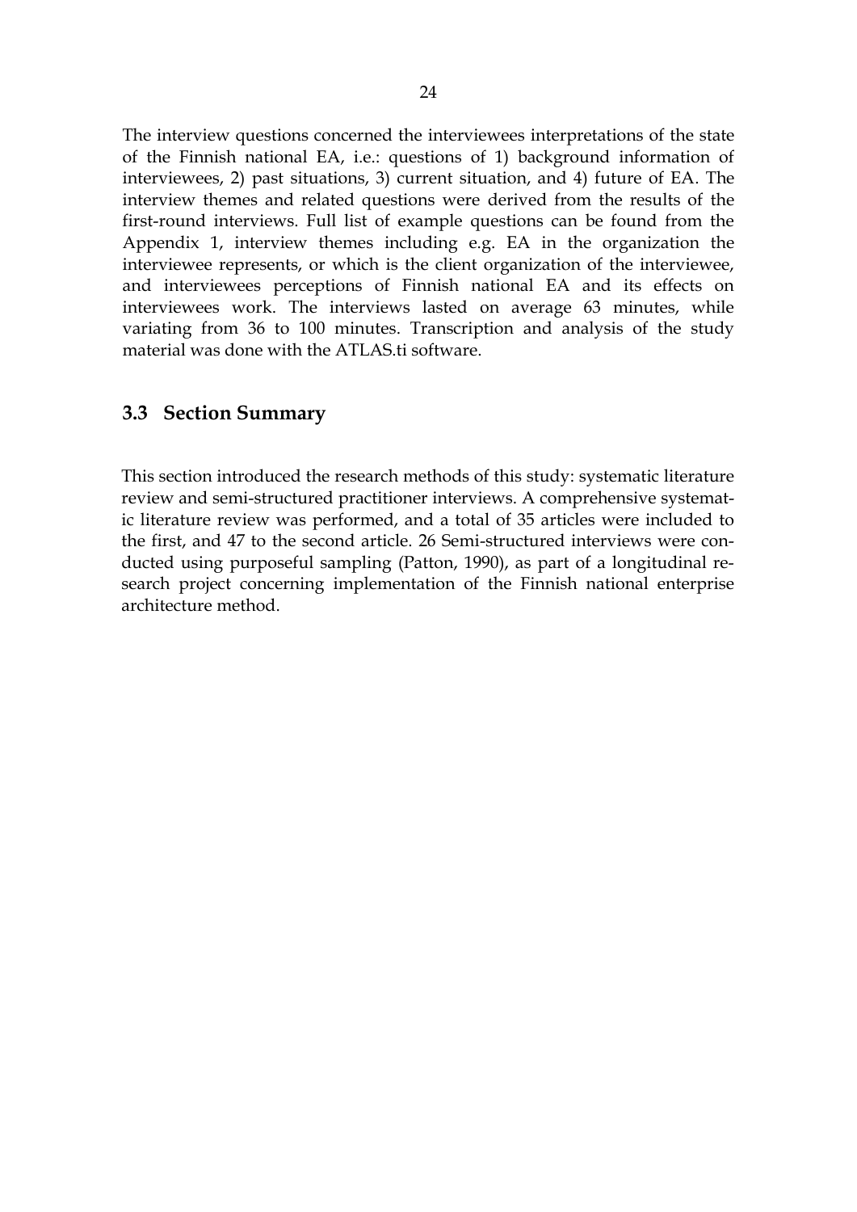The interview questions concerned the interviewees interpretations of the state of the Finnish national EA, i.e.: questions of 1) background information of interviewees, 2) past situations, 3) current situation, and 4) future of EA. The interview themes and related questions were derived from the results of the first-round interviews. Full list of example questions can be found from the Appendix 1, interview themes including e.g. EA in the organization the interviewee represents, or which is the client organization of the interviewee, and interviewees perceptions of Finnish national EA and its effects on interviewees work. The interviews lasted on average 63 minutes, while variating from 36 to 100 minutes. Transcription and analysis of the study material was done with the ATLAS.ti software.

## 3.3 Section Summary

This section introduced the research methods of this study: systematic literature review and semi-structured practitioner interviews. A comprehensive systematic literature review was performed, and a total of 35 articles were included to the first, and 47 to the second article. 26 Semi-structured interviews were conducted using purposeful sampling (Patton, 1990), as part of a longitudinal research project concerning implementation of the Finnish national enterprise architecture method.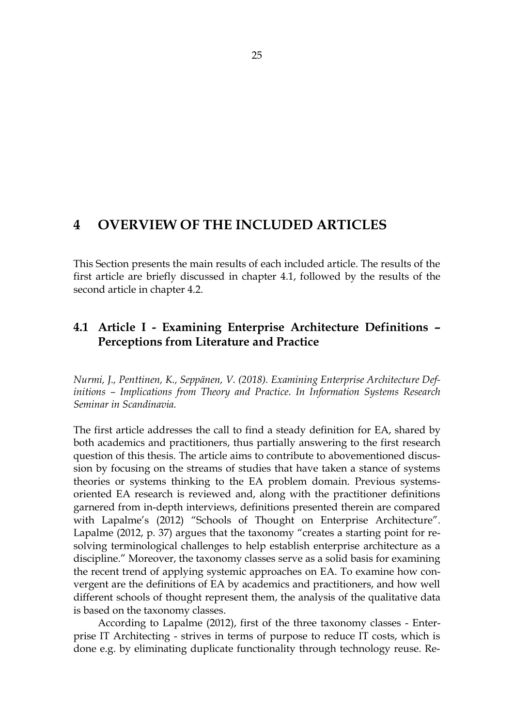# 4 OVERVIEW OF THE INCLUDED ARTICLES

This Section presents the main results of each included article. The results of the first article are briefly discussed in chapter 4.1, followed by the results of the second article in chapter 4.2.

## 4.1 Article I - Examining Enterprise Architecture Definitions – Perceptions from Literature and Practice

*Nurmi, J., Penttinen, K., Seppänen, V. (2018). Examining Enterprise Architecture Definitions – Implications from Theory and Practice. In Information Systems Research Seminar in Scandinavia.*

The first article addresses the call to find a steady definition for EA, shared by both academics and practitioners, thus partially answering to the first research question of this thesis. The article aims to contribute to abovementioned discussion by focusing on the streams of studies that have taken a stance of systems theories or systems thinking to the EA problem domain. Previous systems-oriented EA research is reviewed and, along with the practitioner definitions garnered from in-depth interviews, definitions presented therein are compared with Lapalme's (2012) "Schools of Thought on Enterprise Architecture". Lapalme (2012, p. 37) argues that the taxonomy "creates a starting point for resolving terminological challenges to help establish enterprise architecture as a discipline." Moreover, the taxonomy classes serve as a solid basis for examining the recent trend of applying systemic approaches on EA. To examine how convergent are the definitions of EA by academics and practitioners, and how well different schools of thought represent them, the analysis of the qualitative data is based on the taxonomy classes.

According to Lapalme (2012), first of the three taxonomy classes - Enterprise IT Architecting - strives in terms of purpose to reduce IT costs, which is done e.g. by eliminating duplicate functionality through technology reuse. Re-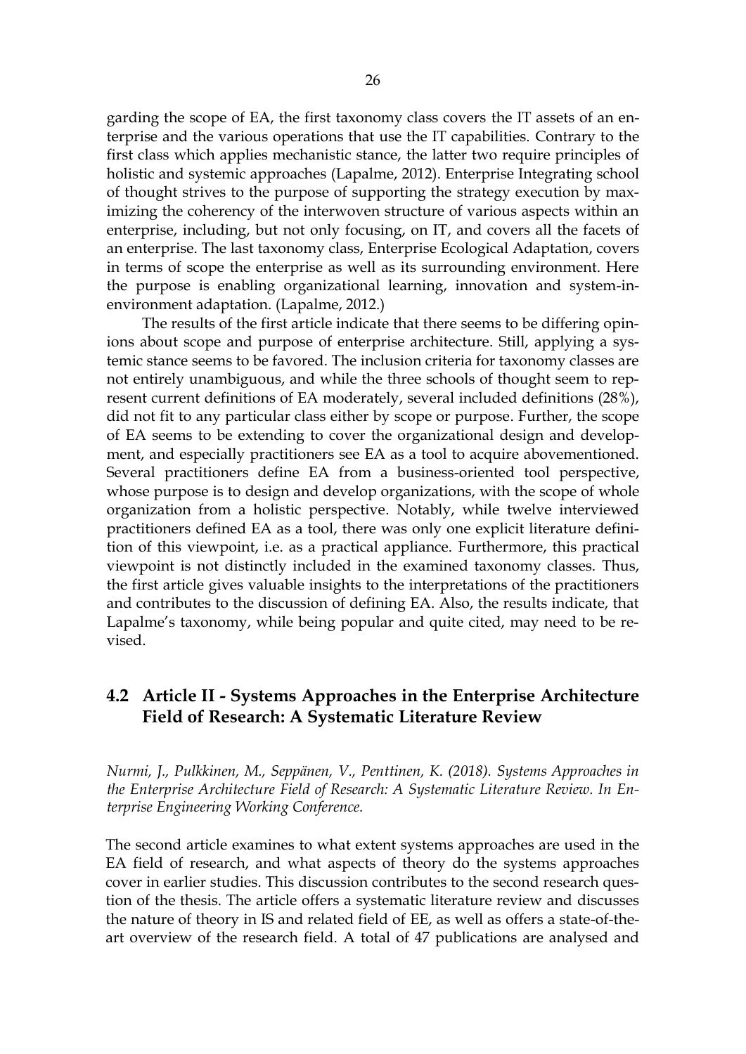garding the scope of EA, the first taxonomy class covers the IT assets of an enterprise and the various operations that use the IT capabilities. Contrary to the first class which applies mechanistic stance, the latter two require principles of holistic and systemic approaches (Lapalme, 2012). Enterprise Integrating school of thought strives to the purpose of supporting the strategy execution by maximizing the coherency of the interwoven structure of various aspects within an enterprise, including, but not only focusing, on IT, and covers all the facets of an enterprise. The last taxonomy class, Enterprise Ecological Adaptation, covers in terms of scope the enterprise as well as its surrounding environment. Here the purpose is enabling organizational learning, innovation and system-in-environment adaptation. (Lapalme, 2012.)

The results of the first article indicate that there seems to be differing opinions about scope and purpose of enterprise architecture. Still, applying a systemic stance seems to be favored. The inclusion criteria for taxonomy classes are not entirely unambiguous, and while the three schools of thought seem to represent current definitions of EA moderately, several included definitions (28%), did not fit to any particular class either by scope or purpose. Further, the scope of EA seems to be extending to cover the organizational design and development, and especially practitioners see EA as a tool to acquire abovementioned. Several practitioners define EA from a business-oriented tool perspective, whose purpose is to design and develop organizations, with the scope of whole organization from a holistic perspective. Notably, while twelve interviewed practitioners defined EA as a tool, there was only one explicit literature definition of this viewpoint, i.e. as a practical appliance. Furthermore, this practical viewpoint is not distinctly included in the examined taxonomy classes. Thus, the first article gives valuable insights to the interpretations of the practitioners and contributes to the discussion of defining EA. Also, the results indicate, that Lapalme's taxonomy, while being popular and quite cited, may need to be revised.

## 4.2 Article II - Systems Approaches in the Enterprise Architecture Field of Research: A Systematic Literature Review

*Nurmi, J., Pulkkinen, M., Seppänen, V., Penttinen, K. (2018). Systems Approaches in the Enterprise Architecture Field of Research: A Systematic Literature Review. In Enterprise Engineering Working Conference.*

The second article examines to what extent systems approaches are used in the EA field of research, and what aspects of theory do the systems approaches cover in earlier studies. This discussion contributes to the second research question of the thesis. The article offers a systematic literature review and discusses the nature of theory in IS and related field of EE, as well as offers a state-of-the-art overview of the research field. A total of 47 publications are analysed and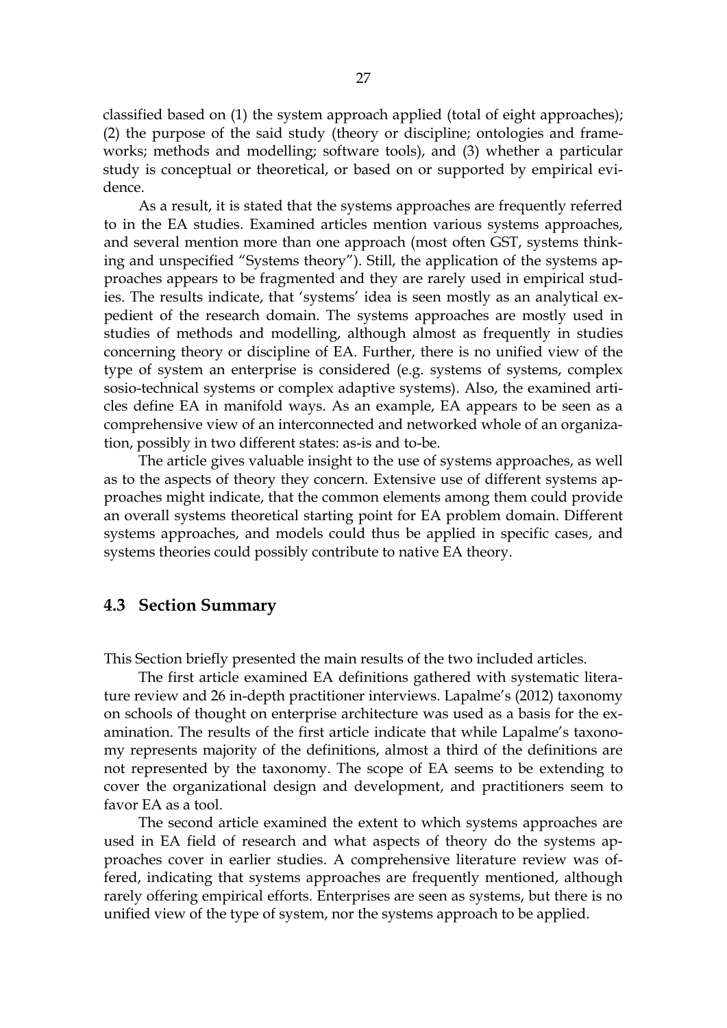classified based on (1) the system approach applied (total of eight approaches); (2) the purpose of the said study (theory or discipline; ontologies and frameworks; methods and modelling; software tools), and (3) whether a particular study is conceptual or theoretical, or based on or supported by empirical evidence.

As a result, it is stated that the systems approaches are frequently referred to in the EA studies. Examined articles mention various systems approaches, and several mention more than one approach (most often GST, systems thinking and unspecified "Systems theory"). Still, the application of the systems approaches appears to be fragmented and they are rarely used in empirical studies. The results indicate, that 'systems' idea is seen mostly as an analytical expedient of the research domain. The systems approaches are mostly used in studies of methods and modelling, although almost as frequently in studies concerning theory or discipline of EA. Further, there is no unified view of the type of system an enterprise is considered (e.g. systems of systems, complex sosio-technical systems or complex adaptive systems). Also, the examined articles define EA in manifold ways. As an example, EA appears to be seen as a comprehensive view of an interconnected and networked whole of an organization, possibly in two different states: as-is and to-be.

The article gives valuable insight to the use of systems approaches, as well as to the aspects of theory they concern. Extensive use of different systems approaches might indicate, that the common elements among them could provide an overall systems theoretical starting point for EA problem domain. Different systems approaches, and models could thus be applied in specific cases, and systems theories could possibly contribute to native EA theory.

## 4.3 Section Summary

This Section briefly presented the main results of the two included articles.

The first article examined EA definitions gathered with systematic literature review and 26 in-depth practitioner interviews. Lapalme's (2012) taxonomy on schools of thought on enterprise architecture was used as a basis for the examination. The results of the first article indicate that while Lapalme's taxonomy represents majority of the definitions, almost a third of the definitions are not represented by the taxonomy. The scope of EA seems to be extending to cover the organizational design and development, and practitioners seem to favor EA as a tool.

The second article examined the extent to which systems approaches are used in EA field of research and what aspects of theory do the systems approaches cover in earlier studies. A comprehensive literature review was offered, indicating that systems approaches are frequently mentioned, although rarely offering empirical efforts. Enterprises are seen as systems, but there is no unified view of the type of system, nor the systems approach to be applied.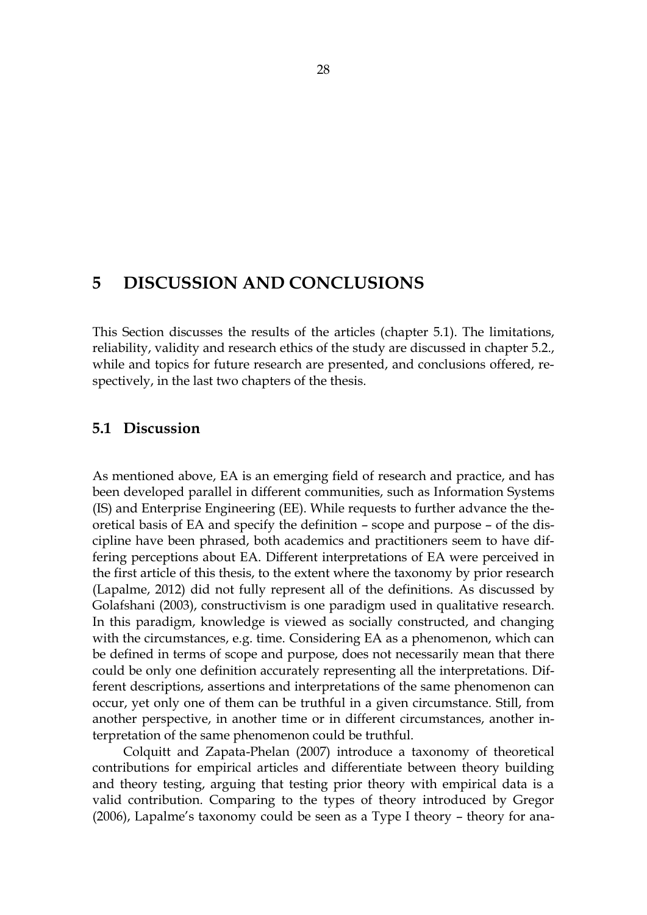# 5 DISCUSSION AND CONCLUSIONS

This Section discusses the results of the articles (chapter 5.1). The limitations, reliability, validity and research ethics of the study are discussed in chapter 5.2., while and topics for future research are presented, and conclusions offered, respectively, in the last two chapters of the thesis.

## 5.1 Discussion

As mentioned above, EA is an emerging field of research and practice, and has been developed parallel in different communities, such as Information Systems (IS) and Enterprise Engineering (EE). While requests to further advance the theoretical basis of EA and specify the definition – scope and purpose – of the discipline have been phrased, both academics and practitioners seem to have differing perceptions about EA. Different interpretations of EA were perceived in the first article of this thesis, to the extent where the taxonomy by prior research (Lapalme, 2012) did not fully represent all of the definitions. As discussed by Golafshani (2003), constructivism is one paradigm used in qualitative research. In this paradigm, knowledge is viewed as socially constructed, and changing with the circumstances, e.g. time. Considering EA as a phenomenon, which can be defined in terms of scope and purpose, does not necessarily mean that there could be only one definition accurately representing all the interpretations. Different descriptions, assertions and interpretations of the same phenomenon can occur, yet only one of them can be truthful in a given circumstance. Still, from another perspective, in another time or in different circumstances, another interpretation of the same phenomenon could be truthful.

Colquitt and Zapata-Phelan (2007) introduce a taxonomy of theoretical contributions for empirical articles and differentiate between theory building and theory testing, arguing that testing prior theory with empirical data is a valid contribution. Comparing to the types of theory introduced by Gregor (2006), Lapalme's taxonomy could be seen as a Type I theory – theory for ana-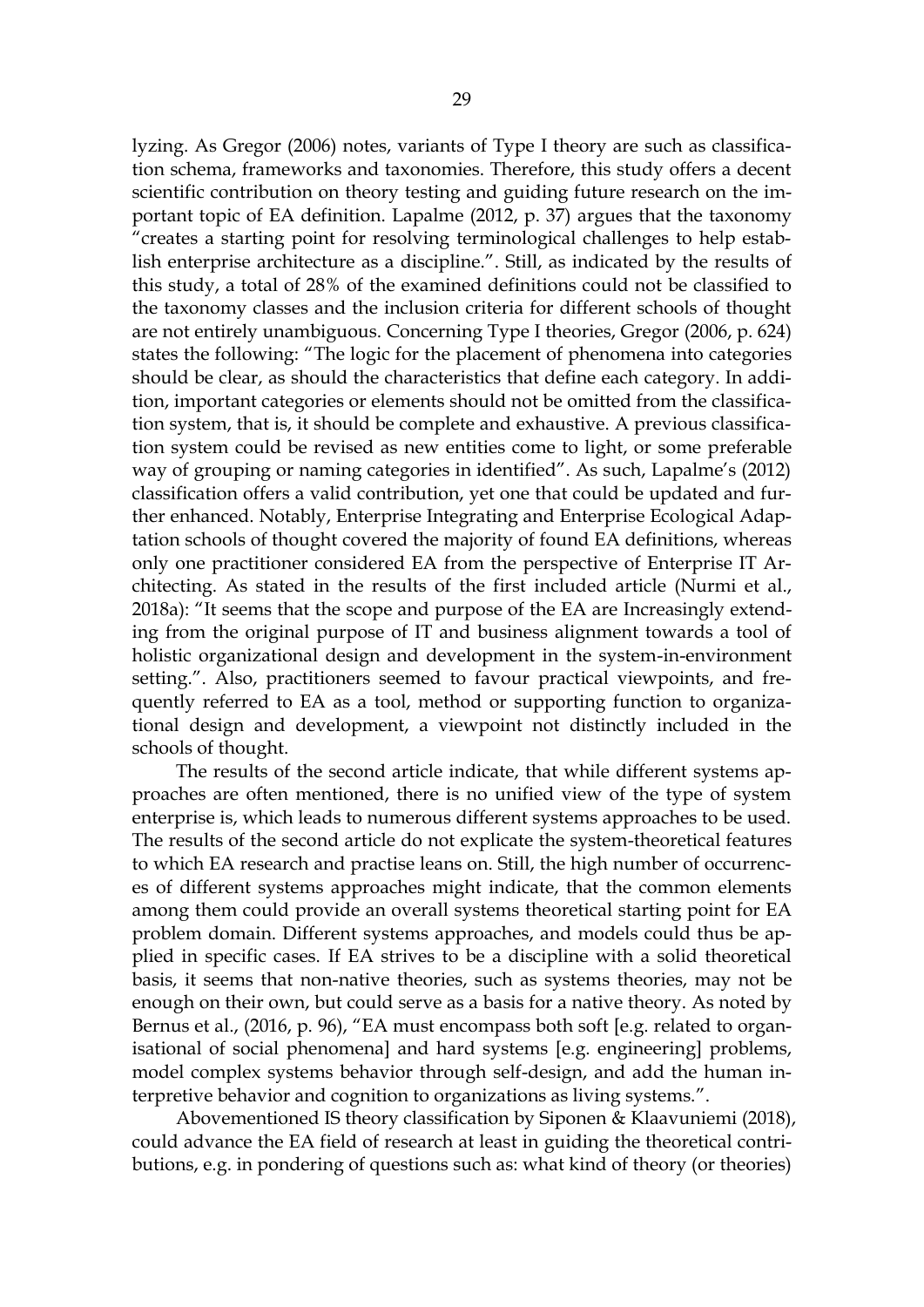lyzing. As Gregor (2006) notes, variants of Type I theory are such as classification schema, frameworks and taxonomies. Therefore, this study offers a decent scientific contribution on theory testing and guiding future research on the important topic of EA definition. Lapalme (2012, p. 37) argues that the taxonomy "creates a starting point for resolving terminological challenges to help establish enterprise architecture as a discipline.". Still, as indicated by the results of this study, a total of 28% of the examined definitions could not be classified to the taxonomy classes and the inclusion criteria for different schools of thought are not entirely unambiguous. Concerning Type I theories, Gregor (2006, p. 624) states the following: "The logic for the placement of phenomena into categories should be clear, as should the characteristics that define each category. In addition, important categories or elements should not be omitted from the classification system, that is, it should be complete and exhaustive. A previous classification system could be revised as new entities come to light, or some preferable way of grouping or naming categories in identified". As such, Lapalme's (2012) classification offers a valid contribution, yet one that could be updated and further enhanced. Notably, Enterprise Integrating and Enterprise Ecological Adaptation schools of thought covered the majority of found EA definitions, whereas only one practitioner considered EA from the perspective of Enterprise IT Architecting. As stated in the results of the first included article (Nurmi et al., 2018a): "It seems that the scope and purpose of the EA are Increasingly extending from the original purpose of IT and business alignment towards a tool of holistic organizational design and development in the system-in-environment setting.". Also, practitioners seemed to favour practical viewpoints, and frequently referred to EA as a tool, method or supporting function to organizational design and development, a viewpoint not distinctly included in the schools of thought.

The results of the second article indicate, that while different systems approaches are often mentioned, there is no unified view of the type of system enterprise is, which leads to numerous different systems approaches to be used. The results of the second article do not explicate the system-theoretical features to which EA research and practise leans on. Still, the high number of occurrences of different systems approaches might indicate, that the common elements among them could provide an overall systems theoretical starting point for EA problem domain. Different systems approaches, and models could thus be applied in specific cases. If EA strives to be a discipline with a solid theoretical basis, it seems that non-native theories, such as systems theories, may not be enough on their own, but could serve as a basis for a native theory. As noted by Bernus et al., (2016, p. 96), "EA must encompass both soft [e.g. related to organisational of social phenomena] and hard systems [e.g. engineering] problems, model complex systems behavior through self-design, and add the human interpretive behavior and cognition to organizations as living systems.".

Abovementioned IS theory classification by Siponen & Klaavuniemi (2018), could advance the EA field of research at least in guiding the theoretical contributions, e.g. in pondering of questions such as: what kind of theory (or theories)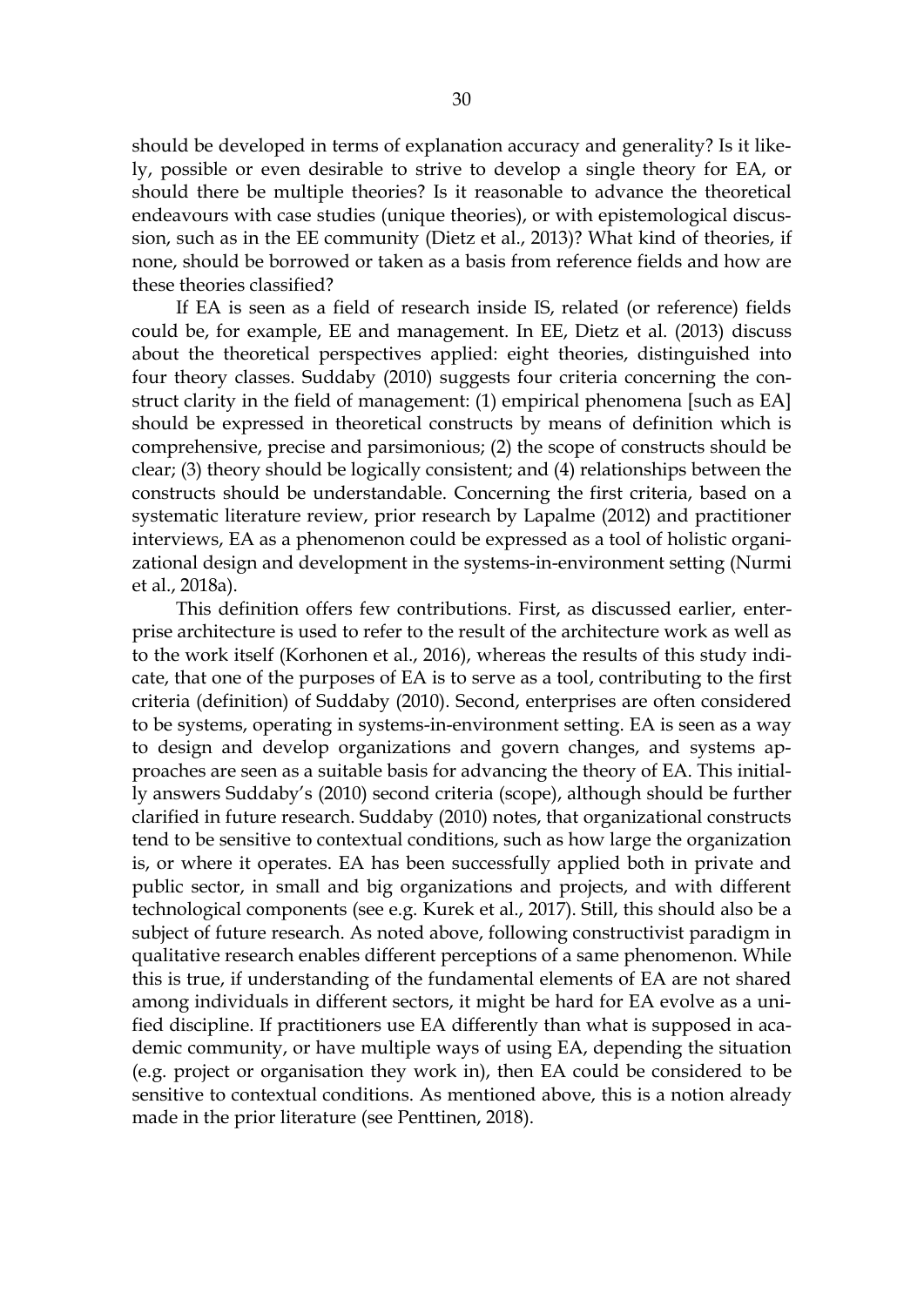should be developed in terms of explanation accuracy and generality? Is it likely, possible or even desirable to strive to develop a single theory for EA, or should there be multiple theories? Is it reasonable to advance the theoretical endeavours with case studies (unique theories), or with epistemological discussion, such as in the EE community (Dietz et al., 2013)? What kind of theories, if none, should be borrowed or taken as a basis from reference fields and how are these theories classified?

If EA is seen as a field of research inside IS, related (or reference) fields could be, for example, EE and management. In EE, Dietz et al. (2013) discuss about the theoretical perspectives applied: eight theories, distinguished into four theory classes. Suddaby (2010) suggests four criteria concerning the construct clarity in the field of management: (1) empirical phenomena [such as EA] should be expressed in theoretical constructs by means of definition which is comprehensive, precise and parsimonious; (2) the scope of constructs should be clear; (3) theory should be logically consistent; and (4) relationships between the constructs should be understandable. Concerning the first criteria, based on a systematic literature review, prior research by Lapalme (2012) and practitioner interviews, EA as a phenomenon could be expressed as a tool of holistic organizational design and development in the systems-in-environment setting (Nurmi et al., 2018a).

This definition offers few contributions. First, as discussed earlier, enterprise architecture is used to refer to the result of the architecture work as well as to the work itself (Korhonen et al., 2016), whereas the results of this study indicate, that one of the purposes of EA is to serve as a tool, contributing to the first criteria (definition) of Suddaby (2010). Second, enterprises are often considered to be systems, operating in systems-in-environment setting. EA is seen as a way to design and develop organizations and govern changes, and systems approaches are seen as a suitable basis for advancing the theory of EA. This initially answers Suddaby's (2010) second criteria (scope), although should be further clarified in future research. Suddaby (2010) notes, that organizational constructs tend to be sensitive to contextual conditions, such as how large the organization is, or where it operates. EA has been successfully applied both in private and public sector, in small and big organizations and projects, and with different technological components (see e.g. Kurek et al., 2017). Still, this should also be a subject of future research. As noted above, following constructivist paradigm in qualitative research enables different perceptions of a same phenomenon. While this is true, if understanding of the fundamental elements of EA are not shared among individuals in different sectors, it might be hard for EA evolve as a unified discipline. If practitioners use EA differently than what is supposed in academic community, or have multiple ways of using EA, depending the situation (e.g. project or organisation they work in), then EA could be considered to be sensitive to contextual conditions. As mentioned above, this is a notion already made in the prior literature (see Penttinen, 2018).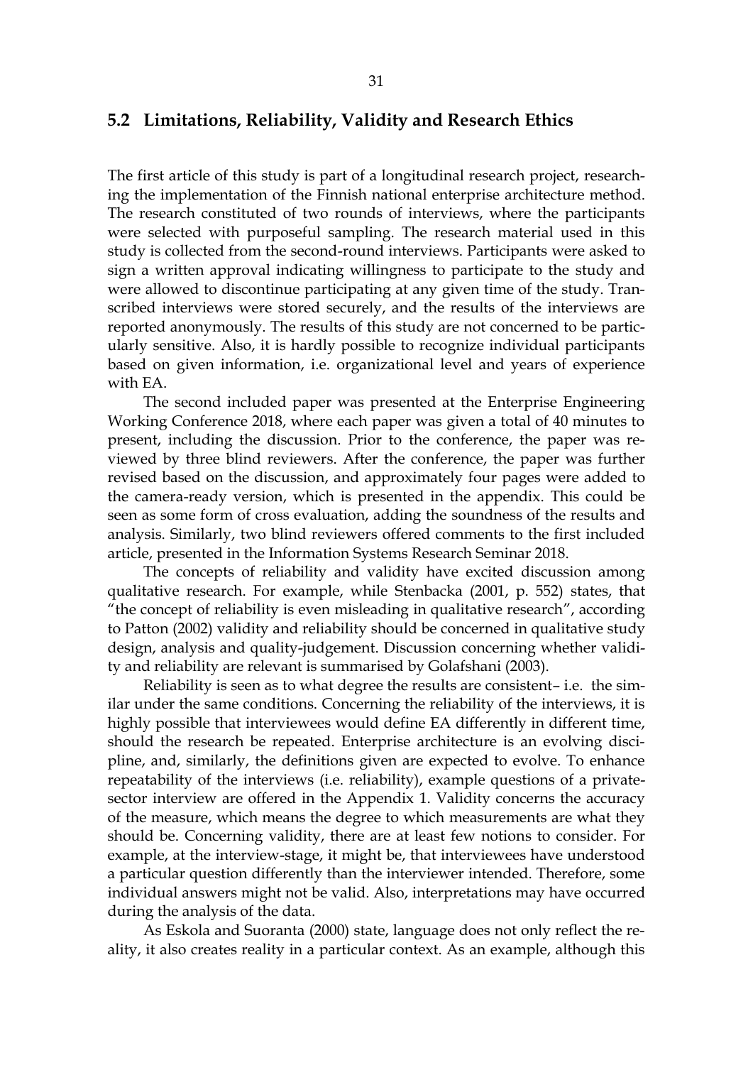## 5.2 Limitations, Reliability, Validity and Research Ethics

The first article of this study is part of a longitudinal research project, researching the implementation of the Finnish national enterprise architecture method. The research constituted of two rounds of interviews, where the participants were selected with purposeful sampling. The research material used in this study is collected from the second-round interviews. Participants were asked to sign a written approval indicating willingness to participate to the study and were allowed to discontinue participating at any given time of the study. Transcribed interviews were stored securely, and the results of the interviews are reported anonymously. The results of this study are not concerned to be particularly sensitive. Also, it is hardly possible to recognize individual participants based on given information, i.e. organizational level and years of experience with EA.

The second included paper was presented at the Enterprise Engineering Working Conference 2018, where each paper was given a total of 40 minutes to present, including the discussion. Prior to the conference, the paper was reviewed by three blind reviewers. After the conference, the paper was further revised based on the discussion, and approximately four pages were added to the camera-ready version, which is presented in the appendix. This could be seen as some form of cross evaluation, adding the soundness of the results and analysis. Similarly, two blind reviewers offered comments to the first included article, presented in the Information Systems Research Seminar 2018.

The concepts of reliability and validity have excited discussion among qualitative research. For example, while Stenbacka (2001, p. 552) states, that "the concept of reliability is even misleading in qualitative research", according to Patton (2002) validity and reliability should be concerned in qualitative study design, analysis and quality-judgement. Discussion concerning whether validity and reliability are relevant is summarised by Golafshani (2003).

Reliability is seen as to what degree the results are consistent– i.e. the similar under the same conditions. Concerning the reliability of the interviews, it is highly possible that interviewees would define EA differently in different time, should the research be repeated. Enterprise architecture is an evolving discipline, and, similarly, the definitions given are expected to evolve. To enhance repeatability of the interviews (i.e. reliability), example questions of a private-sector interview are offered in the Appendix 1. Validity concerns the accuracy of the measure, which means the degree to which measurements are what they should be. Concerning validity, there are at least few notions to consider. For example, at the interview-stage, it might be, that interviewees have understood a particular question differently than the interviewer intended. Therefore, some individual answers might not be valid. Also, interpretations may have occurred during the analysis of the data.

As Eskola and Suoranta (2000) state, language does not only reflect the reality, it also creates reality in a particular context. As an example, although this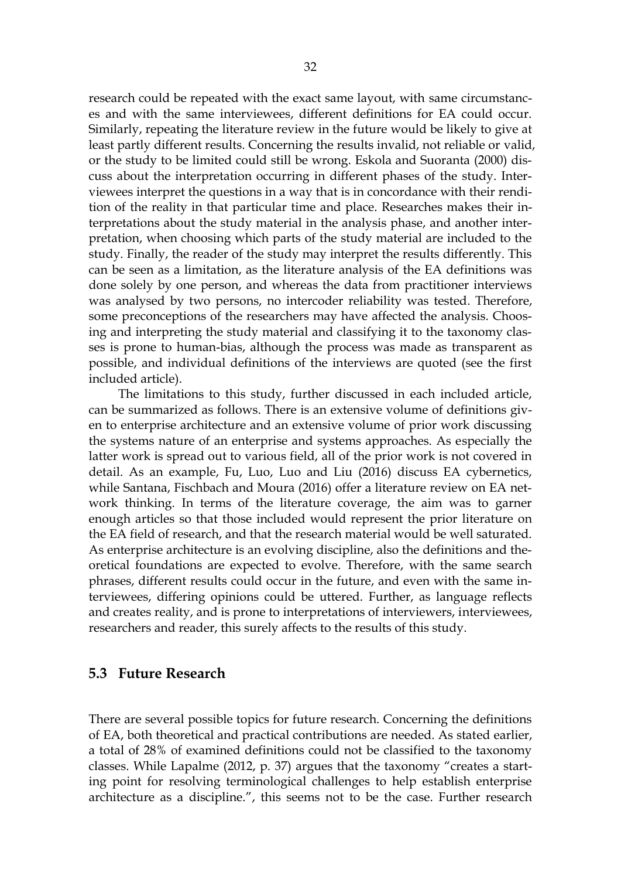research could be repeated with the exact same layout, with same circumstances and with the same interviewees, different definitions for EA could occur. Similarly, repeating the literature review in the future would be likely to give at least partly different results. Concerning the results invalid, not reliable or valid, or the study to be limited could still be wrong. Eskola and Suoranta (2000) discuss about the interpretation occurring in different phases of the study. Interviewees interpret the questions in a way that is in concordance with their rendition of the reality in that particular time and place. Researches makes their interpretations about the study material in the analysis phase, and another interpretation, when choosing which parts of the study material are included to the study. Finally, the reader of the study may interpret the results differently. This can be seen as a limitation, as the literature analysis of the EA definitions was done solely by one person, and whereas the data from practitioner interviews was analysed by two persons, no intercoder reliability was tested. Therefore, some preconceptions of the researchers may have affected the analysis. Choosing and interpreting the study material and classifying it to the taxonomy classes is prone to human-bias, although the process was made as transparent as possible, and individual definitions of the interviews are quoted (see the first included article).

The limitations to this study, further discussed in each included article, can be summarized as follows. There is an extensive volume of definitions given to enterprise architecture and an extensive volume of prior work discussing the systems nature of an enterprise and systems approaches. As especially the latter work is spread out to various field, all of the prior work is not covered in detail. As an example, Fu, Luo, Luo and Liu (2016) discuss EA cybernetics, while Santana, Fischbach and Moura (2016) offer a literature review on EA network thinking. In terms of the literature coverage, the aim was to garner enough articles so that those included would represent the prior literature on the EA field of research, and that the research material would be well saturated. As enterprise architecture is an evolving discipline, also the definitions and theoretical foundations are expected to evolve. Therefore, with the same search phrases, different results could occur in the future, and even with the same interviewees, differing opinions could be uttered. Further, as language reflects and creates reality, and is prone to interpretations of interviewers, interviewees, researchers and reader, this surely affects to the results of this study.

## 5.3 Future Research

There are several possible topics for future research. Concerning the definitions of EA, both theoretical and practical contributions are needed. As stated earlier, a total of 28% of examined definitions could not be classified to the taxonomy classes. While Lapalme (2012, p. 37) argues that the taxonomy "creates a starting point for resolving terminological challenges to help establish enterprise architecture as a discipline.", this seems not to be the case. Further research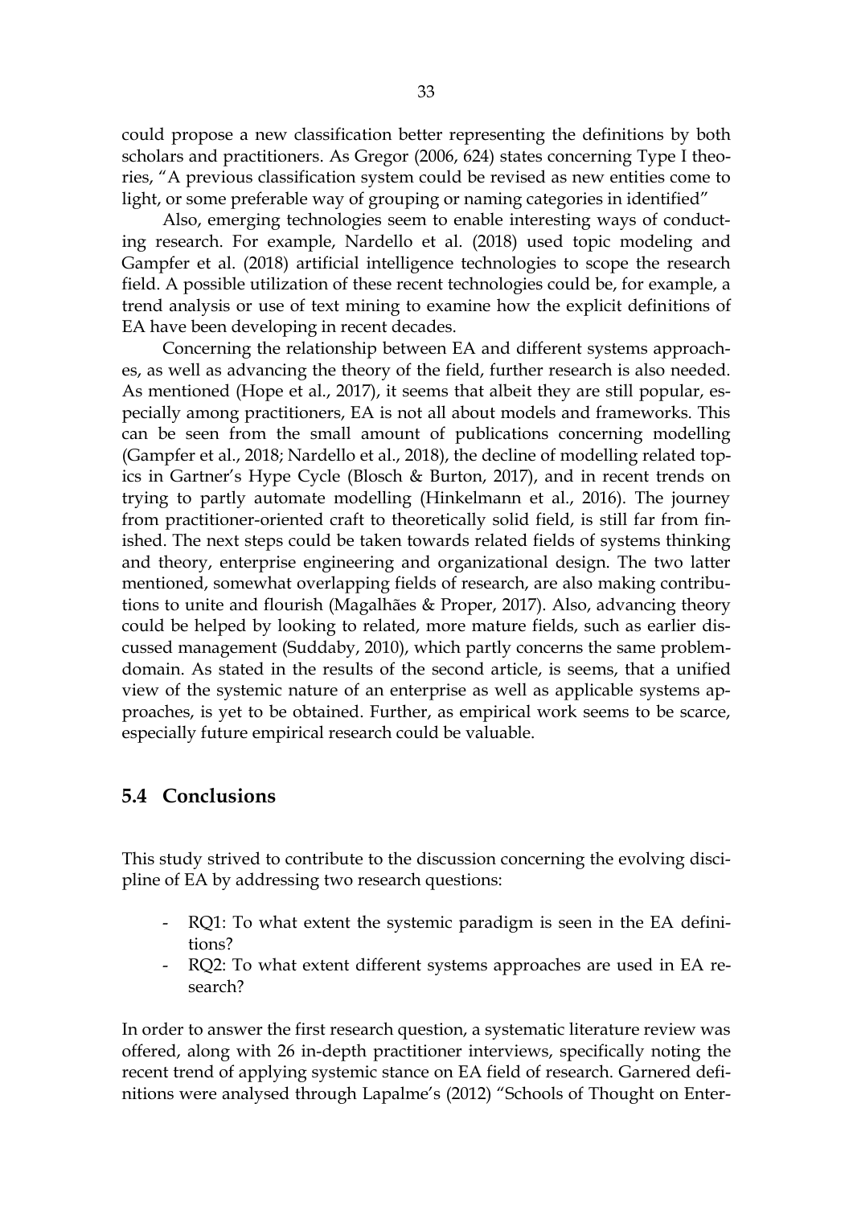could propose a new classification better representing the definitions by both scholars and practitioners. As Gregor (2006, 624) states concerning Type I theories, "A previous classification system could be revised as new entities come to light, or some preferable way of grouping or naming categories in identified"

Also, emerging technologies seem to enable interesting ways of conducting research. For example, Nardello et al. (2018) used topic modeling and Gampfer et al. (2018) artificial intelligence technologies to scope the research field. A possible utilization of these recent technologies could be, for example, a trend analysis or use of text mining to examine how the explicit definitions of EA have been developing in recent decades.

Concerning the relationship between EA and different systems approaches, as well as advancing the theory of the field, further research is also needed. As mentioned (Hope et al., 2017), it seems that albeit they are still popular, especially among practitioners, EA is not all about models and frameworks. This can be seen from the small amount of publications concerning modelling (Gampfer et al., 2018; Nardello et al., 2018), the decline of modelling related topics in Gartner's Hype Cycle (Blosch & Burton, 2017), and in recent trends on trying to partly automate modelling (Hinkelmann et al., 2016). The journey from practitioner-oriented craft to theoretically solid field, is still far from finished. The next steps could be taken towards related fields of systems thinking and theory, enterprise engineering and organizational design. The two latter mentioned, somewhat overlapping fields of research, are also making contributions to unite and flourish (Magalhães & Proper, 2017). Also, advancing theory could be helped by looking to related, more mature fields, such as earlier discussed management (Suddaby, 2010), which partly concerns the same problem-domain. As stated in the results of the second article, is seems, that a unified view of the systemic nature of an enterprise as well as applicable systems approaches, is yet to be obtained. Further, as empirical work seems to be scarce, especially future empirical research could be valuable.

## 5.4 Conclusions

This study strived to contribute to the discussion concerning the evolving discipline of EA by addressing two research questions:

- RQ1: To what extent the systemic paradigm is seen in the EA definitions?
- RQ2: To what extent different systems approaches are used in EA research?

In order to answer the first research question, a systematic literature review was offered, along with 26 in-depth practitioner interviews, specifically noting the recent trend of applying systemic stance on EA field of research. Garnered definitions were analysed through Lapalme's (2012) "Schools of Thought on Enter-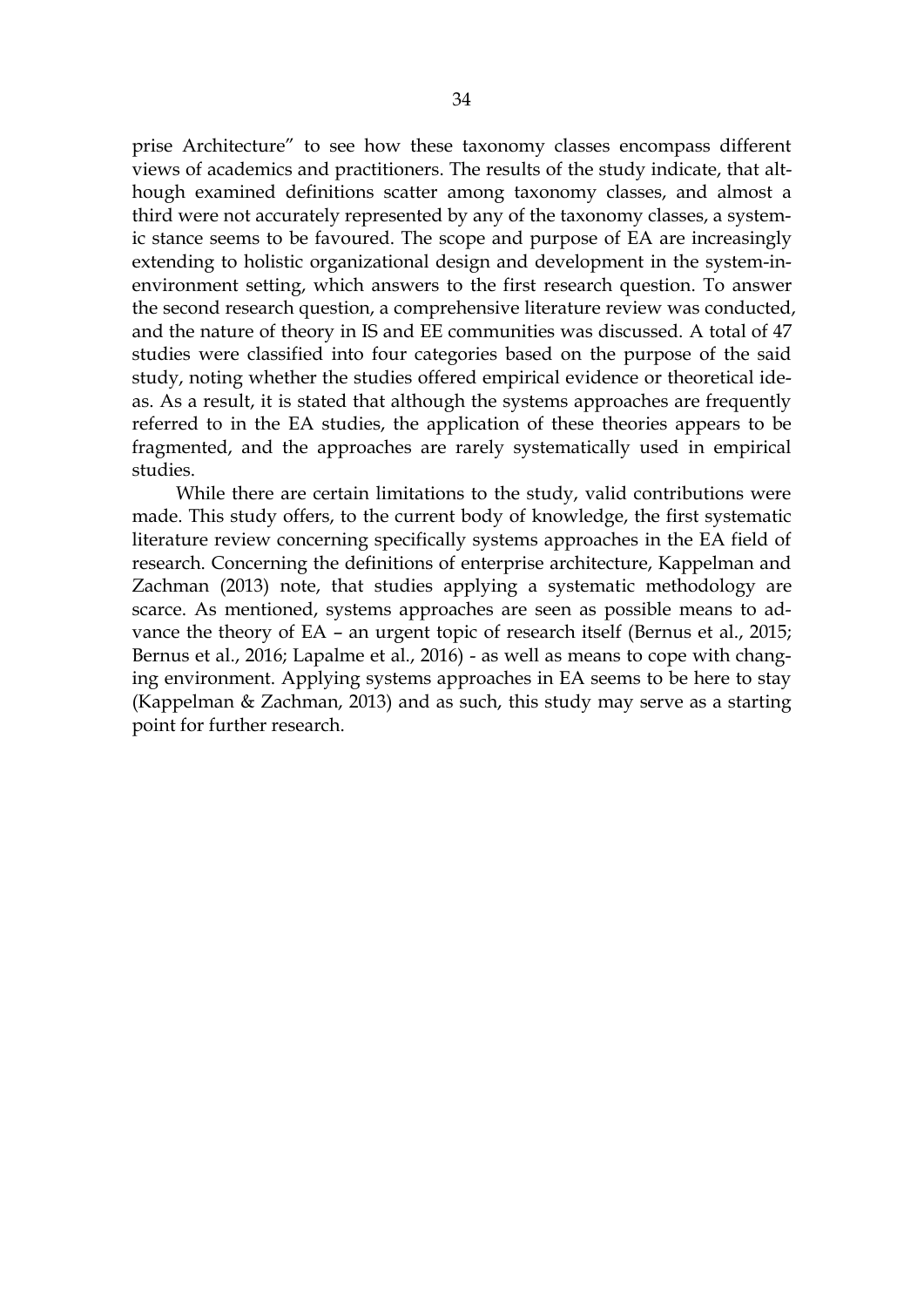prise Architecture" to see how these taxonomy classes encompass different views of academics and practitioners. The results of the study indicate, that although examined definitions scatter among taxonomy classes, and almost a third were not accurately represented by any of the taxonomy classes, a systemic stance seems to be favoured. The scope and purpose of EA are increasingly extending to holistic organizational design and development in the system-in-environment setting, which answers to the first research question. To answer the second research question, a comprehensive literature review was conducted, and the nature of theory in IS and EE communities was discussed. A total of 47 studies were classified into four categories based on the purpose of the said study, noting whether the studies offered empirical evidence or theoretical ideas. As a result, it is stated that although the systems approaches are frequently referred to in the EA studies, the application of these theories appears to be fragmented, and the approaches are rarely systematically used in empirical studies.

While there are certain limitations to the study, valid contributions were made. This study offers, to the current body of knowledge, the first systematic literature review concerning specifically systems approaches in the EA field of research. Concerning the definitions of enterprise architecture, Kappelman and Zachman (2013) note, that studies applying a systematic methodology are scarce. As mentioned, systems approaches are seen as possible means to advance the theory of EA – an urgent topic of research itself (Bernus et al., 2015; Bernus et al., 2016; Lapalme et al., 2016) - as well as means to cope with changing environment. Applying systems approaches in EA seems to be here to stay (Kappelman & Zachman, 2013) and as such, this study may serve as a starting point for further research.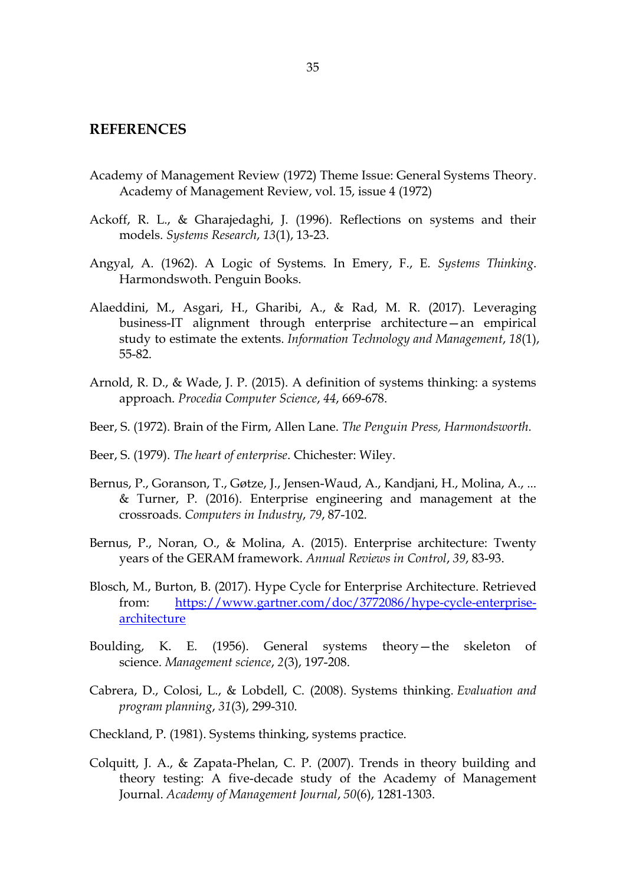## REFERENCES

Academy of Management Review (1972) Theme Issue: General Systems Theory. Academy of Management Review, vol. 15, issue 4 (1972)

Ackoff, R. L., & Gharajedaghi, J. (1996). Reflections on systems and their models. *Systems Research*, *13*(1), 13-23.

Angyal, A. (1962). A Logic of Systems. In Emery, F., E. *Systems Thinking*. Harmondswoth. Penguin Books.

Alaeddini, M., Asgari, H., Gharibi, A., & Rad, M. R. (2017). Leveraging business-IT alignment through enterprise architecture—an empirical study to estimate the extents. *Information Technology and Management*, *18*(1), 55-82.

Arnold, R. D., & Wade, J. P. (2015). A definition of systems thinking: a systems approach. *Procedia Computer Science*, *44*, 669-678.

Beer, S. (1972). Brain of the Firm, Allen Lane. *The Penguin Press, Harmondsworth.*

Beer, S. (1979). *The heart of enterprise*. Chichester: Wiley.

Bernus, P., Goranson, T., Gøtze, J., Jensen-Waud, A., Kandjani, H., Molina, A., ... & Turner, P. (2016). Enterprise engineering and management at the crossroads. *Computers in Industry*, *79*, 87-102.

Bernus, P., Noran, O., & Molina, A. (2015). Enterprise architecture: Twenty years of the GERAM framework. *Annual Reviews in Control*, *39*, 83-93.

Blosch, M., Burton, B. (2017). Hype Cycle for Enterprise Architecture. Retrieved from: [https://www.gartner.com/doc/3772086/hype-cycle-enterprise-architecture](https://www.gartner.com/doc/3772086/hype-cycle-enterprise-architecture)

Boulding, K. E. (1956). General systems theory—the skeleton of science. *Management science*, *2*(3), 197-208.

Cabrera, D., Colosi, L., & Lobdell, C. (2008). Systems thinking. *Evaluation and program planning*, *31*(3), 299-310.

Checkland, P. (1981). Systems thinking, systems practice.

Colquitt, J. A., & Zapata-Phelan, C. P. (2007). Trends in theory building and theory testing: A five-decade study of the Academy of Management Journal. *Academy of Management Journal*, *50*(6), 1281-1303.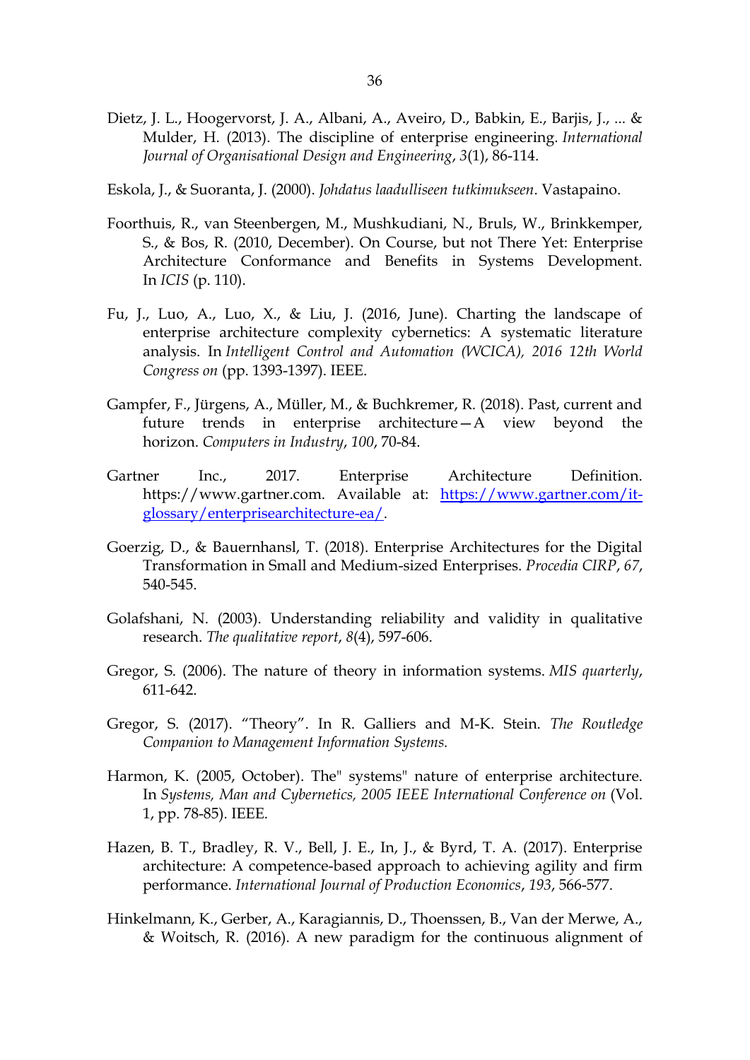Dietz, J. L., Hoogervorst, J. A., Albani, A., Aveiro, D., Babkin, E., Barjis, J., ... & Mulder, H. (2013). The discipline of enterprise engineering. *International Journal of Organisational Design and Engineering*, *3*(1), 86-114.

Eskola, J., & Suoranta, J. (2000). *Johdatus laadulliseen tutkimukseen*. Vastapaino.

Foorthuis, R., van Steenbergen, M., Mushkudiani, N., Bruls, W., Brinkkemper, S., & Bos, R. (2010, December). On Course, but not There Yet: Enterprise Architecture Conformance and Benefits in Systems Development. In *ICIS* (p. 110).

Fu, J., Luo, A., Luo, X., & Liu, J. (2016, June). Charting the landscape of enterprise architecture complexity cybernetics: A systematic literature analysis. In *Intelligent Control and Automation (WCICA), 2016 12th World Congress on* (pp. 1393-1397). IEEE.

Gampfer, F., Jürgens, A., Müller, M., & Buchkremer, R. (2018). Past, current and future trends in enterprise architecture—A view beyond the horizon. *Computers in Industry*, *100*, 70-84.

Gartner Inc., 2017. Enterprise Architecture Definition. https://www.gartner.com. Available at: [https://www.gartner.com/it-glossary/enterprisearchitecture-ea/](https://www.gartner.com/it-glossary/enterprisearchitecture-ea/).

Goerzig, D., & Bauernhansl, T. (2018). Enterprise Architectures for the Digital Transformation in Small and Medium-sized Enterprises. *Procedia CIRP*, *67*, 540-545.

Golafshani, N. (2003). Understanding reliability and validity in qualitative research. *The qualitative report*, *8*(4), 597-606.

Gregor, S. (2006). The nature of theory in information systems. *MIS quarterly*, 611-642.

Gregor, S. (2017). "Theory". In R. Galliers and M-K. Stein. *The Routledge Companion to Management Information Systems.*

Harmon, K. (2005, October). The" systems" nature of enterprise architecture. In *Systems, Man and Cybernetics, 2005 IEEE International Conference on* (Vol. 1, pp. 78-85). IEEE.

Hazen, B. T., Bradley, R. V., Bell, J. E., In, J., & Byrd, T. A. (2017). Enterprise architecture: A competence-based approach to achieving agility and firm performance. *International Journal of Production Economics*, *193*, 566-577.

Hinkelmann, K., Gerber, A., Karagiannis, D., Thoenssen, B., Van der Merwe, A., & Woitsch, R. (2016). A new paradigm for the continuous alignment of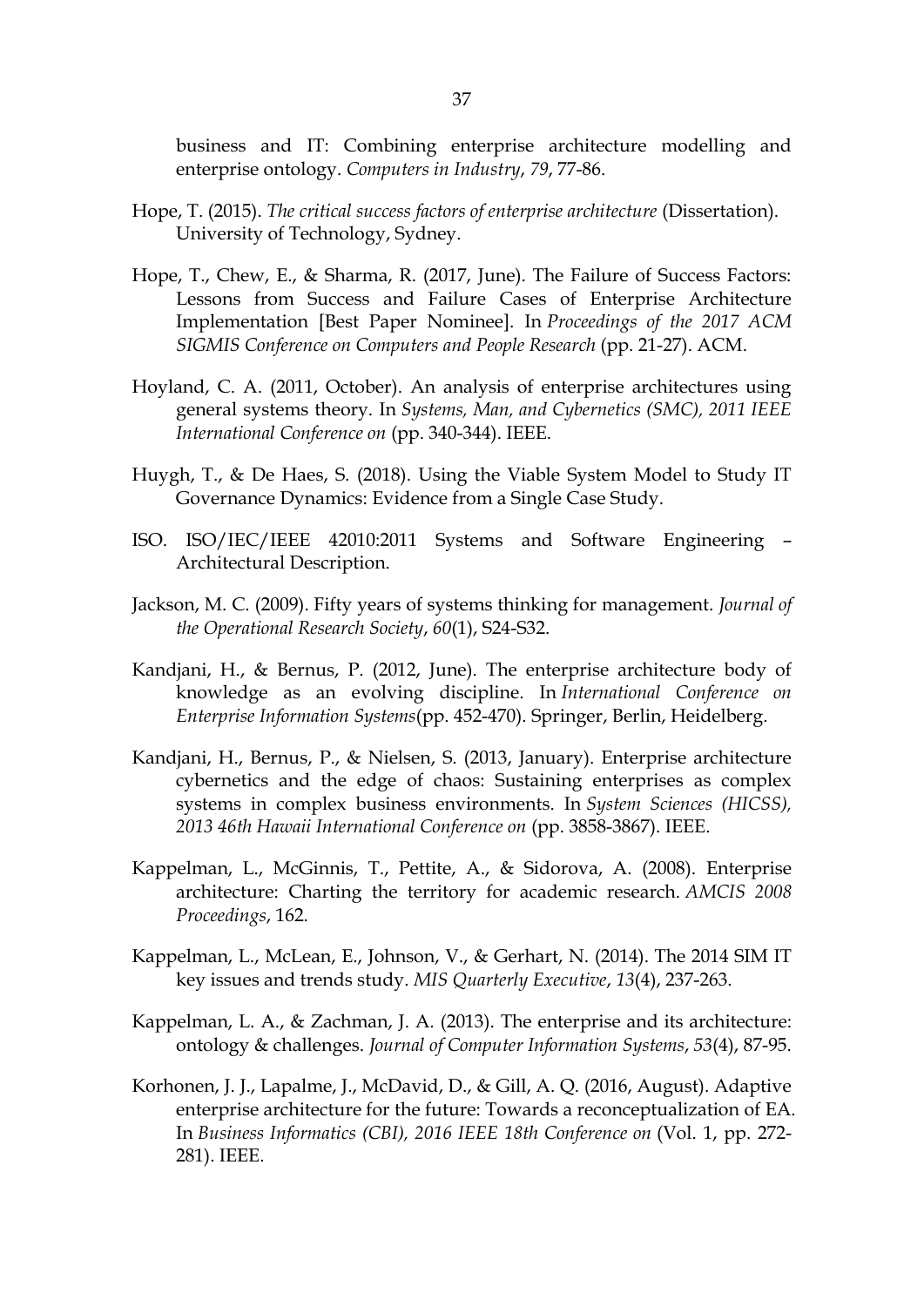business and IT: Combining enterprise architecture modelling and enterprise ontology. *Computers in Industry*, *79*, 77-86.

Hope, T. (2015). *The critical success factors of enterprise architecture* (Dissertation). University of Technology, Sydney.

Hope, T., Chew, E., & Sharma, R. (2017, June). The Failure of Success Factors: Lessons from Success and Failure Cases of Enterprise Architecture Implementation [Best Paper Nominee]. In *Proceedings of the 2017 ACM SIGMIS Conference on Computers and People Research* (pp. 21-27). ACM.

Hoyland, C. A. (2011, October). An analysis of enterprise architectures using general systems theory. In *Systems, Man, and Cybernetics (SMC), 2011 IEEE International Conference on* (pp. 340-344). IEEE.

Huygh, T., & De Haes, S. (2018). Using the Viable System Model to Study IT Governance Dynamics: Evidence from a Single Case Study.

ISO. ISO/IEC/IEEE 42010:2011 Systems and Software Engineering – Architectural Description.

Jackson, M. C. (2009). Fifty years of systems thinking for management. *Journal of the Operational Research Society*, *60*(1), S24-S32.

Kandjani, H., & Bernus, P. (2012, June). The enterprise architecture body of knowledge as an evolving discipline. In *International Conference on Enterprise Information Systems*(pp. 452-470). Springer, Berlin, Heidelberg.

Kandjani, H., Bernus, P., & Nielsen, S. (2013, January). Enterprise architecture cybernetics and the edge of chaos: Sustaining enterprises as complex systems in complex business environments. In *System Sciences (HICSS), 2013 46th Hawaii International Conference on* (pp. 3858-3867). IEEE.

Kappelman, L., McGinnis, T., Pettite, A., & Sidorova, A. (2008). Enterprise architecture: Charting the territory for academic research. *AMCIS 2008 Proceedings*, 162.

Kappelman, L., McLean, E., Johnson, V., & Gerhart, N. (2014). The 2014 SIM IT key issues and trends study. *MIS Quarterly Executive*, *13*(4), 237-263.

Kappelman, L. A., & Zachman, J. A. (2013). The enterprise and its architecture: ontology & challenges. *Journal of Computer Information Systems*, *53*(4), 87-95.

Korhonen, J. J., Lapalme, J., McDavid, D., & Gill, A. Q. (2016, August). Adaptive enterprise architecture for the future: Towards a reconceptualization of EA. In *Business Informatics (CBI), 2016 IEEE 18th Conference on* (Vol. 1, pp. 272-281). IEEE.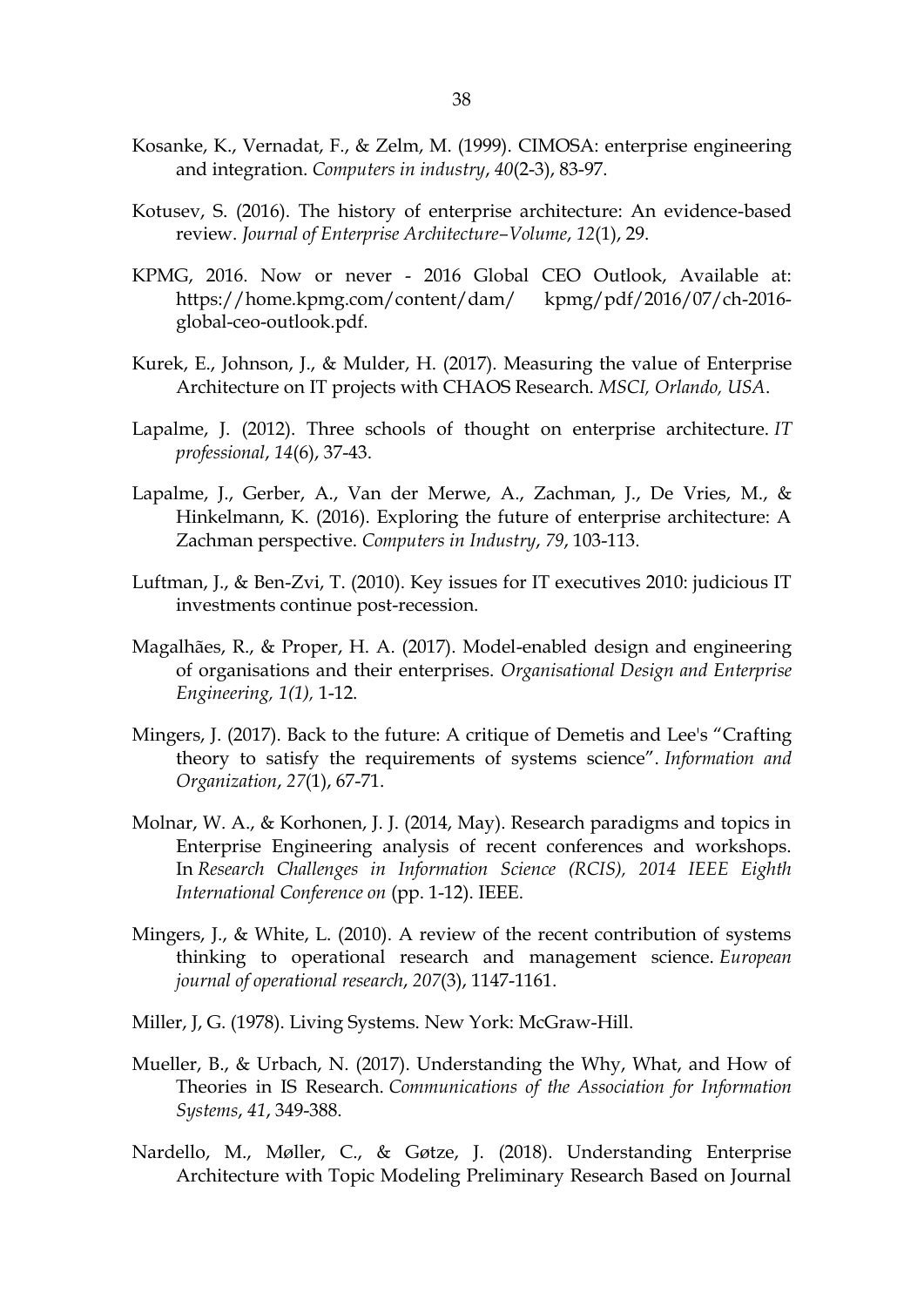Kosanke, K., Vernadat, F., & Zelm, M. (1999). CIMOSA: enterprise engineering and integration. *Computers in industry*, *40*(2-3), 83-97.

Kotusev, S. (2016). The history of enterprise architecture: An evidence-based review. *Journal of Enterprise Architecture–Volume*, *12*(1), 29.

KPMG, 2016. Now or never - 2016 Global CEO Outlook, Available at: https://home.kpmg.com/content/dam/ kpmg/pdf/2016/07/ch-2016-global-ceo-outlook.pdf.

Kurek, E., Johnson, J., & Mulder, H. (2017). Measuring the value of Enterprise Architecture on IT projects with CHAOS Research. *MSCI, Orlando, USA*.

Lapalme, J. (2012). Three schools of thought on enterprise architecture. *IT professional*, *14*(6), 37-43.

Lapalme, J., Gerber, A., Van der Merwe, A., Zachman, J., De Vries, M., & Hinkelmann, K. (2016). Exploring the future of enterprise architecture: A Zachman perspective. *Computers in Industry*, *79*, 103-113.

Luftman, J., & Ben-Zvi, T. (2010). Key issues for IT executives 2010: judicious IT investments continue post-recession.

Magalhães, R., & Proper, H. A. (2017). Model-enabled design and engineering of organisations and their enterprises. *Organisational Design and Enterprise Engineering, 1(1),* 1-12.

Mingers, J. (2017). Back to the future: A critique of Demetis and Lee's "Crafting theory to satisfy the requirements of systems science". *Information and Organization*, *27*(1), 67-71.

Molnar, W. A., & Korhonen, J. J. (2014, May). Research paradigms and topics in Enterprise Engineering analysis of recent conferences and workshops. In *Research Challenges in Information Science (RCIS), 2014 IEEE Eighth International Conference on* (pp. 1-12). IEEE.

Mingers, J., & White, L. (2010). A review of the recent contribution of systems thinking to operational research and management science. *European journal of operational research*, *207*(3), 1147-1161.

Miller, J, G. (1978). Living Systems. New York: McGraw-Hill.

Mueller, B., & Urbach, N. (2017). Understanding the Why, What, and How of Theories in IS Research. *Communications of the Association for Information Systems*, *41*, 349-388.

Nardello, M., Møller, C., & Gøtze, J. (2018). Understanding Enterprise Architecture with Topic Modeling Preliminary Research Based on Journal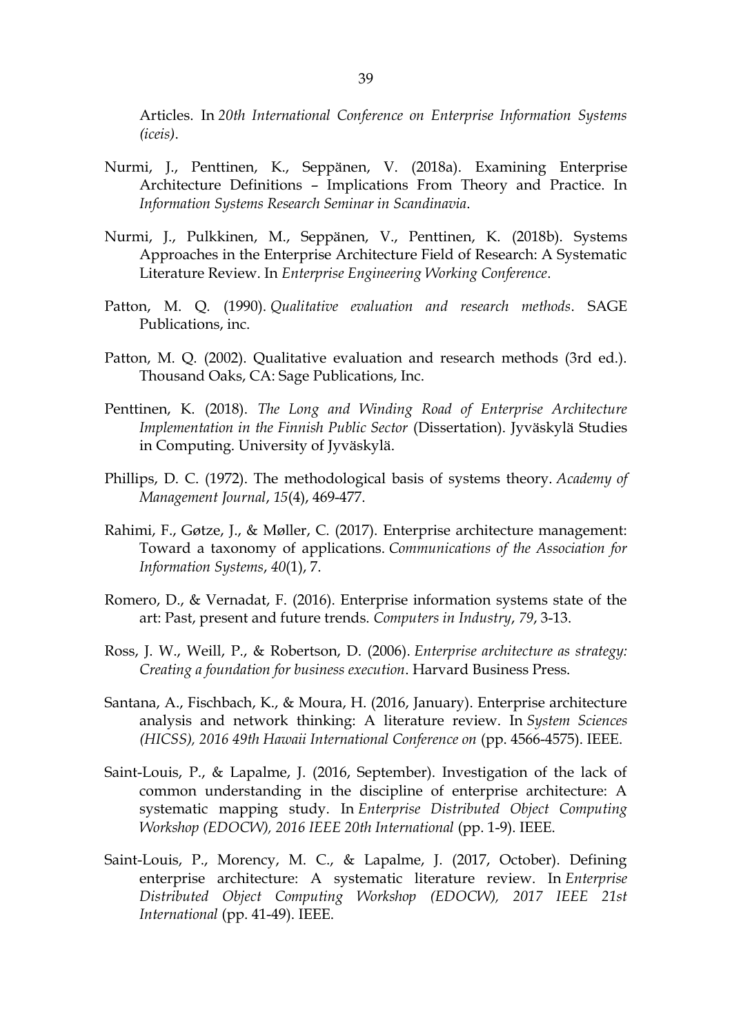Articles. In *20th International Conference on Enterprise Information Systems (iceis)*.

Nurmi, J., Penttinen, K., Seppänen, V. (2018a). Examining Enterprise Architecture Definitions – Implications From Theory and Practice. In *Information Systems Research Seminar in Scandinavia*.

Nurmi, J., Pulkkinen, M., Seppänen, V., Penttinen, K. (2018b). Systems Approaches in the Enterprise Architecture Field of Research: A Systematic Literature Review. In *Enterprise Engineering Working Conference*.

Patton, M. Q. (1990). *Qualitative evaluation and research methods*. SAGE Publications, inc.

Patton, M. Q. (2002). Qualitative evaluation and research methods (3rd ed.). Thousand Oaks, CA: Sage Publications, Inc.

Penttinen, K. (2018). *The Long and Winding Road of Enterprise Architecture Implementation in the Finnish Public Sector* (Dissertation). Jyväskylä Studies in Computing. University of Jyväskylä.

Phillips, D. C. (1972). The methodological basis of systems theory. *Academy of Management Journal*, *15*(4), 469-477.

Rahimi, F., Gøtze, J., & Møller, C. (2017). Enterprise architecture management: Toward a taxonomy of applications. *Communications of the Association for Information Systems*, *40*(1), 7.

Romero, D., & Vernadat, F. (2016). Enterprise information systems state of the art: Past, present and future trends. *Computers in Industry*, *79*, 3-13.

Ross, J. W., Weill, P., & Robertson, D. (2006). *Enterprise architecture as strategy: Creating a foundation for business execution*. Harvard Business Press.

Santana, A., Fischbach, K., & Moura, H. (2016, January). Enterprise architecture analysis and network thinking: A literature review. In *System Sciences (HICSS), 2016 49th Hawaii International Conference on* (pp. 4566-4575). IEEE.

Saint-Louis, P., & Lapalme, J. (2016, September). Investigation of the lack of common understanding in the discipline of enterprise architecture: A systematic mapping study. In *Enterprise Distributed Object Computing Workshop (EDOCW), 2016 IEEE 20th International* (pp. 1-9). IEEE.

Saint-Louis, P., Morency, M. C., & Lapalme, J. (2017, October). Defining enterprise architecture: A systematic literature review. In *Enterprise Distributed Object Computing Workshop (EDOCW), 2017 IEEE 21st International* (pp. 41-49). IEEE.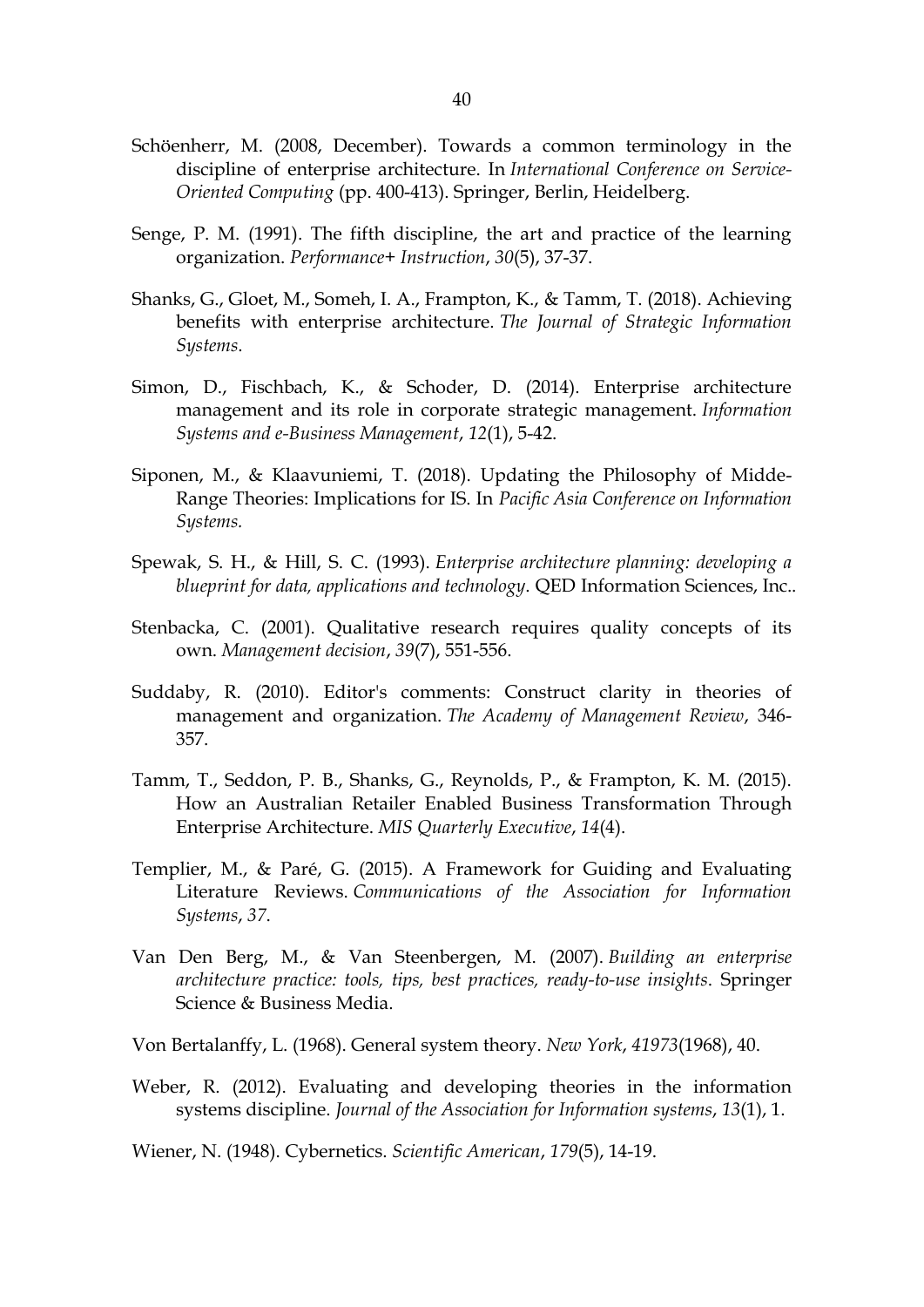Schöenherr, M. (2008, December). Towards a common terminology in the discipline of enterprise architecture. In *International Conference on Service-Oriented Computing* (pp. 400-413). Springer, Berlin, Heidelberg.

Senge, P. M. (1991). The fifth discipline, the art and practice of the learning organization. *Performance+ Instruction*, *30*(5), 37-37.

Shanks, G., Gloet, M., Someh, I. A., Frampton, K., & Tamm, T. (2018). Achieving benefits with enterprise architecture. *The Journal of Strategic Information Systems*.

Simon, D., Fischbach, K., & Schoder, D. (2014). Enterprise architecture management and its role in corporate strategic management. *Information Systems and e-Business Management*, *12*(1), 5-42.

Siponen, M., & Klaavuniemi, T. (2018). Updating the Philosophy of Midde-Range Theories: Implications for IS. In *Pacific Asia Conference on Information Systems.*

Spewak, S. H., & Hill, S. C. (1993). *Enterprise architecture planning: developing a blueprint for data, applications and technology*. QED Information Sciences, Inc..

Stenbacka, C. (2001). Qualitative research requires quality concepts of its own. *Management decision*, *39*(7), 551-556.

Suddaby, R. (2010). Editor's comments: Construct clarity in theories of management and organization. *The Academy of Management Review*, 346-357.

Tamm, T., Seddon, P. B., Shanks, G., Reynolds, P., & Frampton, K. M. (2015). How an Australian Retailer Enabled Business Transformation Through Enterprise Architecture. *MIS Quarterly Executive*, *14*(4).

Templier, M., & Paré, G. (2015). A Framework for Guiding and Evaluating Literature Reviews. *Communications of the Association for Information Systems*, *37*.

Van Den Berg, M., & Van Steenbergen, M. (2007). *Building an enterprise architecture practice: tools, tips, best practices, ready-to-use insights*. Springer Science & Business Media.

Von Bertalanffy, L. (1968). General system theory. *New York*, *41973*(1968), 40.

Weber, R. (2012). Evaluating and developing theories in the information systems discipline. *Journal of the Association for Information systems*, *13*(1), 1.

Wiener, N. (1948). Cybernetics. *Scientific American*, *179*(5), 14-19.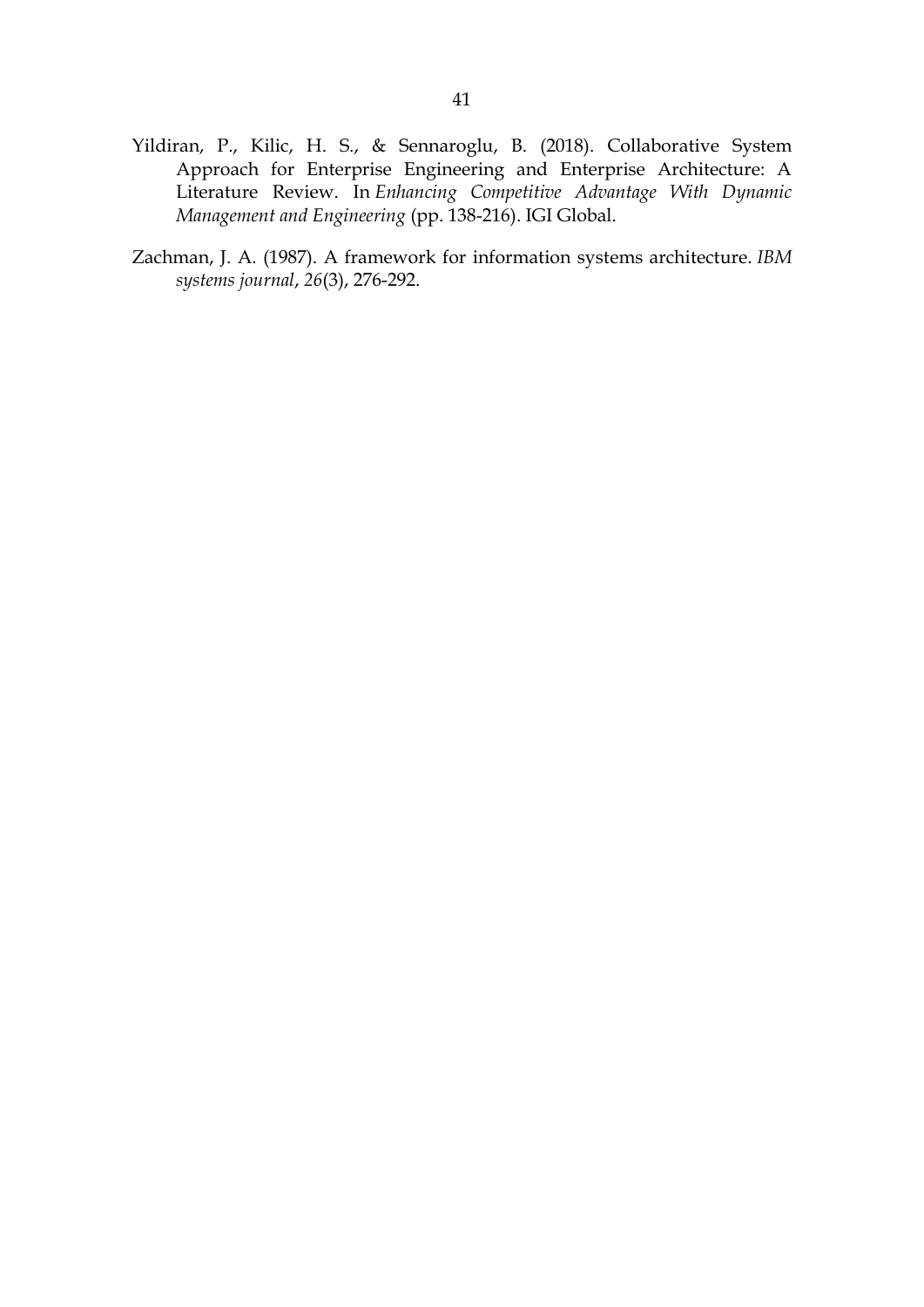Yildiran, P., Kilic, H. S., & Sennaroglu, B. (2018). Collaborative System Approach for Enterprise Engineering and Enterprise Architecture: A Literature Review. In *Enhancing Competitive Advantage With Dynamic Management and Engineering* (pp. 138-216). IGI Global.

Zachman, J. A. (1987). A framework for information systems architecture. *IBM systems journal*, *26*(3), 276-292.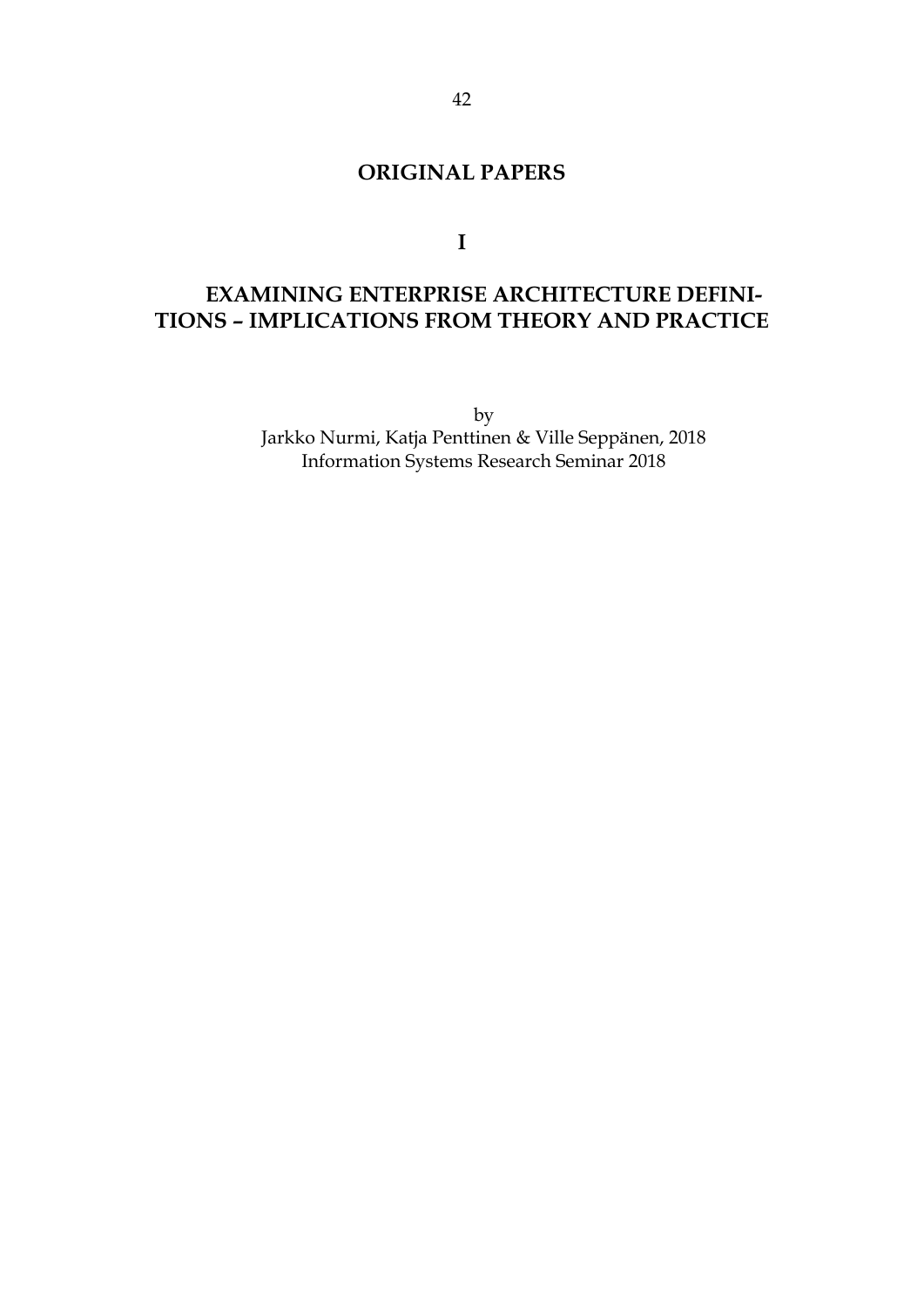# ORIGINAL PAPERS

## I

## EXAMINING ENTERPRISE ARCHITECTURE DEFINITIONS – IMPLICATIONS FROM THEORY AND PRACTICE

by
Jarkko Nurmi, Katja Penttinen & Ville Seppänen, 2018
Information Systems Research Seminar 2018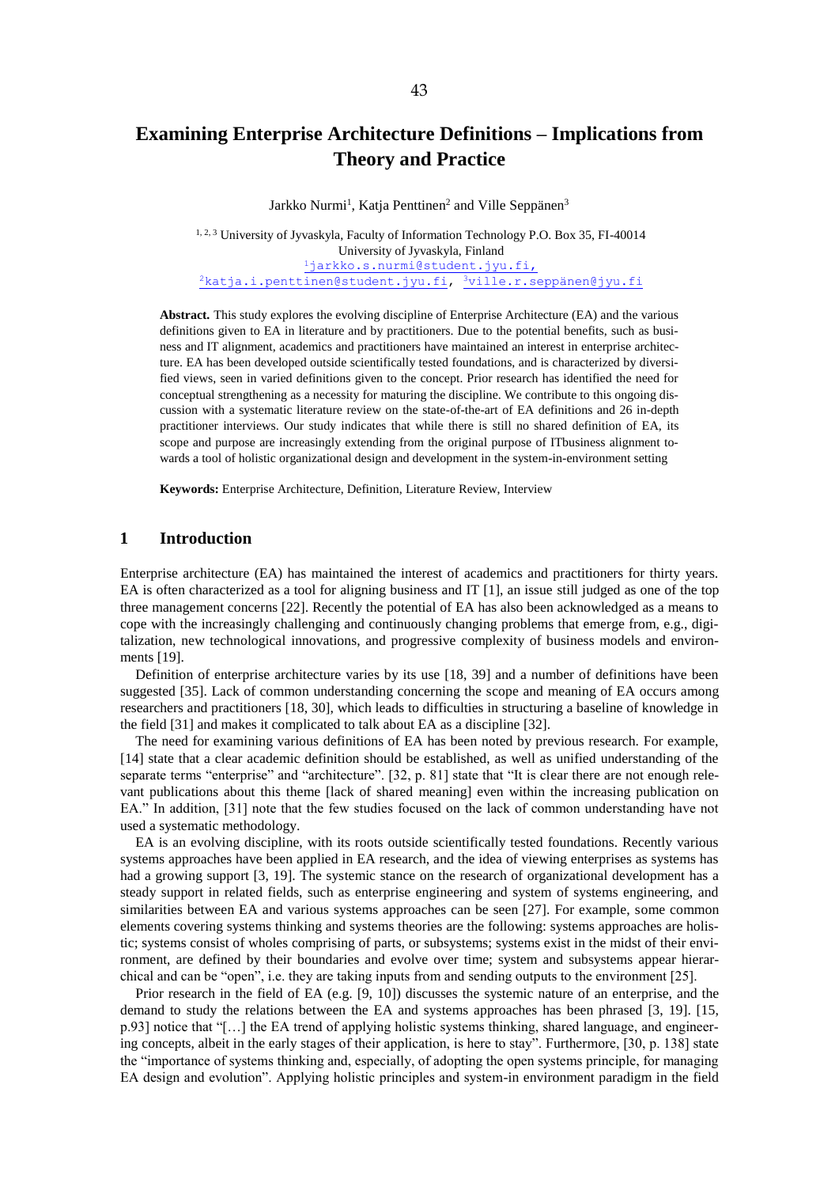# Examining Enterprise Architecture Definitions – Implications from Theory and Practice

Jarkko Nurmi[1], Katja Penttinen[2] and Ville Seppänen[3]

[1, 2, 3] University of Jyvaskyla, Faculty of Information Technology P.O. Box 35, FI-40014 University of Jyvaskyla, Finland
[1]jarkko.s.nurmi@student.jyu.fi, [2]katja.i.penttinen@student.jyu.fi, [3]ville.r.seppänen@jyu.fi

**Abstract.** This study explores the evolving discipline of Enterprise Architecture (EA) and the various definitions given to EA in literature and by practitioners. Due to the potential benefits, such as business and IT alignment, academics and practitioners have maintained an interest in enterprise architecture. EA has been developed outside scientifically tested foundations, and is characterized by diversified views, seen in varied definitions given to the concept. Prior research has identified the need for conceptual strengthening as a necessity for maturing the discipline. We contribute to this ongoing discussion with a systematic literature review on the state-of-the-art of EA definitions and 26 in-depth practitioner interviews. Our study indicates that while there is still no shared definition of EA, its scope and purpose are increasingly extending from the original purpose of ITbusiness alignment towards a tool of holistic organizational design and development in the system-in-environment setting

**Keywords:** Enterprise Architecture, Definition, Literature Review, Interview

## 1 Introduction

Enterprise architecture (EA) has maintained the interest of academics and practitioners for thirty years. EA is often characterized as a tool for aligning business and IT [1], an issue still judged as one of the top three management concerns [22]. Recently the potential of EA has also been acknowledged as a means to cope with the increasingly challenging and continuously changing problems that emerge from, e.g., digitalization, new technological innovations, and progressive complexity of business models and environments [19].

Definition of enterprise architecture varies by its use [18, 39] and a number of definitions have been suggested [35]. Lack of common understanding concerning the scope and meaning of EA occurs among researchers and practitioners [18, 30], which leads to difficulties in structuring a baseline of knowledge in the field [31] and makes it complicated to talk about EA as a discipline [32].

The need for examining various definitions of EA has been noted by previous research. For example, [14] state that a clear academic definition should be established, as well as unified understanding of the separate terms "enterprise" and "architecture". [32, p. 81] state that "It is clear there are not enough relevant publications about this theme [lack of shared meaning] even within the increasing publication on EA." In addition, [31] note that the few studies focused on the lack of common understanding have not used a systematic methodology.

EA is an evolving discipline, with its roots outside scientifically tested foundations. Recently various systems approaches have been applied in EA research, and the idea of viewing enterprises as systems has had a growing support [3, 19]. The systemic stance on the research of organizational development has a steady support in related fields, such as enterprise engineering and system of systems engineering, and similarities between EA and various systems approaches can be seen [27]. For example, some common elements covering systems thinking and systems theories are the following: systems approaches are holistic; systems consist of wholes comprising of parts, or subsystems; systems exist in the midst of their environment, are defined by their boundaries and evolve over time; system and subsystems appear hierarchical and can be "open", i.e. they are taking inputs from and sending outputs to the environment [25].

Prior research in the field of EA (e.g. [9, 10]) discusses the systemic nature of an enterprise, and the demand to study the relations between the EA and systems approaches has been phrased [3, 19]. [15, p.93] notice that "[…] the EA trend of applying holistic systems thinking, shared language, and engineering concepts, albeit in the early stages of their application, is here to stay". Furthermore, [30, p. 138] state the "importance of systems thinking and, especially, of adopting the open systems principle, for managing EA design and evolution". Applying holistic principles and system-in environment paradigm in the field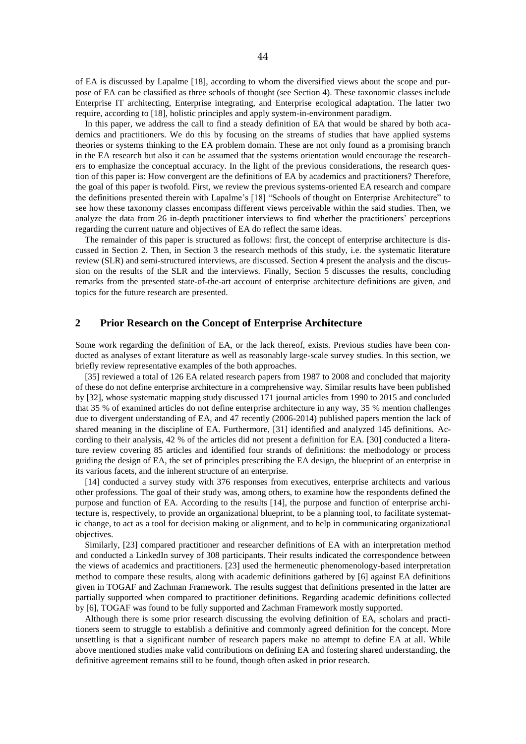of EA is discussed by Lapalme [18], according to whom the diversified views about the scope and purpose of EA can be classified as three schools of thought (see Section 4). These taxonomic classes include Enterprise IT architecting, Enterprise integrating, and Enterprise ecological adaptation. The latter two require, according to [18], holistic principles and apply system-in-environment paradigm.

In this paper, we address the call to find a steady definition of EA that would be shared by both academics and practitioners. We do this by focusing on the streams of studies that have applied systems theories or systems thinking to the EA problem domain. These are not only found as a promising branch in the EA research but also it can be assumed that the systems orientation would encourage the researchers to emphasize the conceptual accuracy. In the light of the previous considerations, the research question of this paper is: How convergent are the definitions of EA by academics and practitioners? Therefore, the goal of this paper is twofold. First, we review the previous systems-oriented EA research and compare the definitions presented therein with Lapalme's [18] "Schools of thought on Enterprise Architecture" to see how these taxonomy classes encompass different views perceivable within the said studies. Then, we analyze the data from 26 in-depth practitioner interviews to find whether the practitioners' perceptions regarding the current nature and objectives of EA do reflect the same ideas.

The remainder of this paper is structured as follows: first, the concept of enterprise architecture is discussed in Section 2. Then, in Section 3 the research methods of this study, i.e. the systematic literature review (SLR) and semi-structured interviews, are discussed. Section 4 present the analysis and the discussion on the results of the SLR and the interviews. Finally, Section 5 discusses the results, concluding remarks from the presented state-of-the-art account of enterprise architecture definitions are given, and topics for the future research are presented.

## 2 Prior Research on the Concept of Enterprise Architecture

Some work regarding the definition of EA, or the lack thereof, exists. Previous studies have been conducted as analyses of extant literature as well as reasonably large-scale survey studies. In this section, we briefly review representative examples of the both approaches.

[35] reviewed a total of 126 EA related research papers from 1987 to 2008 and concluded that majority of these do not define enterprise architecture in a comprehensive way. Similar results have been published by [32], whose systematic mapping study discussed 171 journal articles from 1990 to 2015 and concluded that 35 % of examined articles do not define enterprise architecture in any way, 35 % mention challenges due to divergent understanding of EA, and 47 recently (2006-2014) published papers mention the lack of shared meaning in the discipline of EA. Furthermore, [31] identified and analyzed 145 definitions. According to their analysis, 42 % of the articles did not present a definition for EA. [30] conducted a literature review covering 85 articles and identified four strands of definitions: the methodology or process guiding the design of EA, the set of principles prescribing the EA design, the blueprint of an enterprise in its various facets, and the inherent structure of an enterprise.

[14] conducted a survey study with 376 responses from executives, enterprise architects and various other professions. The goal of their study was, among others, to examine how the respondents defined the purpose and function of EA. According to the results [14], the purpose and function of enterprise architecture is, respectively, to provide an organizational blueprint, to be a planning tool, to facilitate systematic change, to act as a tool for decision making or alignment, and to help in communicating organizational objectives.

Similarly, [23] compared practitioner and researcher definitions of EA with an interpretation method and conducted a LinkedIn survey of 308 participants. Their results indicated the correspondence between the views of academics and practitioners. [23] used the hermeneutic phenomenology-based interpretation method to compare these results, along with academic definitions gathered by [6] against EA definitions given in TOGAF and Zachman Framework. The results suggest that definitions presented in the latter are partially supported when compared to practitioner definitions. Regarding academic definitions collected by [6], TOGAF was found to be fully supported and Zachman Framework mostly supported.

Although there is some prior research discussing the evolving definition of EA, scholars and practitioners seem to struggle to establish a definitive and commonly agreed definition for the concept. More unsettling is that a significant number of research papers make no attempt to define EA at all. While above mentioned studies make valid contributions on defining EA and fostering shared understanding, the definitive agreement remains still to be found, though often asked in prior research.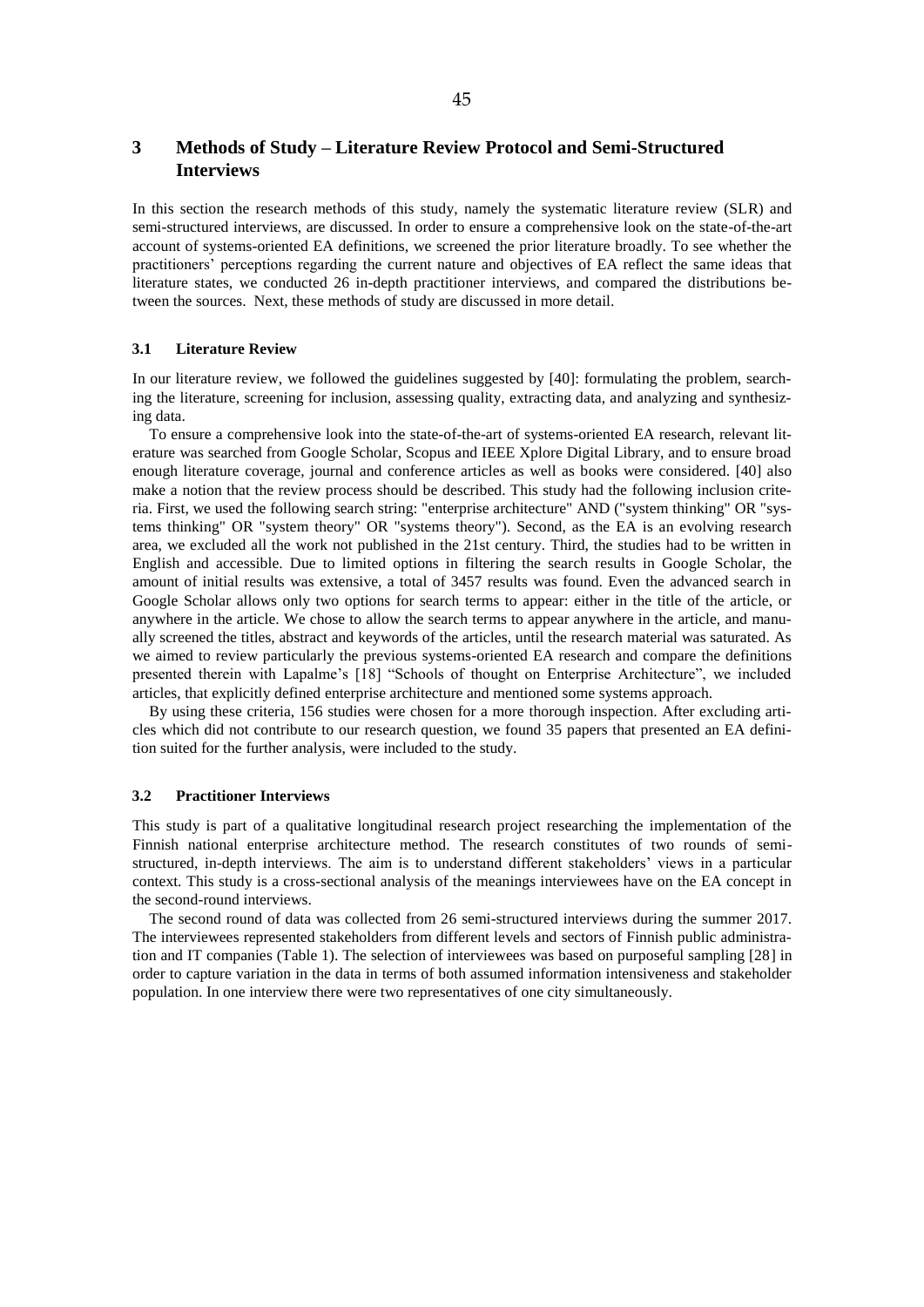## 3 Methods of Study – Literature Review Protocol and Semi-Structured Interviews

In this section the research methods of this study, namely the systematic literature review (SLR) and semi-structured interviews, are discussed. In order to ensure a comprehensive look on the state-of-the-art account of systems-oriented EA definitions, we screened the prior literature broadly. To see whether the practitioners' perceptions regarding the current nature and objectives of EA reflect the same ideas that literature states, we conducted 26 in-depth practitioner interviews, and compared the distributions between the sources. Next, these methods of study are discussed in more detail.

### 3.1 Literature Review

In our literature review, we followed the guidelines suggested by [40]: formulating the problem, searching the literature, screening for inclusion, assessing quality, extracting data, and analyzing and synthesizing data.

To ensure a comprehensive look into the state-of-the-art of systems-oriented EA research, relevant literature was searched from Google Scholar, Scopus and IEEE Xplore Digital Library, and to ensure broad enough literature coverage, journal and conference articles as well as books were considered. [40] also make a notion that the review process should be described. This study had the following inclusion criteria. First, we used the following search string: "enterprise architecture" AND ("system thinking" OR "systems thinking" OR "system theory" OR "systems theory"). Second, as the EA is an evolving research area, we excluded all the work not published in the 21st century. Third, the studies had to be written in English and accessible. Due to limited options in filtering the search results in Google Scholar, the amount of initial results was extensive, a total of 3457 results was found. Even the advanced search in Google Scholar allows only two options for search terms to appear: either in the title of the article, or anywhere in the article. We chose to allow the search terms to appear anywhere in the article, and manually screened the titles, abstract and keywords of the articles, until the research material was saturated. As we aimed to review particularly the previous systems-oriented EA research and compare the definitions presented therein with Lapalme's [18] "Schools of thought on Enterprise Architecture", we included articles, that explicitly defined enterprise architecture and mentioned some systems approach.

By using these criteria, 156 studies were chosen for a more thorough inspection. After excluding articles which did not contribute to our research question, we found 35 papers that presented an EA definition suited for the further analysis, were included to the study.

### 3.2 Practitioner Interviews

This study is part of a qualitative longitudinal research project researching the implementation of the Finnish national enterprise architecture method. The research constitutes of two rounds of semi-structured, in-depth interviews. The aim is to understand different stakeholders' views in a particular context. This study is a cross-sectional analysis of the meanings interviewees have on the EA concept in the second-round interviews.

The second round of data was collected from 26 semi-structured interviews during the summer 2017. The interviewees represented stakeholders from different levels and sectors of Finnish public administration and IT companies (Table 1). The selection of interviewees was based on purposeful sampling [28] in order to capture variation in the data in terms of both assumed information intensiveness and stakeholder population. In one interview there were two representatives of one city simultaneously.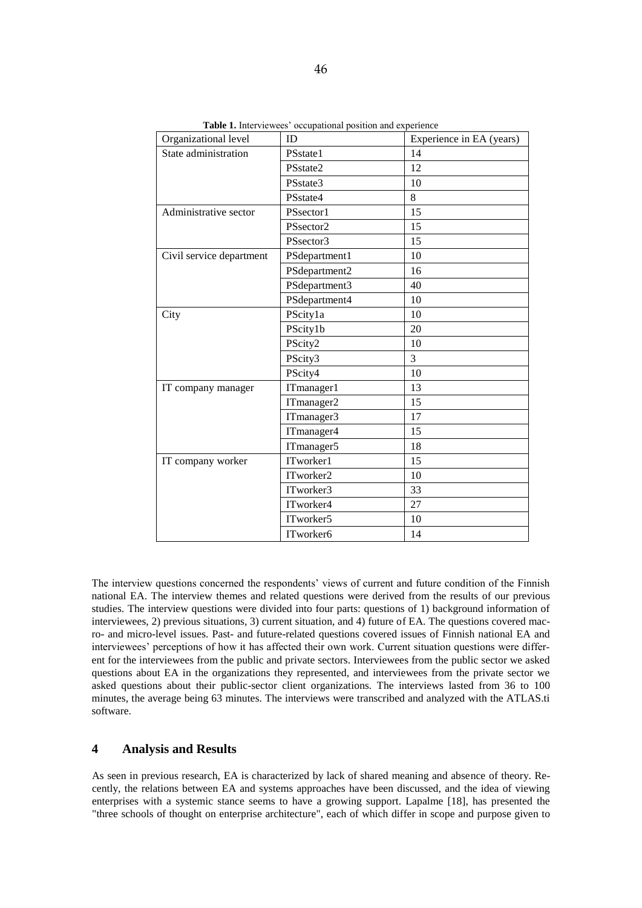**Table 1.** Interviewees' occupational position and experience

| Organizational level | ID | Experience in EA (years) |
|---|---|---|
| State administration | PSstate1 | 14 |
| | PSstate2 | 12 |
| | PSstate3 | 10 |
| | PSstate4 | 8 |
| Administrative sector | PSsector1 | 15 |
| | PSsector2 | 15 |
| | PSsector3 | 15 |
| Civil service department | PSdepartment1 | 10 |
| | PSdepartment2 | 16 |
| | PSdepartment3 | 40 |
| | PSdepartment4 | 10 |
| City | PScity1a | 10 |
| | PScity1b | 20 |
| | PScity2 | 10 |
| | PScity3 | 3 |
| | PScity4 | 10 |
| IT company manager | ITmanager1 | 13 |
| | ITmanager2 | 15 |
| | ITmanager3 | 17 |
| | ITmanager4 | 15 |
| | ITmanager5 | 18 |
| IT company worker | ITworker1 | 15 |
| | ITworker2 | 10 |
| | ITworker3 | 33 |
| | ITworker4 | 27 |
| | ITworker5 | 10 |
| | ITworker6 | 14 |

The interview questions concerned the respondents' views of current and future condition of the Finnish national EA. The interview themes and related questions were derived from the results of our previous studies. The interview questions were divided into four parts: questions of 1) background information of interviewees, 2) previous situations, 3) current situation, and 4) future of EA. The questions covered macro- and micro-level issues. Past- and future-related questions covered issues of Finnish national EA and interviewees' perceptions of how it has affected their own work. Current situation questions were different for the interviewees from the public and private sectors. Interviewees from the public sector we asked questions about EA in the organizations they represented, and interviewees from the private sector we asked questions about their public-sector client organizations. The interviews lasted from 36 to 100 minutes, the average being 63 minutes. The interviews were transcribed and analyzed with the ATLAS.ti software.

## 4 Analysis and Results

As seen in previous research, EA is characterized by lack of shared meaning and absence of theory. Recently, the relations between EA and systems approaches have been discussed, and the idea of viewing enterprises with a systemic stance seems to have a growing support. Lapalme [18], has presented the "three schools of thought on enterprise architecture", each of which differ in scope and purpose given to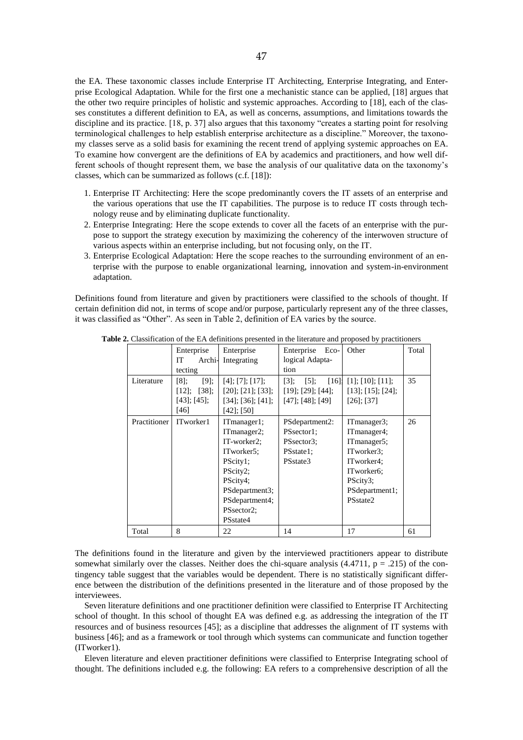the EA. These taxonomic classes include Enterprise IT Architecting, Enterprise Integrating, and Enterprise Ecological Adaptation. While for the first one a mechanistic stance can be applied, [18] argues that the other two require principles of holistic and systemic approaches. According to [18], each of the classes constitutes a different definition to EA, as well as concerns, assumptions, and limitations towards the discipline and its practice. [18, p. 37] also argues that this taxonomy "creates a starting point for resolving terminological challenges to help establish enterprise architecture as a discipline." Moreover, the taxonomy classes serve as a solid basis for examining the recent trend of applying systemic approaches on EA. To examine how convergent are the definitions of EA by academics and practitioners, and how well different schools of thought represent them, we base the analysis of our qualitative data on the taxonomy's classes, which can be summarized as follows (c.f. [18]):

1. Enterprise IT Architecting: Here the scope predominantly covers the IT assets of an enterprise and the various operations that use the IT capabilities. The purpose is to reduce IT costs through technology reuse and by eliminating duplicate functionality.
2. Enterprise Integrating: Here the scope extends to cover all the facets of an enterprise with the purpose to support the strategy execution by maximizing the coherency of the interwoven structure of various aspects within an enterprise including, but not focusing only, on the IT.
3. Enterprise Ecological Adaptation: Here the scope reaches to the surrounding environment of an enterprise with the purpose to enable organizational learning, innovation and system-in-environment adaptation.

Definitions found from literature and given by practitioners were classified to the schools of thought. If certain definition did not, in terms of scope and/or purpose, particularly represent any of the three classes, it was classified as "Other". As seen in Table 2, definition of EA varies by the source.

**Table 2.** Classification of the EA definitions presented in the literature and proposed by practitioners

| | Enterprise IT Architecting | Enterprise Integrating | Enterprise Ecological Adaptation | Other | Total |
|---|---|---|---|---|---|
| Literature | [8]; [9]; [12]; [38]; [43]; [45]; [46] | [4]; [7]; [17]; [20]; [21]; [33]; [34]; [36]; [41]; [42]; [50] | [3]; [5]; [16]; [19]; [29]; [44]; [47]; [48]; [49] | [1]; [10]; [11]; [13]; [15]; [24]; [26]; [37] | 35 |
| Practitioner | ITworker1 | ITmanager1; ITmanager2; IT-worker2; ITworker5; PScity1; PScity2; PScity4; PSdepartment3; PSdepartment4; PSsector2; PSstate4 | PSdepartment2: PSsector1; PSsector3; PSstate1; PSstate3 | ITmanager3; ITmanager4; ITmanager5; ITworker3; ITworker4; ITworker6; PScity3; PSdepartment1; PSstate2 | 26 |
| Total | 8 | 22 | 14 | 17 | 61 |

The definitions found in the literature and given by the interviewed practitioners appear to distribute somewhat similarly over the classes. Neither does the chi-square analysis (4.4711, $p = .215$) of the contingency table suggest that the variables would be dependent. There is no statistically significant difference between the distribution of the definitions presented in the literature and of those proposed by the interviewees.

Seven literature definitions and one practitioner definition were classified to Enterprise IT Architecting school of thought. In this school of thought EA was defined e.g. as addressing the integration of the IT resources and of business resources [45]; as a discipline that addresses the alignment of IT systems with business [46]; and as a framework or tool through which systems can communicate and function together (ITworker1).

Eleven literature and eleven practitioner definitions were classified to Enterprise Integrating school of thought. The definitions included e.g. the following: EA refers to a comprehensive description of all the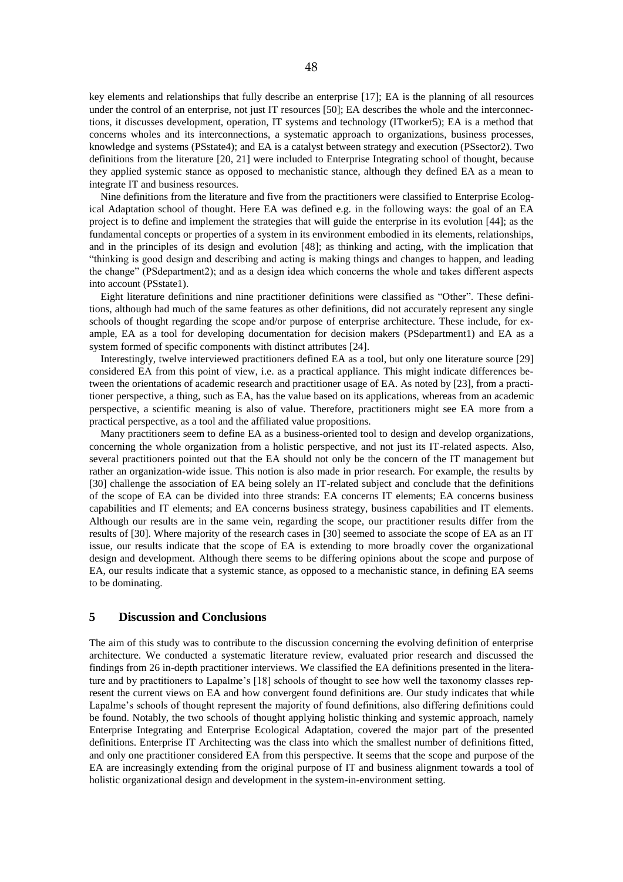key elements and relationships that fully describe an enterprise [17]; EA is the planning of all resources under the control of an enterprise, not just IT resources [50]; EA describes the whole and the interconnections, it discusses development, operation, IT systems and technology (ITworker5); EA is a method that concerns wholes and its interconnections, a systematic approach to organizations, business processes, knowledge and systems (PSstate4); and EA is a catalyst between strategy and execution (PSsector2). Two definitions from the literature [20, 21] were included to Enterprise Integrating school of thought, because they applied systemic stance as opposed to mechanistic stance, although they defined EA as a mean to integrate IT and business resources.

Nine definitions from the literature and five from the practitioners were classified to Enterprise Ecological Adaptation school of thought. Here EA was defined e.g. in the following ways: the goal of an EA project is to define and implement the strategies that will guide the enterprise in its evolution [44]; as the fundamental concepts or properties of a system in its environment embodied in its elements, relationships, and in the principles of its design and evolution [48]; as thinking and acting, with the implication that "thinking is good design and describing and acting is making things and changes to happen, and leading the change" (PSdepartment2); and as a design idea which concerns the whole and takes different aspects into account (PSstate1).

Eight literature definitions and nine practitioner definitions were classified as "Other". These definitions, although had much of the same features as other definitions, did not accurately represent any single schools of thought regarding the scope and/or purpose of enterprise architecture. These include, for example, EA as a tool for developing documentation for decision makers (PSdepartment1) and EA as a system formed of specific components with distinct attributes [24].

Interestingly, twelve interviewed practitioners defined EA as a tool, but only one literature source [29] considered EA from this point of view, i.e. as a practical appliance. This might indicate differences between the orientations of academic research and practitioner usage of EA. As noted by [23], from a practitioner perspective, a thing, such as EA, has the value based on its applications, whereas from an academic perspective, a scientific meaning is also of value. Therefore, practitioners might see EA more from a practical perspective, as a tool and the affiliated value propositions.

Many practitioners seem to define EA as a business-oriented tool to design and develop organizations, concerning the whole organization from a holistic perspective, and not just its IT-related aspects. Also, several practitioners pointed out that the EA should not only be the concern of the IT management but rather an organization-wide issue. This notion is also made in prior research. For example, the results by [30] challenge the association of EA being solely an IT-related subject and conclude that the definitions of the scope of EA can be divided into three strands: EA concerns IT elements; EA concerns business capabilities and IT elements; and EA concerns business strategy, business capabilities and IT elements. Although our results are in the same vein, regarding the scope, our practitioner results differ from the results of [30]. Where majority of the research cases in [30] seemed to associate the scope of EA as an IT issue, our results indicate that the scope of EA is extending to more broadly cover the organizational design and development. Although there seems to be differing opinions about the scope and purpose of EA, our results indicate that a systemic stance, as opposed to a mechanistic stance, in defining EA seems to be dominating.

## 5 Discussion and Conclusions

The aim of this study was to contribute to the discussion concerning the evolving definition of enterprise architecture. We conducted a systematic literature review, evaluated prior research and discussed the findings from 26 in-depth practitioner interviews. We classified the EA definitions presented in the literature and by practitioners to Lapalme's [18] schools of thought to see how well the taxonomy classes represent the current views on EA and how convergent found definitions are. Our study indicates that while Lapalme's schools of thought represent the majority of found definitions, also differing definitions could be found. Notably, the two schools of thought applying holistic thinking and systemic approach, namely Enterprise Integrating and Enterprise Ecological Adaptation, covered the major part of the presented definitions. Enterprise IT Architecting was the class into which the smallest number of definitions fitted, and only one practitioner considered EA from this perspective. It seems that the scope and purpose of the EA are increasingly extending from the original purpose of IT and business alignment towards a tool of holistic organizational design and development in the system-in-environment setting.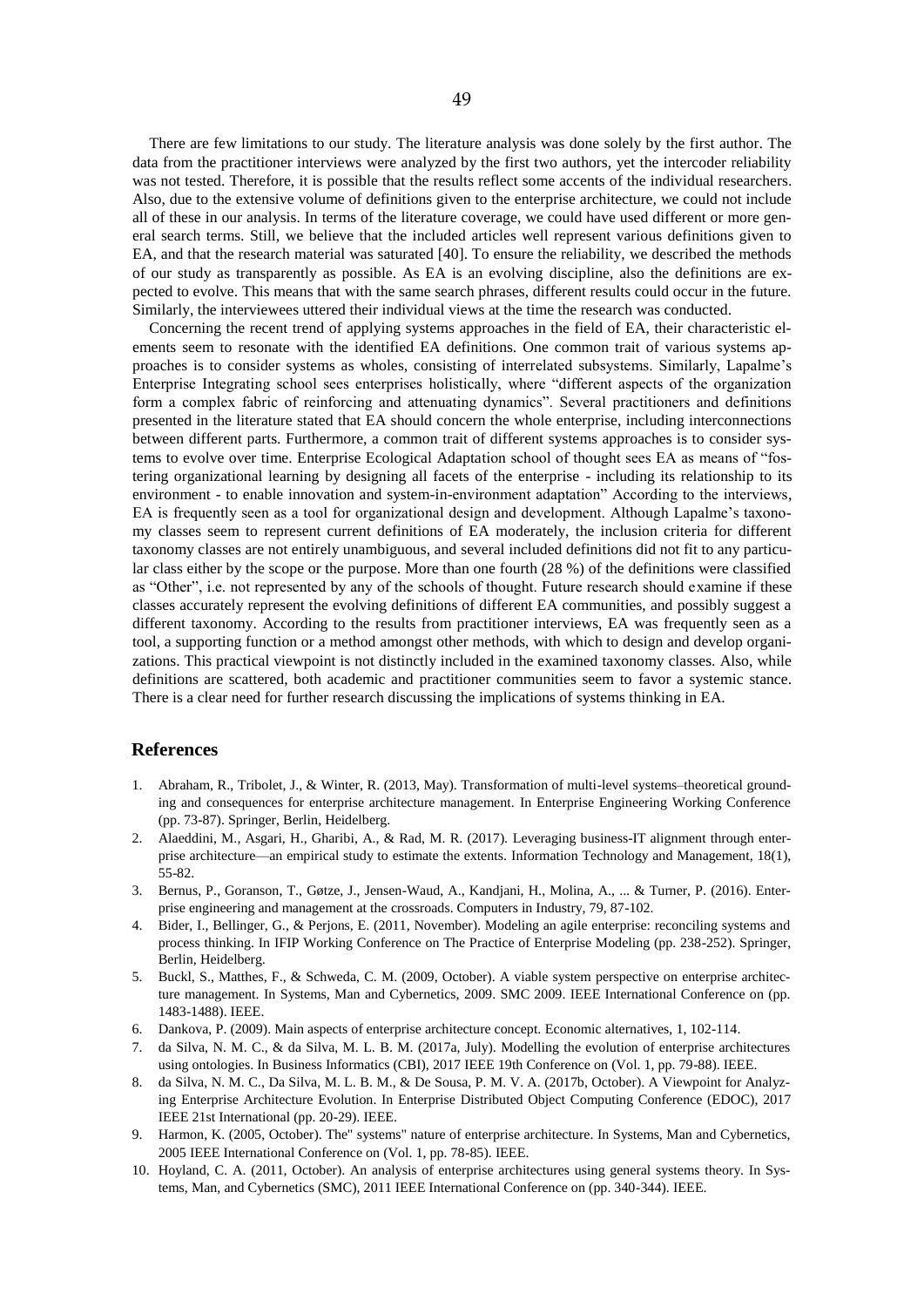There are few limitations to our study. The literature analysis was done solely by the first author. The data from the practitioner interviews were analyzed by the first two authors, yet the intercoder reliability was not tested. Therefore, it is possible that the results reflect some accents of the individual researchers. Also, due to the extensive volume of definitions given to the enterprise architecture, we could not include all of these in our analysis. In terms of the literature coverage, we could have used different or more general search terms. Still, we believe that the included articles well represent various definitions given to EA, and that the research material was saturated [40]. To ensure the reliability, we described the methods of our study as transparently as possible. As EA is an evolving discipline, also the definitions are expected to evolve. This means that with the same search phrases, different results could occur in the future. Similarly, the interviewees uttered their individual views at the time the research was conducted.

Concerning the recent trend of applying systems approaches in the field of EA, their characteristic elements seem to resonate with the identified EA definitions. One common trait of various systems approaches is to consider systems as wholes, consisting of interrelated subsystems. Similarly, Lapalme's Enterprise Integrating school sees enterprises holistically, where "different aspects of the organization form a complex fabric of reinforcing and attenuating dynamics". Several practitioners and definitions presented in the literature stated that EA should concern the whole enterprise, including interconnections between different parts. Furthermore, a common trait of different systems approaches is to consider systems to evolve over time. Enterprise Ecological Adaptation school of thought sees EA as means of "fostering organizational learning by designing all facets of the enterprise - including its relationship to its environment - to enable innovation and system-in-environment adaptation" According to the interviews, EA is frequently seen as a tool for organizational design and development. Although Lapalme's taxonomy classes seem to represent current definitions of EA moderately, the inclusion criteria for different taxonomy classes are not entirely unambiguous, and several included definitions did not fit to any particular class either by the scope or the purpose. More than one fourth (28 %) of the definitions were classified as "Other", i.e. not represented by any of the schools of thought. Future research should examine if these classes accurately represent the evolving definitions of different EA communities, and possibly suggest a different taxonomy. According to the results from practitioner interviews, EA was frequently seen as a tool, a supporting function or a method amongst other methods, with which to design and develop organizations. This practical viewpoint is not distinctly included in the examined taxonomy classes. Also, while definitions are scattered, both academic and practitioner communities seem to favor a systemic stance. There is a clear need for further research discussing the implications of systems thinking in EA.

## References

1. Abraham, R., Tribolet, J., & Winter, R. (2013, May). Transformation of multi-level systems–theoretical grounding and consequences for enterprise architecture management. In Enterprise Engineering Working Conference (pp. 73-87). Springer, Berlin, Heidelberg.
2. Alaeddini, M., Asgari, H., Gharibi, A., & Rad, M. R. (2017). Leveraging business-IT alignment through enterprise architecture—an empirical study to estimate the extents. Information Technology and Management, 18(1), 55-82.
3. Bernus, P., Goranson, T., Gøtze, J., Jensen-Waud, A., Kandjani, H., Molina, A., ... & Turner, P. (2016). Enterprise engineering and management at the crossroads. Computers in Industry, 79, 87-102.
4. Bider, I., Bellinger, G., & Perjons, E. (2011, November). Modeling an agile enterprise: reconciling systems and process thinking. In IFIP Working Conference on The Practice of Enterprise Modeling (pp. 238-252). Springer, Berlin, Heidelberg.
5. Buckl, S., Matthes, F., & Schweda, C. M. (2009, October). A viable system perspective on enterprise architecture management. In Systems, Man and Cybernetics, 2009. SMC 2009. IEEE International Conference on (pp. 1483-1488). IEEE.
6. Dankova, P. (2009). Main aspects of enterprise architecture concept. Economic alternatives, 1, 102-114.
7. da Silva, N. M. C., & da Silva, M. L. B. M. (2017a, July). Modelling the evolution of enterprise architectures using ontologies. In Business Informatics (CBI), 2017 IEEE 19th Conference on (Vol. 1, pp. 79-88). IEEE.
8. da Silva, N. M. C., Da Silva, M. L. B. M., & De Sousa, P. M. V. A. (2017b, October). A Viewpoint for Analyzing Enterprise Architecture Evolution. In Enterprise Distributed Object Computing Conference (EDOC), 2017 IEEE 21st International (pp. 20-29). IEEE.
9. Harmon, K. (2005, October). The" systems" nature of enterprise architecture. In Systems, Man and Cybernetics, 2005 IEEE International Conference on (Vol. 1, pp. 78-85). IEEE.
10. Hoyland, C. A. (2011, October). An analysis of enterprise architectures using general systems theory. In Systems, Man, and Cybernetics (SMC), 2011 IEEE International Conference on (pp. 340-344). IEEE.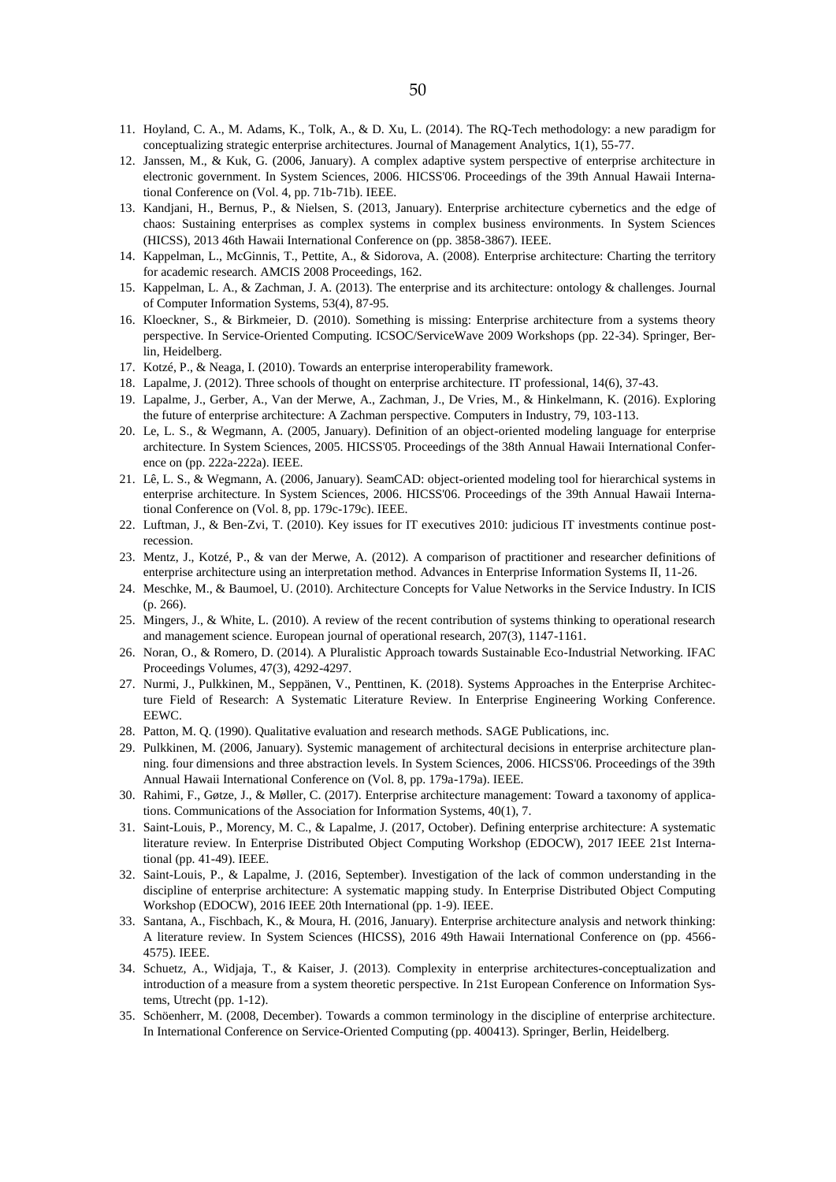11. Hoyland, C. A., M. Adams, K., Tolk, A., & D. Xu, L. (2014). The RQ-Tech methodology: a new paradigm for conceptualizing strategic enterprise architectures. Journal of Management Analytics, 1(1), 55-77.
12. Janssen, M., & Kuk, G. (2006, January). A complex adaptive system perspective of enterprise architecture in electronic government. In System Sciences, 2006. HICSS'06. Proceedings of the 39th Annual Hawaii International Conference on (Vol. 4, pp. 71b-71b). IEEE.
13. Kandjani, H., Bernus, P., & Nielsen, S. (2013, January). Enterprise architecture cybernetics and the edge of chaos: Sustaining enterprises as complex systems in complex business environments. In System Sciences (HICSS), 2013 46th Hawaii International Conference on (pp. 3858-3867). IEEE.
14. Kappelman, L., McGinnis, T., Pettite, A., & Sidorova, A. (2008). Enterprise architecture: Charting the territory for academic research. AMCIS 2008 Proceedings, 162.
15. Kappelman, L. A., & Zachman, J. A. (2013). The enterprise and its architecture: ontology & challenges. Journal of Computer Information Systems, 53(4), 87-95.
16. Kloeckner, S., & Birkmeier, D. (2010). Something is missing: Enterprise architecture from a systems theory perspective. In Service-Oriented Computing. ICSOC/ServiceWave 2009 Workshops (pp. 22-34). Springer, Berlin, Heidelberg.
17. Kotzé, P., & Neaga, I. (2010). Towards an enterprise interoperability framework.
18. Lapalme, J. (2012). Three schools of thought on enterprise architecture. IT professional, 14(6), 37-43.
19. Lapalme, J., Gerber, A., Van der Merwe, A., Zachman, J., De Vries, M., & Hinkelmann, K. (2016). Exploring the future of enterprise architecture: A Zachman perspective. Computers in Industry, 79, 103-113.
20. Le, L. S., & Wegmann, A. (2005, January). Definition of an object-oriented modeling language for enterprise architecture. In System Sciences, 2005. HICSS'05. Proceedings of the 38th Annual Hawaii International Conference on (pp. 222a-222a). IEEE.
21. Lê, L. S., & Wegmann, A. (2006, January). SeamCAD: object-oriented modeling tool for hierarchical systems in enterprise architecture. In System Sciences, 2006. HICSS'06. Proceedings of the 39th Annual Hawaii International Conference on (Vol. 8, pp. 179c-179c). IEEE.
22. Luftman, J., & Ben-Zvi, T. (2010). Key issues for IT executives 2010: judicious IT investments continue post-recession.
23. Mentz, J., Kotzé, P., & van der Merwe, A. (2012). A comparison of practitioner and researcher definitions of enterprise architecture using an interpretation method. Advances in Enterprise Information Systems II, 11-26.
24. Meschke, M., & Baumoel, U. (2010). Architecture Concepts for Value Networks in the Service Industry. In ICIS (p. 266).
25. Mingers, J., & White, L. (2010). A review of the recent contribution of systems thinking to operational research and management science. European journal of operational research, 207(3), 1147-1161.
26. Noran, O., & Romero, D. (2014). A Pluralistic Approach towards Sustainable Eco-Industrial Networking. IFAC Proceedings Volumes, 47(3), 4292-4297.
27. Nurmi, J., Pulkkinen, M., Seppänen, V., Penttinen, K. (2018). Systems Approaches in the Enterprise Architecture Field of Research: A Systematic Literature Review. In Enterprise Engineering Working Conference. EEWC.
28. Patton, M. Q. (1990). Qualitative evaluation and research methods. SAGE Publications, inc.
29. Pulkkinen, M. (2006, January). Systemic management of architectural decisions in enterprise architecture planning. four dimensions and three abstraction levels. In System Sciences, 2006. HICSS'06. Proceedings of the 39th Annual Hawaii International Conference on (Vol. 8, pp. 179a-179a). IEEE.
30. Rahimi, F., Gøtze, J., & Møller, C. (2017). Enterprise architecture management: Toward a taxonomy of applications. Communications of the Association for Information Systems, 40(1), 7.
31. Saint-Louis, P., Morency, M. C., & Lapalme, J. (2017, October). Defining enterprise architecture: A systematic literature review. In Enterprise Distributed Object Computing Workshop (EDOCW), 2017 IEEE 21st International (pp. 41-49). IEEE.
32. Saint-Louis, P., & Lapalme, J. (2016, September). Investigation of the lack of common understanding in the discipline of enterprise architecture: A systematic mapping study. In Enterprise Distributed Object Computing Workshop (EDOCW), 2016 IEEE 20th International (pp. 1-9). IEEE.
33. Santana, A., Fischbach, K., & Moura, H. (2016, January). Enterprise architecture analysis and network thinking: A literature review. In System Sciences (HICSS), 2016 49th Hawaii International Conference on (pp. 4566-4575). IEEE.
34. Schuetz, A., Widjaja, T., & Kaiser, J. (2013). Complexity in enterprise architectures-conceptualization and introduction of a measure from a system theoretic perspective. In 21st European Conference on Information Systems, Utrecht (pp. 1-12).
35. Schöenherr, M. (2008, December). Towards a common terminology in the discipline of enterprise architecture. In International Conference on Service-Oriented Computing (pp. 400413). Springer, Berlin, Heidelberg.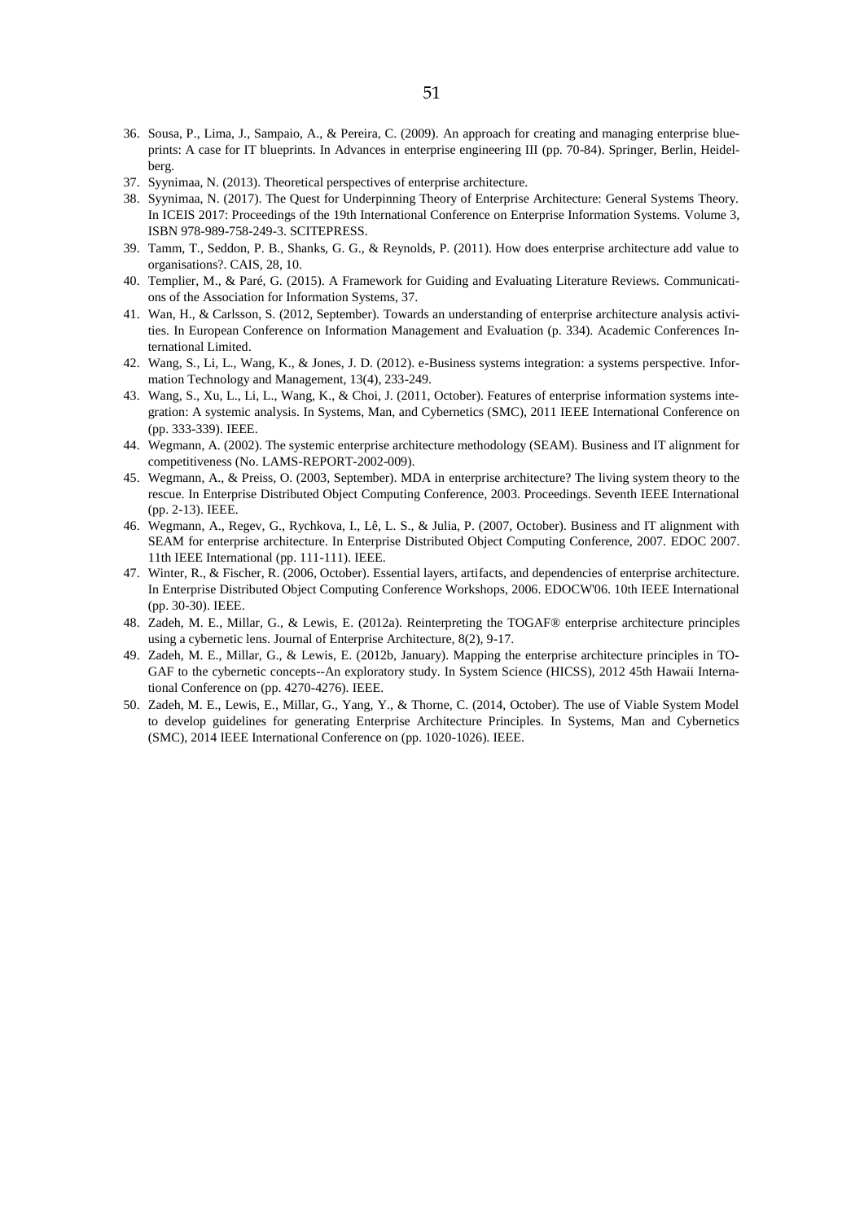36. Sousa, P., Lima, J., Sampaio, A., & Pereira, C. (2009). An approach for creating and managing enterprise blueprints: A case for IT blueprints. In Advances in enterprise engineering III (pp. 70-84). Springer, Berlin, Heidelberg.
37. Syynimaa, N. (2013). Theoretical perspectives of enterprise architecture.
38. Syynimaa, N. (2017). The Quest for Underpinning Theory of Enterprise Architecture: General Systems Theory. In ICEIS 2017: Proceedings of the 19th International Conference on Enterprise Information Systems. Volume 3, ISBN 978-989-758-249-3. SCITEPRESS.
39. Tamm, T., Seddon, P. B., Shanks, G. G., & Reynolds, P. (2011). How does enterprise architecture add value to organisations?. CAIS, 28, 10.
40. Templier, M., & Paré, G. (2015). A Framework for Guiding and Evaluating Literature Reviews. Communications of the Association for Information Systems, 37.
41. Wan, H., & Carlsson, S. (2012, September). Towards an understanding of enterprise architecture analysis activities. In European Conference on Information Management and Evaluation (p. 334). Academic Conferences International Limited.
42. Wang, S., Li, L., Wang, K., & Jones, J. D. (2012). e-Business systems integration: a systems perspective. Information Technology and Management, 13(4), 233-249.
43. Wang, S., Xu, L., Li, L., Wang, K., & Choi, J. (2011, October). Features of enterprise information systems integration: A systemic analysis. In Systems, Man, and Cybernetics (SMC), 2011 IEEE International Conference on (pp. 333-339). IEEE.
44. Wegmann, A. (2002). The systemic enterprise architecture methodology (SEAM). Business and IT alignment for competitiveness (No. LAMS-REPORT-2002-009).
45. Wegmann, A., & Preiss, O. (2003, September). MDA in enterprise architecture? The living system theory to the rescue. In Enterprise Distributed Object Computing Conference, 2003. Proceedings. Seventh IEEE International (pp. 2-13). IEEE.
46. Wegmann, A., Regev, G., Rychkova, I., Lê, L. S., & Julia, P. (2007, October). Business and IT alignment with SEAM for enterprise architecture. In Enterprise Distributed Object Computing Conference, 2007. EDOC 2007. 11th IEEE International (pp. 111-111). IEEE.
47. Winter, R., & Fischer, R. (2006, October). Essential layers, artifacts, and dependencies of enterprise architecture. In Enterprise Distributed Object Computing Conference Workshops, 2006. EDOCW'06. 10th IEEE International (pp. 30-30). IEEE.
48. Zadeh, M. E., Millar, G., & Lewis, E. (2012a). Reinterpreting the TOGAF® enterprise architecture principles using a cybernetic lens. Journal of Enterprise Architecture, 8(2), 9-17.
49. Zadeh, M. E., Millar, G., & Lewis, E. (2012b, January). Mapping the enterprise architecture principles in TOGAF to the cybernetic concepts--An exploratory study. In System Science (HICSS), 2012 45th Hawaii International Conference on (pp. 4270-4276). IEEE.
50. Zadeh, M. E., Lewis, E., Millar, G., Yang, Y., & Thorne, C. (2014, October). The use of Viable System Model to develop guidelines for generating Enterprise Architecture Principles. In Systems, Man and Cybernetics (SMC), 2014 IEEE International Conference on (pp. 1020-1026). IEEE.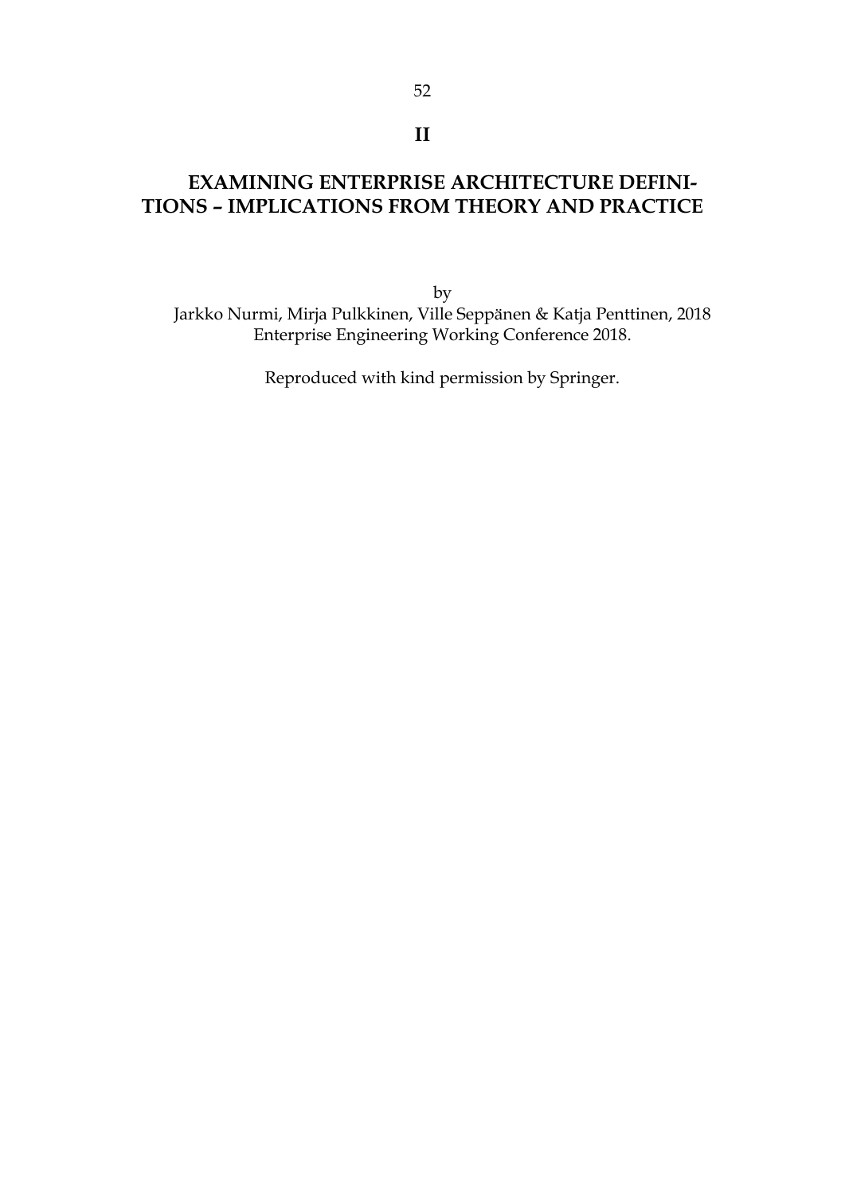# II

## EXAMINING ENTERPRISE ARCHITECTURE DEFINITIONS – IMPLICATIONS FROM THEORY AND PRACTICE

by

Jarkko Nurmi, Mirja Pulkkinen, Ville Seppänen & Katja Penttinen, 2018

Enterprise Engineering Working Conference 2018.

Reproduced with kind permission by Springer.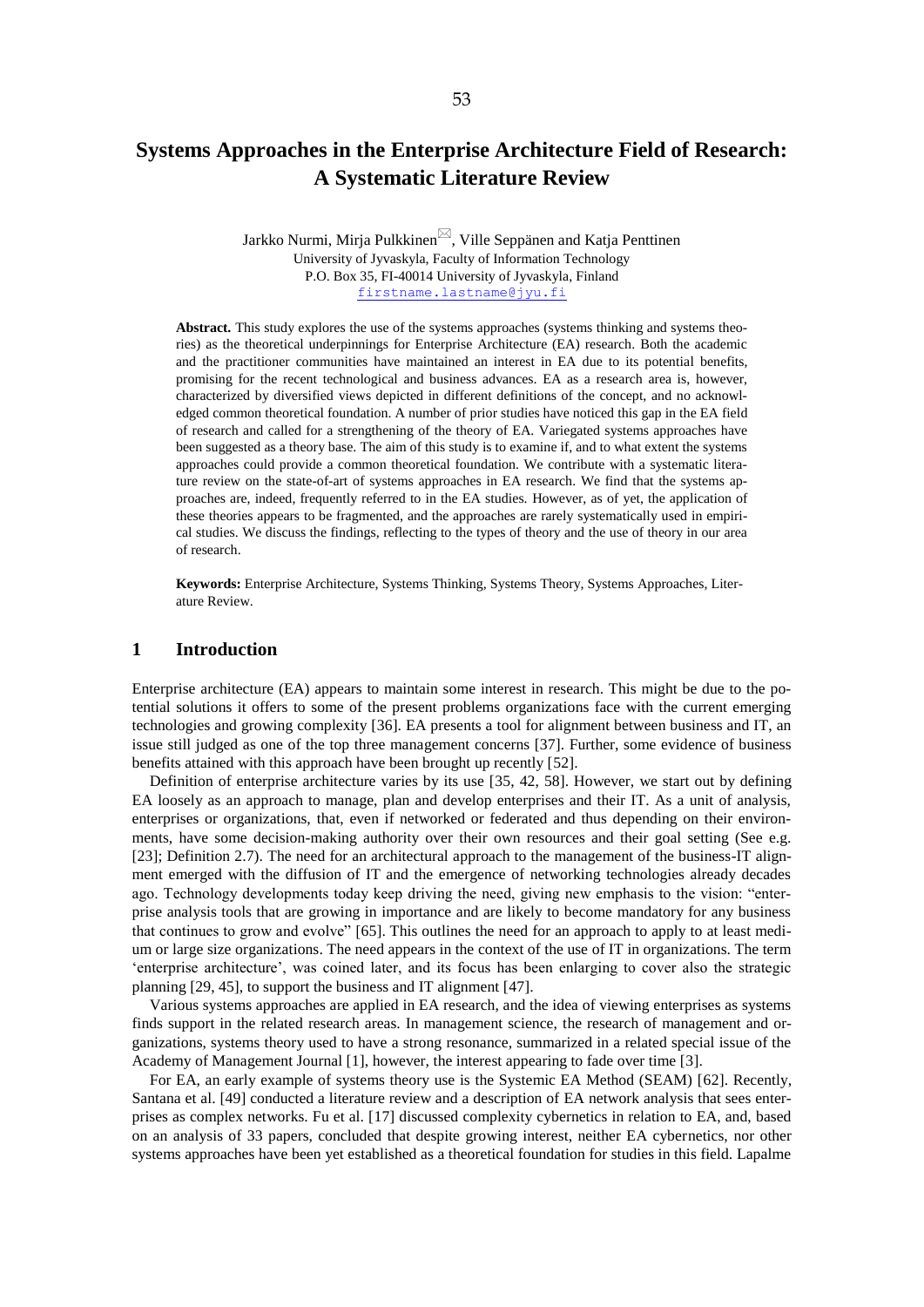# Systems Approaches in the Enterprise Architecture Field of Research: A Systematic Literature Review

Jarkko Nurmi, Mirja Pulkkinen, Ville Seppänen and Katja Penttinen

University of Jyvaskyla, Faculty of Information Technology
P.O. Box 35, FI-40014 University of Jyvaskyla, Finland
firstname.lastname@jyu.fi

**Abstract.** This study explores the use of the systems approaches (systems thinking and systems theories) as the theoretical underpinnings for Enterprise Architecture (EA) research. Both the academic and the practitioner communities have maintained an interest in EA due to its potential benefits, promising for the recent technological and business advances. EA as a research area is, however, characterized by diversified views depicted in different definitions of the concept, and no acknowledged common theoretical foundation. A number of prior studies have noticed this gap in the EA field of research and called for a strengthening of the theory of EA. Variegated systems approaches have been suggested as a theory base. The aim of this study is to examine if, and to what extent the systems approaches could provide a common theoretical foundation. We contribute with a systematic literature review on the state-of-art of systems approaches in EA research. We find that the systems approaches are, indeed, frequently referred to in the EA studies. However, as of yet, the application of these theories appears to be fragmented, and the approaches are rarely systematically used in empirical studies. We discuss the findings, reflecting to the types of theory and the use of theory in our area of research.

**Keywords:** Enterprise Architecture, Systems Thinking, Systems Theory, Systems Approaches, Literature Review.

## 1 Introduction

Enterprise architecture (EA) appears to maintain some interest in research. This might be due to the potential solutions it offers to some of the present problems organizations face with the current emerging technologies and growing complexity [36]. EA presents a tool for alignment between business and IT, an issue still judged as one of the top three management concerns [37]. Further, some evidence of business benefits attained with this approach have been brought up recently [52].

Definition of enterprise architecture varies by its use [35, 42, 58]. However, we start out by defining EA loosely as an approach to manage, plan and develop enterprises and their IT. As a unit of analysis, enterprises or organizations, that, even if networked or federated and thus depending on their environments, have some decision-making authority over their own resources and their goal setting (See e.g. [23]; Definition 2.7). The need for an architectural approach to the management of the business-IT alignment emerged with the diffusion of IT and the emergence of networking technologies already decades ago. Technology developments today keep driving the need, giving new emphasis to the vision: "enterprise analysis tools that are growing in importance and are likely to become mandatory for any business that continues to grow and evolve" [65]. This outlines the need for an approach to apply to at least medium or large size organizations. The need appears in the context of the use of IT in organizations. The term 'enterprise architecture', was coined later, and its focus has been enlarging to cover also the strategic planning [29, 45], to support the business and IT alignment [47].

Various systems approaches are applied in EA research, and the idea of viewing enterprises as systems finds support in the related research areas. In management science, the research of management and organizations, systems theory used to have a strong resonance, summarized in a related special issue of the Academy of Management Journal [1], however, the interest appearing to fade over time [3].

For EA, an early example of systems theory use is the Systemic EA Method (SEAM) [62]. Recently, Santana et al. [49] conducted a literature review and a description of EA network analysis that sees enterprises as complex networks. Fu et al. [17] discussed complexity cybernetics in relation to EA, and, based on an analysis of 33 papers, concluded that despite growing interest, neither EA cybernetics, nor other systems approaches have been yet established as a theoretical foundation for studies in this field. Lapalme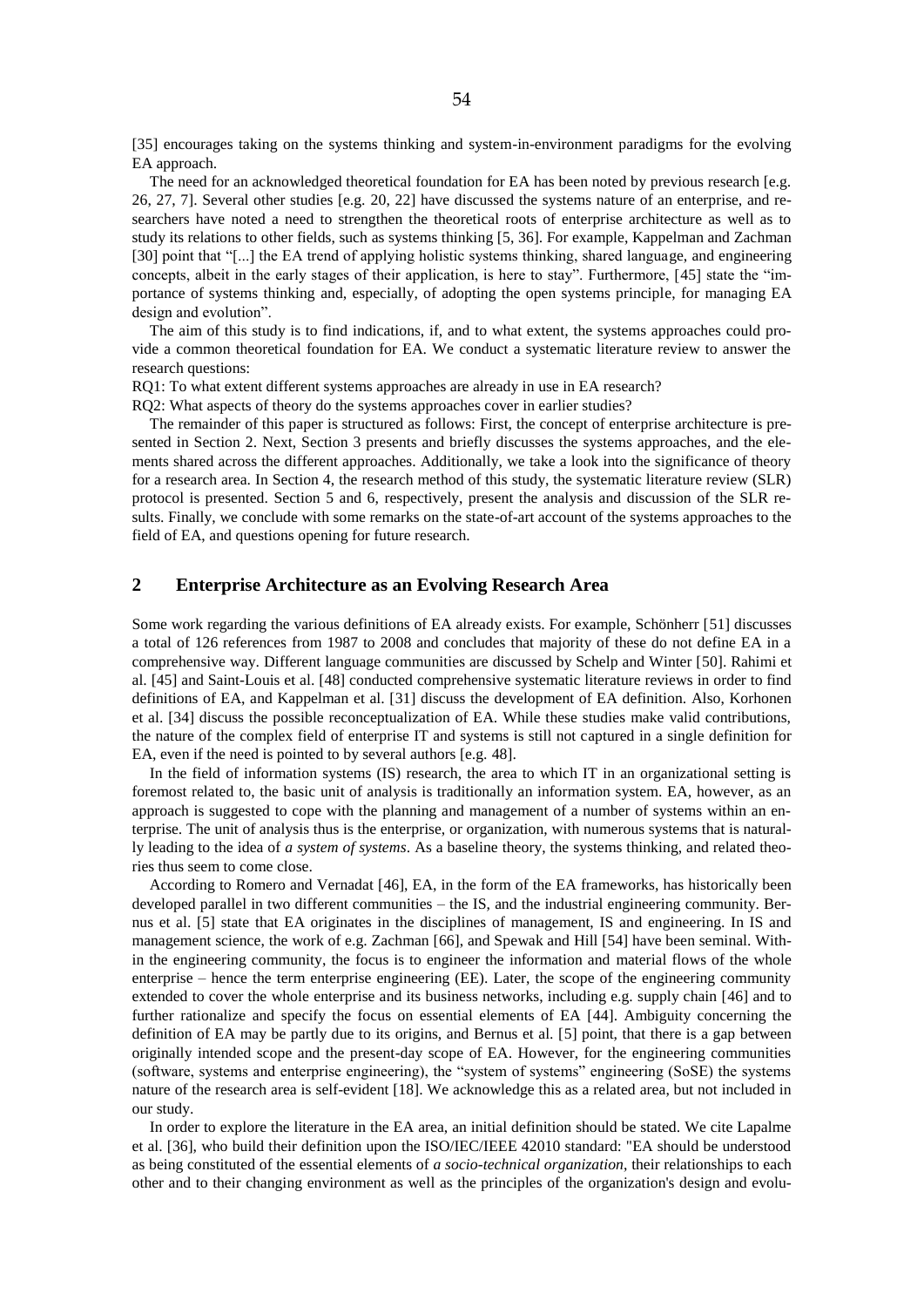[35] encourages taking on the systems thinking and system-in-environment paradigms for the evolving EA approach.

The need for an acknowledged theoretical foundation for EA has been noted by previous research [e.g. 26, 27, 7]. Several other studies [e.g. 20, 22] have discussed the systems nature of an enterprise, and researchers have noted a need to strengthen the theoretical roots of enterprise architecture as well as to study its relations to other fields, such as systems thinking [5, 36]. For example, Kappelman and Zachman [30] point that "[...] the EA trend of applying holistic systems thinking, shared language, and engineering concepts, albeit in the early stages of their application, is here to stay". Furthermore, [45] state the "importance of systems thinking and, especially, of adopting the open systems principle, for managing EA design and evolution".

The aim of this study is to find indications, if, and to what extent, the systems approaches could provide a common theoretical foundation for EA. We conduct a systematic literature review to answer the research questions:

RQ1: To what extent different systems approaches are already in use in EA research?

RQ2: What aspects of theory do the systems approaches cover in earlier studies?

The remainder of this paper is structured as follows: First, the concept of enterprise architecture is presented in Section 2. Next, Section 3 presents and briefly discusses the systems approaches, and the elements shared across the different approaches. Additionally, we take a look into the significance of theory for a research area. In Section 4, the research method of this study, the systematic literature review (SLR) protocol is presented. Section 5 and 6, respectively, present the analysis and discussion of the SLR results. Finally, we conclude with some remarks on the state-of-art account of the systems approaches to the field of EA, and questions opening for future research.

## 2 Enterprise Architecture as an Evolving Research Area

Some work regarding the various definitions of EA already exists. For example, Schönherr [51] discusses a total of 126 references from 1987 to 2008 and concludes that majority of these do not define EA in a comprehensive way. Different language communities are discussed by Schelp and Winter [50]. Rahimi et al. [45] and Saint-Louis et al. [48] conducted comprehensive systematic literature reviews in order to find definitions of EA, and Kappelman et al. [31] discuss the development of EA definition. Also, Korhonen et al. [34] discuss the possible reconceptualization of EA. While these studies make valid contributions, the nature of the complex field of enterprise IT and systems is still not captured in a single definition for EA, even if the need is pointed to by several authors [e.g. 48].

In the field of information systems (IS) research, the area to which IT in an organizational setting is foremost related to, the basic unit of analysis is traditionally an information system. EA, however, as an approach is suggested to cope with the planning and management of a number of systems within an enterprise. The unit of analysis thus is the enterprise, or organization, with numerous systems that is naturally leading to the idea of *a system of systems*. As a baseline theory, the systems thinking, and related theories thus seem to come close.

According to Romero and Vernadat [46], EA, in the form of the EA frameworks, has historically been developed parallel in two different communities – the IS, and the industrial engineering community. Bernus et al. [5] state that EA originates in the disciplines of management, IS and engineering. In IS and management science, the work of e.g. Zachman [66], and Spewak and Hill [54] have been seminal. Within the engineering community, the focus is to engineer the information and material flows of the whole enterprise – hence the term enterprise engineering (EE). Later, the scope of the engineering community extended to cover the whole enterprise and its business networks, including e.g. supply chain [46] and to further rationalize and specify the focus on essential elements of EA [44]. Ambiguity concerning the definition of EA may be partly due to its origins, and Bernus et al. [5] point, that there is a gap between originally intended scope and the present-day scope of EA. However, for the engineering communities (software, systems and enterprise engineering), the "system of systems" engineering (SoSE) the systems nature of the research area is self-evident [18]. We acknowledge this as a related area, but not included in our study.

In order to explore the literature in the EA area, an initial definition should be stated. We cite Lapalme et al. [36], who build their definition upon the ISO/IEC/IEEE 42010 standard: "EA should be understood as being constituted of the essential elements of *a socio-technical organization*, their relationships to each other and to their changing environment as well as the principles of the organization's design and evolu-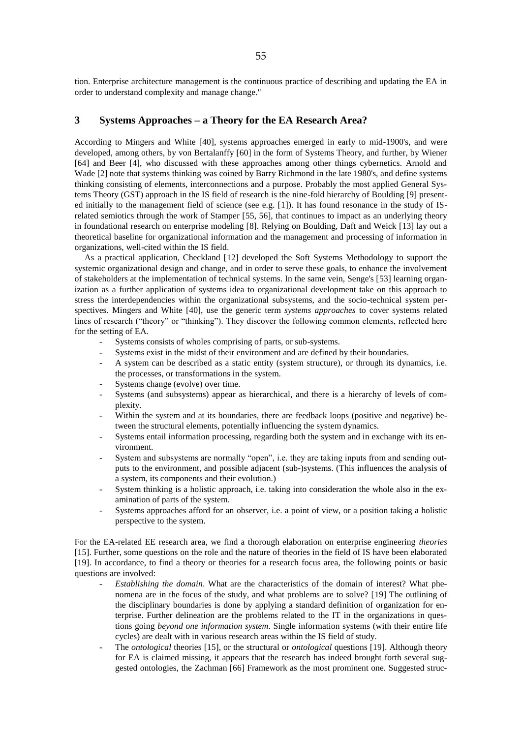tion. Enterprise architecture management is the continuous practice of describing and updating the EA in order to understand complexity and manage change."

## 3 Systems Approaches – a Theory for the EA Research Area?

According to Mingers and White [40], systems approaches emerged in early to mid-1900's, and were developed, among others, by von Bertalanffy [60] in the form of Systems Theory, and further, by Wiener [64] and Beer [4], who discussed with these approaches among other things cybernetics. Arnold and Wade [2] note that systems thinking was coined by Barry Richmond in the late 1980's, and define systems thinking consisting of elements, interconnections and a purpose. Probably the most applied General Systems Theory (GST) approach in the IS field of research is the nine-fold hierarchy of Boulding [9] presented initially to the management field of science (see e.g. [1]). It has found resonance in the study of IS-related semiotics through the work of Stamper [55, 56], that continues to impact as an underlying theory in foundational research on enterprise modeling [8]. Relying on Boulding, Daft and Weick [13] lay out a theoretical baseline for organizational information and the management and processing of information in organizations, well-cited within the IS field.

As a practical application, Checkland [12] developed the Soft Systems Methodology to support the systemic organizational design and change, and in order to serve these goals, to enhance the involvement of stakeholders at the implementation of technical systems. In the same vein, Senge's [53] learning organization as a further application of systems idea to organizational development take on this approach to stress the interdependencies within the organizational subsystems, and the socio-technical system perspectives. Mingers and White [40], use the generic term *systems approaches* to cover systems related lines of research ("theory" or "thinking"). They discover the following common elements, reflected here for the setting of EA.

- Systems consists of wholes comprising of parts, or sub-systems.
- Systems exist in the midst of their environment and are defined by their boundaries.
- A system can be described as a static entity (system structure), or through its dynamics, i.e. the processes, or transformations in the system.
- Systems change (evolve) over time.
- Systems (and subsystems) appear as hierarchical, and there is a hierarchy of levels of complexity.
- Within the system and at its boundaries, there are feedback loops (positive and negative) between the structural elements, potentially influencing the system dynamics.
- Systems entail information processing, regarding both the system and in exchange with its environment.
- System and subsystems are normally "open", i.e. they are taking inputs from and sending outputs to the environment, and possible adjacent (sub-)systems. (This influences the analysis of a system, its components and their evolution.)
- System thinking is a holistic approach, i.e. taking into consideration the whole also in the examination of parts of the system.
- Systems approaches afford for an observer, i.e. a point of view, or a position taking a holistic perspective to the system.

For the EA-related EE research area, we find a thorough elaboration on enterprise engineering *theories* [15]. Further, some questions on the role and the nature of theories in the field of IS have been elaborated [19]. In accordance, to find a theory or theories for a research focus area, the following points or basic questions are involved:

- *Establishing the domain*. What are the characteristics of the domain of interest? What phenomena are in the focus of the study, and what problems are to solve? [19] The outlining of the disciplinary boundaries is done by applying a standard definition of organization for enterprise. Further delineation are the problems related to the IT in the organizations in questions going *beyond one information system*. Single information systems (with their entire life cycles) are dealt with in various research areas within the IS field of study.
- The *ontological* theories [15], or the structural or *ontological* questions [19]. Although theory for EA is claimed missing, it appears that the research has indeed brought forth several suggested ontologies, the Zachman [66] Framework as the most prominent one. Suggested struc-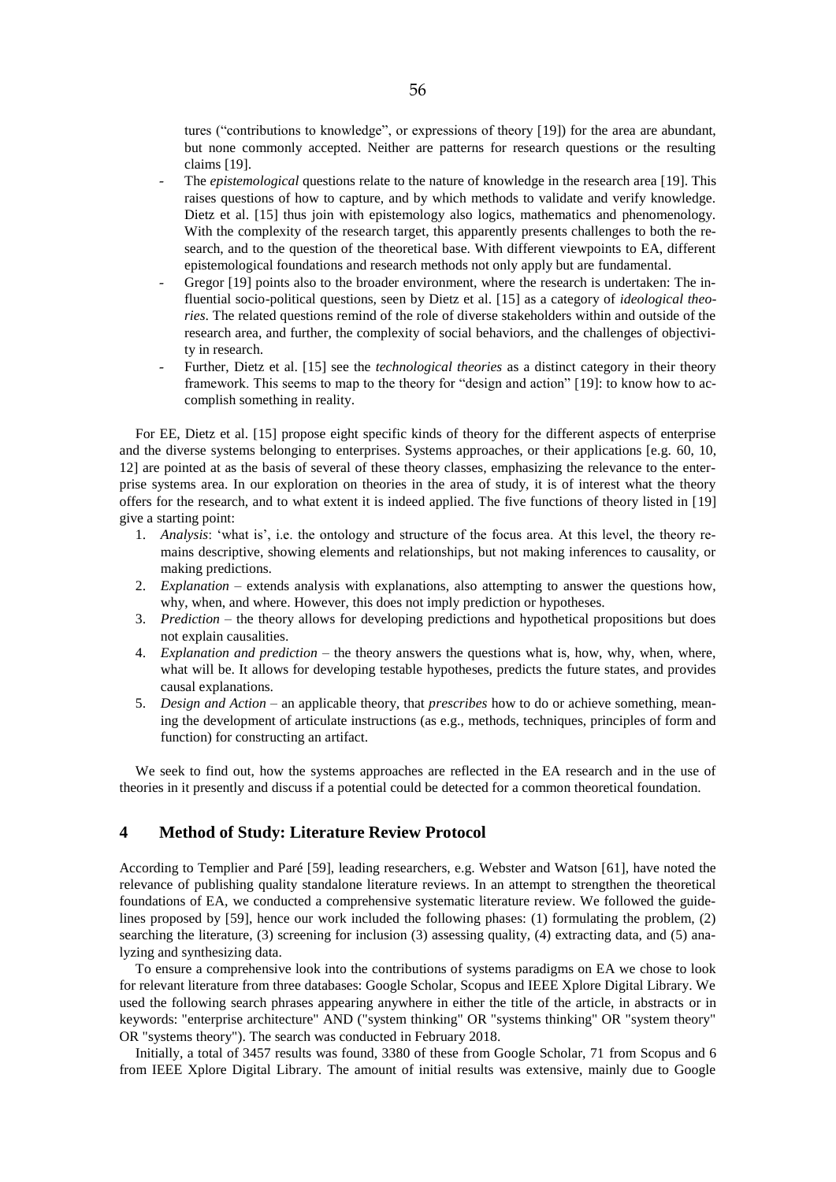tures ("contributions to knowledge", or expressions of theory [19]) for the area are abundant, but none commonly accepted. Neither are patterns for research questions or the resulting claims [19].

- The *epistemological* questions relate to the nature of knowledge in the research area [19]. This raises questions of how to capture, and by which methods to validate and verify knowledge. Dietz et al. [15] thus join with epistemology also logics, mathematics and phenomenology. With the complexity of the research target, this apparently presents challenges to both the research, and to the question of the theoretical base. With different viewpoints to EA, different epistemological foundations and research methods not only apply but are fundamental.
- Gregor [19] points also to the broader environment, where the research is undertaken: The influential socio-political questions, seen by Dietz et al. [15] as a category of *ideological theories*. The related questions remind of the role of diverse stakeholders within and outside of the research area, and further, the complexity of social behaviors, and the challenges of objectivity in research.
- Further, Dietz et al. [15] see the *technological theories* as a distinct category in their theory framework. This seems to map to the theory for "design and action" [19]: to know how to accomplish something in reality.

For EE, Dietz et al. [15] propose eight specific kinds of theory for the different aspects of enterprise and the diverse systems belonging to enterprises. Systems approaches, or their applications [e.g. 60, 10, 12] are pointed at as the basis of several of these theory classes, emphasizing the relevance to the enterprise systems area. In our exploration on theories in the area of study, it is of interest what the theory offers for the research, and to what extent it is indeed applied. The five functions of theory listed in [19] give a starting point:

1. *Analysis*: 'what is', i.e. the ontology and structure of the focus area. At this level, the theory remains descriptive, showing elements and relationships, but not making inferences to causality, or making predictions.
2. *Explanation* – extends analysis with explanations, also attempting to answer the questions how, why, when, and where. However, this does not imply prediction or hypotheses.
3. *Prediction* – the theory allows for developing predictions and hypothetical propositions but does not explain causalities.
4. *Explanation and prediction* – the theory answers the questions what is, how, why, when, where, what will be. It allows for developing testable hypotheses, predicts the future states, and provides causal explanations.
5. *Design and Action* – an applicable theory, that *prescribes* how to do or achieve something, meaning the development of articulate instructions (as e.g., methods, techniques, principles of form and function) for constructing an artifact.

We seek to find out, how the systems approaches are reflected in the EA research and in the use of theories in it presently and discuss if a potential could be detected for a common theoretical foundation.

## 4 Method of Study: Literature Review Protocol

According to Templier and Paré [59], leading researchers, e.g. Webster and Watson [61], have noted the relevance of publishing quality standalone literature reviews. In an attempt to strengthen the theoretical foundations of EA, we conducted a comprehensive systematic literature review. We followed the guidelines proposed by [59], hence our work included the following phases: (1) formulating the problem, (2) searching the literature, (3) screening for inclusion (3) assessing quality, (4) extracting data, and (5) analyzing and synthesizing data.

To ensure a comprehensive look into the contributions of systems paradigms on EA we chose to look for relevant literature from three databases: Google Scholar, Scopus and IEEE Xplore Digital Library. We used the following search phrases appearing anywhere in either the title of the article, in abstracts or in keywords: "enterprise architecture" AND ("system thinking" OR "systems thinking" OR "system theory" OR "systems theory"). The search was conducted in February 2018.

Initially, a total of 3457 results was found, 3380 of these from Google Scholar, 71 from Scopus and 6 from IEEE Xplore Digital Library. The amount of initial results was extensive, mainly due to Google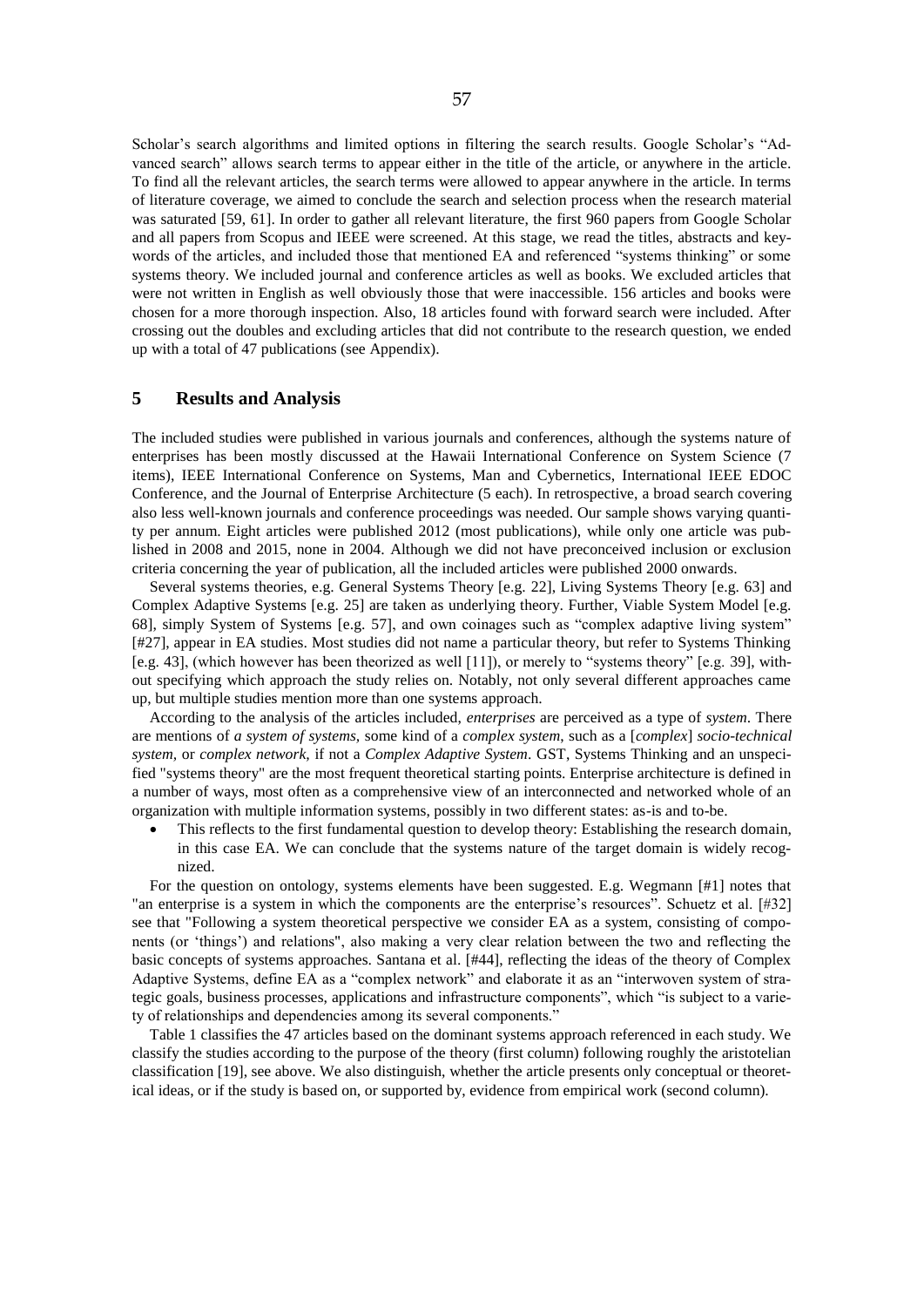Scholar's search algorithms and limited options in filtering the search results. Google Scholar's "Advanced search" allows search terms to appear either in the title of the article, or anywhere in the article. To find all the relevant articles, the search terms were allowed to appear anywhere in the article. In terms of literature coverage, we aimed to conclude the search and selection process when the research material was saturated [59, 61]. In order to gather all relevant literature, the first 960 papers from Google Scholar and all papers from Scopus and IEEE were screened. At this stage, we read the titles, abstracts and keywords of the articles, and included those that mentioned EA and referenced "systems thinking" or some systems theory. We included journal and conference articles as well as books. We excluded articles that were not written in English as well obviously those that were inaccessible. 156 articles and books were chosen for a more thorough inspection. Also, 18 articles found with forward search were included. After crossing out the doubles and excluding articles that did not contribute to the research question, we ended up with a total of 47 publications (see Appendix).

## 5 Results and Analysis

The included studies were published in various journals and conferences, although the systems nature of enterprises has been mostly discussed at the Hawaii International Conference on System Science (7 items), IEEE International Conference on Systems, Man and Cybernetics, International IEEE EDOC Conference, and the Journal of Enterprise Architecture (5 each). In retrospective, a broad search covering also less well-known journals and conference proceedings was needed. Our sample shows varying quantity per annum. Eight articles were published 2012 (most publications), while only one article was published in 2008 and 2015, none in 2004. Although we did not have preconceived inclusion or exclusion criteria concerning the year of publication, all the included articles were published 2000 onwards.

Several systems theories, e.g. General Systems Theory [e.g. 22], Living Systems Theory [e.g. 63] and Complex Adaptive Systems [e.g. 25] are taken as underlying theory. Further, Viable System Model [e.g. 68], simply System of Systems [e.g. 57], and own coinages such as "complex adaptive living system" [#27], appear in EA studies. Most studies did not name a particular theory, but refer to Systems Thinking [e.g. 43], (which however has been theorized as well [11]), or merely to "systems theory" [e.g. 39], without specifying which approach the study relies on. Notably, not only several different approaches came up, but multiple studies mention more than one systems approach.

According to the analysis of the articles included, *enterprises* are perceived as a type of *system*. There are mentions of *a system of systems*, some kind of a *complex system*, such as a [*complex*] *socio-technical system*, or *complex network*, if not a *Complex Adaptive System*. GST, Systems Thinking and an unspecified "systems theory" are the most frequent theoretical starting points. Enterprise architecture is defined in a number of ways, most often as a comprehensive view of an interconnected and networked whole of an organization with multiple information systems, possibly in two different states: as-is and to-be.

- This reflects to the first fundamental question to develop theory: Establishing the research domain, in this case EA. We can conclude that the systems nature of the target domain is widely recognized.

For the question on ontology, systems elements have been suggested. E.g. Wegmann [#1] notes that "an enterprise is a system in which the components are the enterprise's resources". Schuetz et al. [#32] see that "Following a system theoretical perspective we consider EA as a system, consisting of components (or 'things') and relations", also making a very clear relation between the two and reflecting the basic concepts of systems approaches. Santana et al. [#44], reflecting the ideas of the theory of Complex Adaptive Systems, define EA as a "complex network" and elaborate it as an "interwoven system of strategic goals, business processes, applications and infrastructure components", which "is subject to a variety of relationships and dependencies among its several components."

Table 1 classifies the 47 articles based on the dominant systems approach referenced in each study. We classify the studies according to the purpose of the theory (first column) following roughly the aristotelian classification [19], see above. We also distinguish, whether the article presents only conceptual or theoretical ideas, or if the study is based on, or supported by, evidence from empirical work (second column).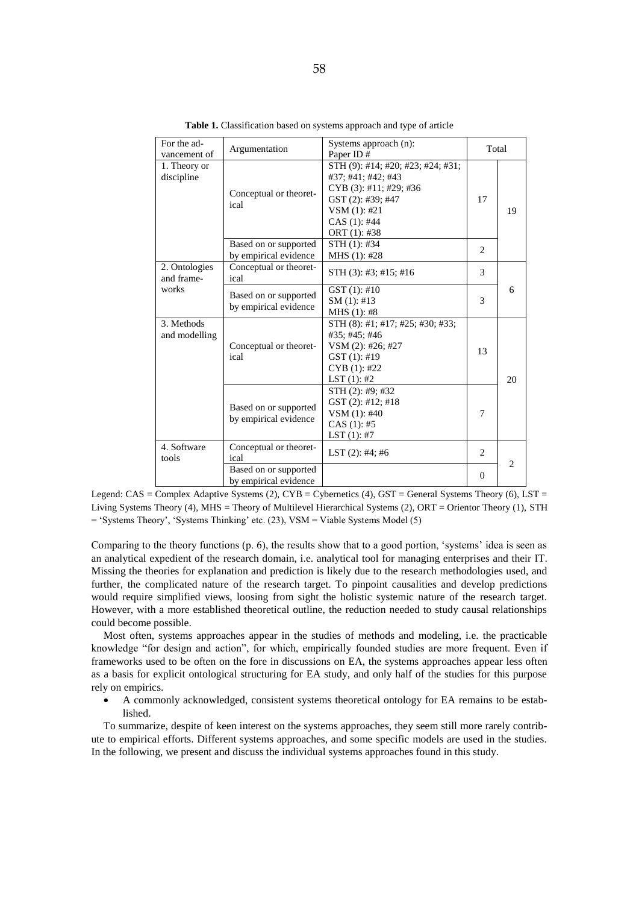**Table 1.** Classification based on systems approach and type of article

| For the advancement of | Argumentation | Systems approach (n): Paper ID # | Total | |
|---|---|---|---|---|
| 1. Theory or discipline | Conceptual or theoretical | STH (9): #14; #20; #23; #24; #31; #37; #41; #42; #43<br>CYB (3): #11; #29; #36<br>GST (2): #39; #47<br>VSM (1): #21<br>CAS (1): #44<br>ORT (1): #38 | 17 | 19 |
| | Based on or supported by empirical evidence | STH (1): #34<br>MHS (1): #28 | 2 | |
| 2. Ontologies and frameworks | Conceptual or theoretical | STH (3): #3; #15; #16 | 3 | 6 |
| | Based on or supported by empirical evidence | GST (1): #10<br>SM (1): #13<br>MHS (1): #8 | 3 | |
| 3. Methods and modelling | Conceptual or theoretical | STH (8): #1; #17; #25; #30; #33; #35; #45; #46<br>VSM (2): #26; #27<br>GST (1): #19<br>CYB (1): #22<br>LST (1): #2 | 13 | 20 |
| | Based on or supported by empirical evidence | STH (2): #9; #32<br>GST (2): #12; #18<br>VSM (1): #40<br>CAS (1): #5<br>LST (1): #7 | 7 | |
| 4. Software tools | Conceptual or theoretical | LST (2): #4; #6 | 2 | 2 |
| | Based on or supported by empirical evidence | | 0 | |

Legend: CAS = Complex Adaptive Systems (2), CYB = Cybernetics (4), GST = General Systems Theory (6), LST = Living Systems Theory (4), MHS = Theory of Multilevel Hierarchical Systems (2), ORT = Orientor Theory (1), STH = 'Systems Theory', 'Systems Thinking' etc. (23), VSM = Viable Systems Model (5)

Comparing to the theory functions (p. 6), the results show that to a good portion, 'systems' idea is seen as an analytical expedient of the research domain, i.e. analytical tool for managing enterprises and their IT. Missing the theories for explanation and prediction is likely due to the research methodologies used, and further, the complicated nature of the research target. To pinpoint causalities and develop predictions would require simplified views, loosing from sight the holistic systemic nature of the research target. However, with a more established theoretical outline, the reduction needed to study causal relationships could become possible.

Most often, systems approaches appear in the studies of methods and modeling, i.e. the practicable knowledge "for design and action", for which, empirically founded studies are more frequent. Even if frameworks used to be often on the fore in discussions on EA, the systems approaches appear less often as a basis for explicit ontological structuring for EA study, and only half of the studies for this purpose rely on empirics.

- A commonly acknowledged, consistent systems theoretical ontology for EA remains to be established.

To summarize, despite of keen interest on the systems approaches, they seem still more rarely contribute to empirical efforts. Different systems approaches, and some specific models are used in the studies. In the following, we present and discuss the individual systems approaches found in this study.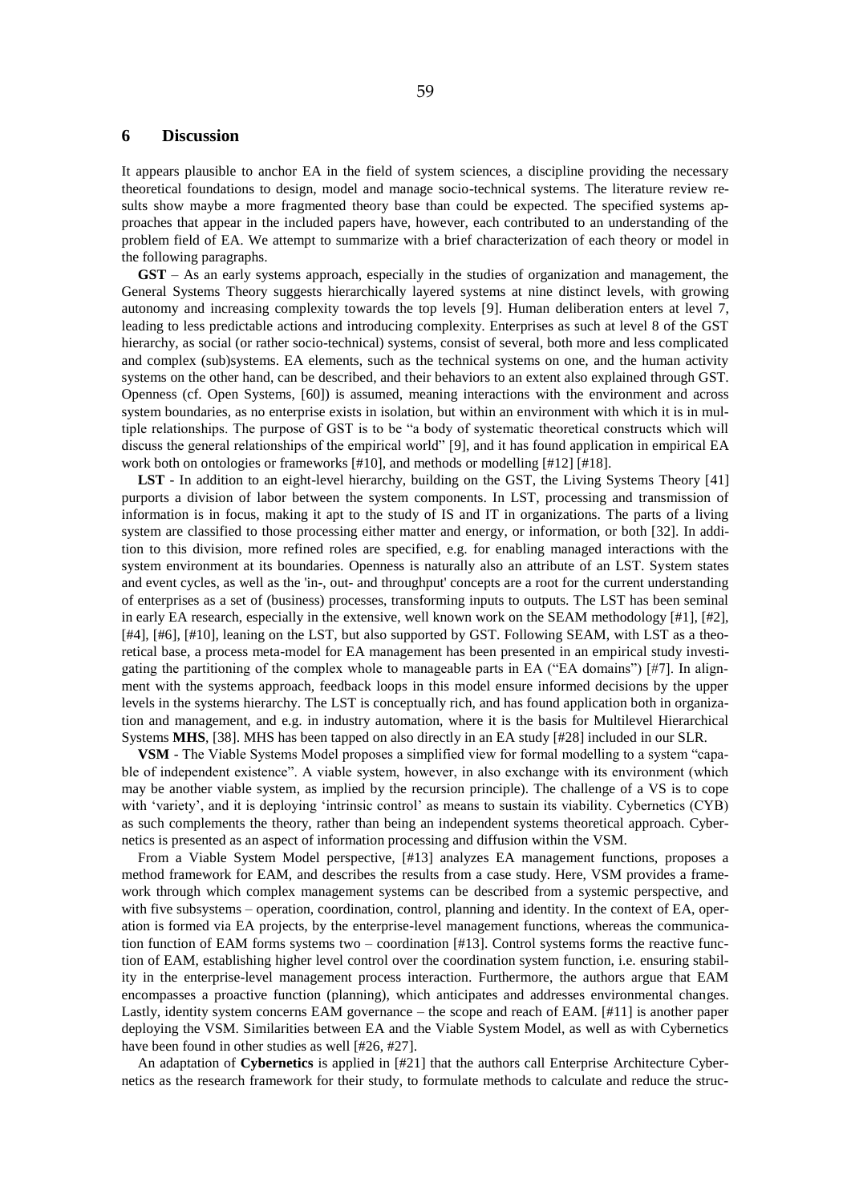## 6 Discussion

It appears plausible to anchor EA in the field of system sciences, a discipline providing the necessary theoretical foundations to design, model and manage socio-technical systems. The literature review results show maybe a more fragmented theory base than could be expected. The specified systems approaches that appear in the included papers have, however, each contributed to an understanding of the problem field of EA. We attempt to summarize with a brief characterization of each theory or model in the following paragraphs.

**GST** – As an early systems approach, especially in the studies of organization and management, the General Systems Theory suggests hierarchically layered systems at nine distinct levels, with growing autonomy and increasing complexity towards the top levels [9]. Human deliberation enters at level 7, leading to less predictable actions and introducing complexity. Enterprises as such at level 8 of the GST hierarchy, as social (or rather socio-technical) systems, consist of several, both more and less complicated and complex (sub)systems. EA elements, such as the technical systems on one, and the human activity systems on the other hand, can be described, and their behaviors to an extent also explained through GST. Openness (cf. Open Systems, [60]) is assumed, meaning interactions with the environment and across system boundaries, as no enterprise exists in isolation, but within an environment with which it is in multiple relationships. The purpose of GST is to be "a body of systematic theoretical constructs which will discuss the general relationships of the empirical world" [9], and it has found application in empirical EA work both on ontologies or frameworks [#10], and methods or modelling [#12] [#18].

**LST** - In addition to an eight-level hierarchy, building on the GST, the Living Systems Theory [41] purports a division of labor between the system components. In LST, processing and transmission of information is in focus, making it apt to the study of IS and IT in organizations. The parts of a living system are classified to those processing either matter and energy, or information, or both [32]. In addition to this division, more refined roles are specified, e.g. for enabling managed interactions with the system environment at its boundaries. Openness is naturally also an attribute of an LST. System states and event cycles, as well as the 'in-, out- and throughput' concepts are a root for the current understanding of enterprises as a set of (business) processes, transforming inputs to outputs. The LST has been seminal in early EA research, especially in the extensive, well known work on the SEAM methodology [#1], [#2], [#4], [#6], [#10], leaning on the LST, but also supported by GST. Following SEAM, with LST as a theoretical base, a process meta-model for EA management has been presented in an empirical study investigating the partitioning of the complex whole to manageable parts in EA ("EA domains") [#7]. In alignment with the systems approach, feedback loops in this model ensure informed decisions by the upper levels in the systems hierarchy. The LST is conceptually rich, and has found application both in organization and management, and e.g. in industry automation, where it is the basis for Multilevel Hierarchical Systems **MHS**, [38]. MHS has been tapped on also directly in an EA study [#28] included in our SLR.

**VSM** - The Viable Systems Model proposes a simplified view for formal modelling to a system "capable of independent existence". A viable system, however, in also exchange with its environment (which may be another viable system, as implied by the recursion principle). The challenge of a VS is to cope with 'variety', and it is deploying 'intrinsic control' as means to sustain its viability. Cybernetics (CYB) as such complements the theory, rather than being an independent systems theoretical approach. Cybernetics is presented as an aspect of information processing and diffusion within the VSM.

From a Viable System Model perspective, [#13] analyzes EA management functions, proposes a method framework for EAM, and describes the results from a case study. Here, VSM provides a framework through which complex management systems can be described from a systemic perspective, and with five subsystems – operation, coordination, control, planning and identity. In the context of EA, operation is formed via EA projects, by the enterprise-level management functions, whereas the communication function of EAM forms systems two – coordination [#13]. Control systems forms the reactive function of EAM, establishing higher level control over the coordination system function, i.e. ensuring stability in the enterprise-level management process interaction. Furthermore, the authors argue that EAM encompasses a proactive function (planning), which anticipates and addresses environmental changes. Lastly, identity system concerns EAM governance – the scope and reach of EAM. [#11] is another paper deploying the VSM. Similarities between EA and the Viable System Model, as well as with Cybernetics have been found in other studies as well [#26, #27].

An adaptation of **Cybernetics** is applied in [#21] that the authors call Enterprise Architecture Cybernetics as the research framework for their study, to formulate methods to calculate and reduce the struc-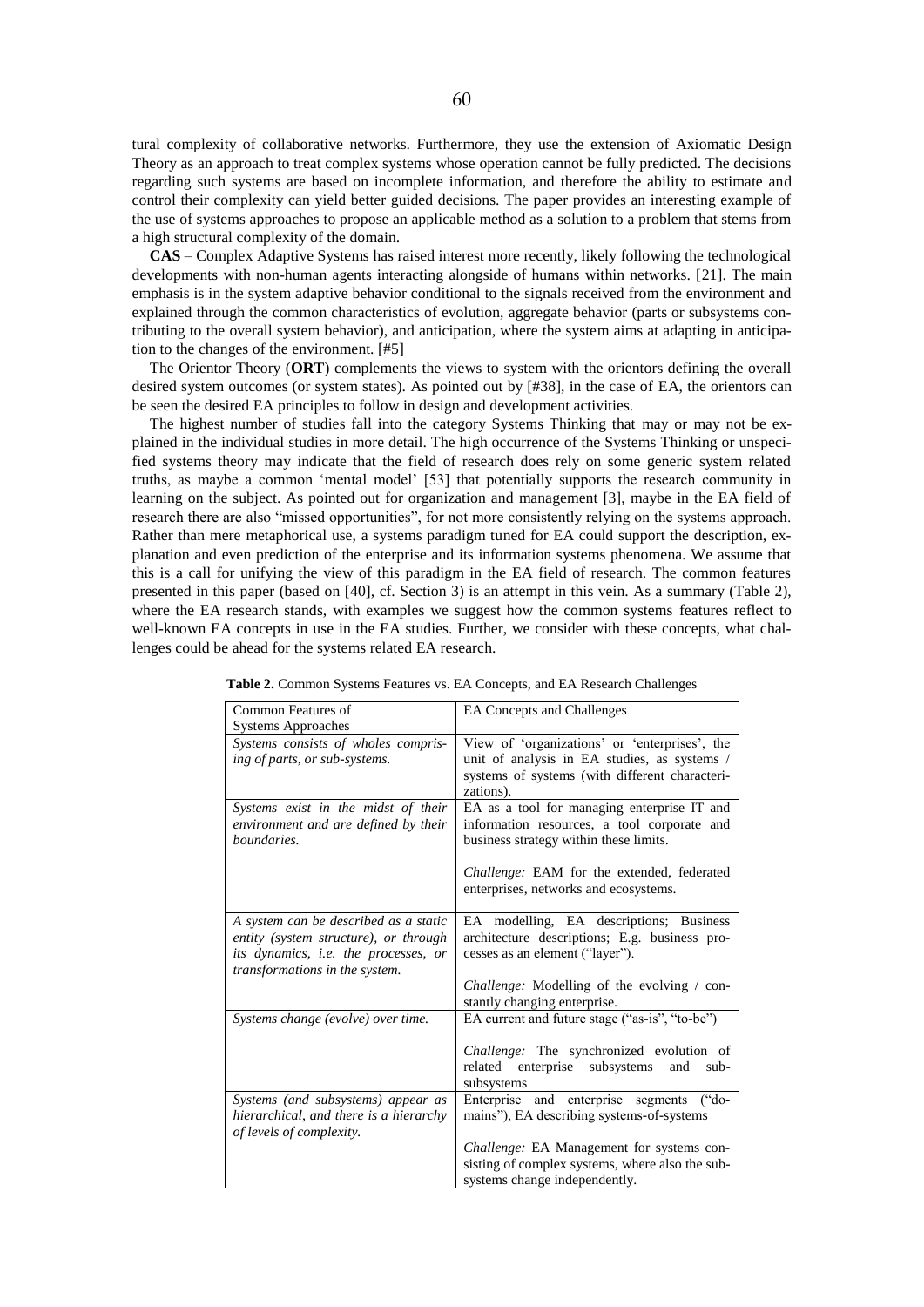tural complexity of collaborative networks. Furthermore, they use the extension of Axiomatic Design Theory as an approach to treat complex systems whose operation cannot be fully predicted. The decisions regarding such systems are based on incomplete information, and therefore the ability to estimate and control their complexity can yield better guided decisions. The paper provides an interesting example of the use of systems approaches to propose an applicable method as a solution to a problem that stems from a high structural complexity of the domain.

**CAS** – Complex Adaptive Systems has raised interest more recently, likely following the technological developments with non-human agents interacting alongside of humans within networks. [21]. The main emphasis is in the system adaptive behavior conditional to the signals received from the environment and explained through the common characteristics of evolution, aggregate behavior (parts or subsystems contributing to the overall system behavior), and anticipation, where the system aims at adapting in anticipation to the changes of the environment. [#5]

The Orientor Theory (**ORT**) complements the views to system with the orientors defining the overall desired system outcomes (or system states). As pointed out by [#38], in the case of EA, the orientors can be seen the desired EA principles to follow in design and development activities.

The highest number of studies fall into the category Systems Thinking that may or may not be explained in the individual studies in more detail. The high occurrence of the Systems Thinking or unspecified systems theory may indicate that the field of research does rely on some generic system related truths, as maybe a common 'mental model' [53] that potentially supports the research community in learning on the subject. As pointed out for organization and management [3], maybe in the EA field of research there are also "missed opportunities", for not more consistently relying on the systems approach. Rather than mere metaphorical use, a systems paradigm tuned for EA could support the description, explanation and even prediction of the enterprise and its information systems phenomena. We assume that this is a call for unifying the view of this paradigm in the EA field of research. The common features presented in this paper (based on [40], cf. Section 3) is an attempt in this vein. As a summary (Table 2), where the EA research stands, with examples we suggest how the common systems features reflect to well-known EA concepts in use in the EA studies. Further, we consider with these concepts, what challenges could be ahead for the systems related EA research.

**Table 2.** Common Systems Features vs. EA Concepts, and EA Research Challenges

| Common Features of Systems Approaches | EA Concepts and Challenges |
|---|---|
| *Systems consists of wholes comprising of parts, or sub-systems.* | View of 'organizations' or 'enterprises', the unit of analysis in EA studies, as systems / systems of systems (with different characterizations). |
| *Systems exist in the midst of their environment and are defined by their boundaries.* | EA as a tool for managing enterprise IT and information resources, a tool corporate and business strategy within these limits.<br><br>*Challenge:* EAM for the extended, federated enterprises, networks and ecosystems. |
| *A system can be described as a static entity (system structure), or through its dynamics, i.e. the processes, or transformations in the system.* | EA modelling, EA descriptions; Business architecture descriptions; E.g. business processes as an element ("layer").<br><br>*Challenge:* Modelling of the evolving / constantly changing enterprise. |
| *Systems change (evolve) over time.* | EA current and future stage ("as-is", "to-be")<br><br>*Challenge:* The synchronized evolution of related enterprise subsystems and sub-subsystems |
| *Systems (and subsystems) appear as hierarchical, and there is a hierarchy of levels of complexity.* | Enterprise and enterprise segments ("domains"), EA describing systems-of-systems<br><br>*Challenge:* EA Management for systems consisting of complex systems, where also the subsystems change independently. |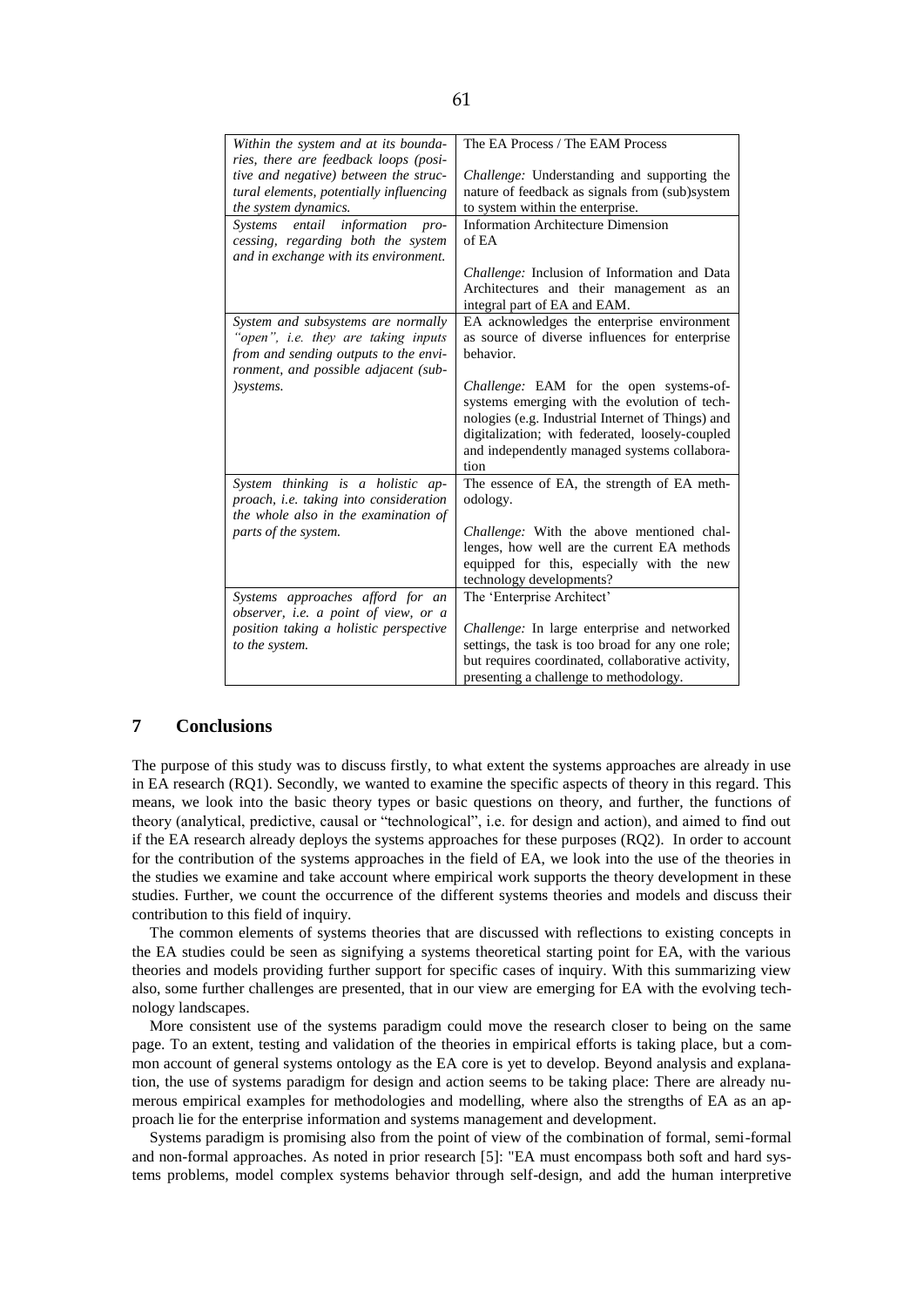| | |
|---|---|
| *Within the system and at its boundaries, there are feedback loops (positive and negative) between the structural elements, potentially influencing the system dynamics.* | The EA Process / The EAM Process<br><br>*Challenge:* Understanding and supporting the nature of feedback as signals from (sub)system to system within the enterprise. |
| *Systems entail information processing, regarding both the system and in exchange with its environment.* | Information Architecture Dimension of EA<br><br>*Challenge:* Inclusion of Information and Data Architectures and their management as an integral part of EA and EAM. |
| *System and subsystems are normally "open", i.e. they are taking inputs from and sending outputs to the environment, and possible adjacent (sub-)systems.* | EA acknowledges the enterprise environment as source of diverse influences for enterprise behavior.<br><br>*Challenge:* EAM for the open systems-of-systems emerging with the evolution of technologies (e.g. Industrial Internet of Things) and digitalization; with federated, loosely-coupled and independently managed systems collaboration |
| *System thinking is a holistic approach, i.e. taking into consideration the whole also in the examination of parts of the system.* | The essence of EA, the strength of EA methodology.<br><br>*Challenge:* With the above mentioned challenges, how well are the current EA methods equipped for this, especially with the new technology developments? |
| *Systems approaches afford for an observer, i.e. a point of view, or a position taking a holistic perspective to the system.* | The 'Enterprise Architect'<br><br>*Challenge:* In large enterprise and networked settings, the task is too broad for any one role; but requires coordinated, collaborative activity, presenting a challenge to methodology. |

## 7 Conclusions

The purpose of this study was to discuss firstly, to what extent the systems approaches are already in use in EA research (RQ1). Secondly, we wanted to examine the specific aspects of theory in this regard. This means, we look into the basic theory types or basic questions on theory, and further, the functions of theory (analytical, predictive, causal or "technological", i.e. for design and action), and aimed to find out if the EA research already deploys the systems approaches for these purposes (RQ2). In order to account for the contribution of the systems approaches in the field of EA, we look into the use of the theories in the studies we examine and take account where empirical work supports the theory development in these studies. Further, we count the occurrence of the different systems theories and models and discuss their contribution to this field of inquiry.

The common elements of systems theories that are discussed with reflections to existing concepts in the EA studies could be seen as signifying a systems theoretical starting point for EA, with the various theories and models providing further support for specific cases of inquiry. With this summarizing view also, some further challenges are presented, that in our view are emerging for EA with the evolving technology landscapes.

More consistent use of the systems paradigm could move the research closer to being on the same page. To an extent, testing and validation of the theories in empirical efforts is taking place, but a common account of general systems ontology as the EA core is yet to develop. Beyond analysis and explanation, the use of systems paradigm for design and action seems to be taking place: There are already numerous empirical examples for methodologies and modelling, where also the strengths of EA as an approach lie for the enterprise information and systems management and development.

Systems paradigm is promising also from the point of view of the combination of formal, semi-formal and non-formal approaches. As noted in prior research [5]: "EA must encompass both soft and hard systems problems, model complex systems behavior through self-design, and add the human interpretive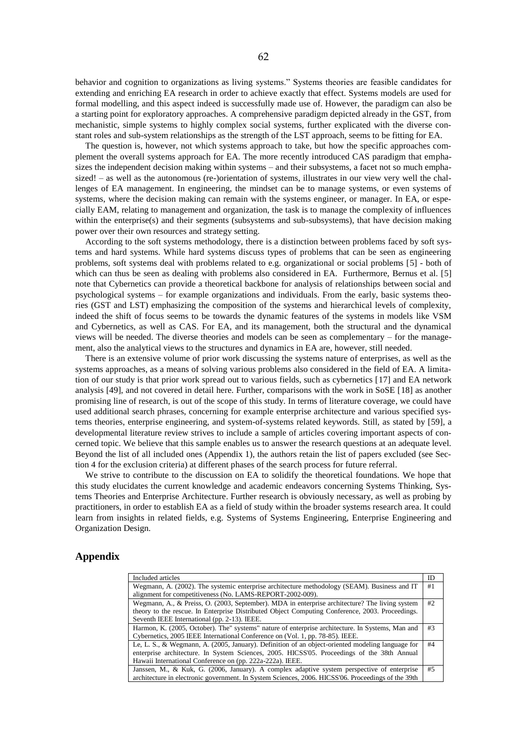behavior and cognition to organizations as living systems." Systems theories are feasible candidates for extending and enriching EA research in order to achieve exactly that effect. Systems models are used for formal modelling, and this aspect indeed is successfully made use of. However, the paradigm can also be a starting point for exploratory approaches. A comprehensive paradigm depicted already in the GST, from mechanistic, simple systems to highly complex social systems, further explicated with the diverse constant roles and sub-system relationships as the strength of the LST approach, seems to be fitting for EA.

The question is, however, not which systems approach to take, but how the specific approaches complement the overall systems approach for EA. The more recently introduced CAS paradigm that emphasizes the independent decision making within systems – and their subsystems, a facet not so much emphasized! – as well as the autonomous (re-)orientation of systems, illustrates in our view very well the challenges of EA management. In engineering, the mindset can be to manage systems, or even systems of systems, where the decision making can remain with the systems engineer, or manager. In EA, or especially EAM, relating to management and organization, the task is to manage the complexity of influences within the enterprise(s) and their segments (subsystems and sub-subsystems), that have decision making power over their own resources and strategy setting.

According to the soft systems methodology, there is a distinction between problems faced by soft systems and hard systems. While hard systems discuss types of problems that can be seen as engineering problems, soft systems deal with problems related to e.g. organizational or social problems [5] - both of which can thus be seen as dealing with problems also considered in EA. Furthermore, Bernus et al. [5] note that Cybernetics can provide a theoretical backbone for analysis of relationships between social and psychological systems – for example organizations and individuals. From the early, basic systems theories (GST and LST) emphasizing the composition of the systems and hierarchical levels of complexity, indeed the shift of focus seems to be towards the dynamic features of the systems in models like VSM and Cybernetics, as well as CAS. For EA, and its management, both the structural and the dynamical views will be needed. The diverse theories and models can be seen as complementary – for the management, also the analytical views to the structures and dynamics in EA are, however, still needed.

There is an extensive volume of prior work discussing the systems nature of enterprises, as well as the systems approaches, as a means of solving various problems also considered in the field of EA. A limitation of our study is that prior work spread out to various fields, such as cybernetics [17] and EA network analysis [49], and not covered in detail here. Further, comparisons with the work in SoSE [18] as another promising line of research, is out of the scope of this study. In terms of literature coverage, we could have used additional search phrases, concerning for example enterprise architecture and various specified systems theories, enterprise engineering, and system-of-systems related keywords. Still, as stated by [59], a developmental literature review strives to include a sample of articles covering important aspects of concerned topic. We believe that this sample enables us to answer the research questions at an adequate level. Beyond the list of all included ones (Appendix 1), the authors retain the list of papers excluded (see Section 4 for the exclusion criteria) at different phases of the search process for future referral.

We strive to contribute to the discussion on EA to solidify the theoretical foundations. We hope that this study elucidates the current knowledge and academic endeavors concerning Systems Thinking, Systems Theories and Enterprise Architecture. Further research is obviously necessary, as well as probing by practitioners, in order to establish EA as a field of study within the broader systems research area. It could learn from insights in related fields, e.g. Systems of Systems Engineering, Enterprise Engineering and Organization Design.

## Appendix

| Included articles | ID |
|---|---|
| Wegmann, A. (2002). The systemic enterprise architecture methodology (SEAM). Business and IT alignment for competitiveness (No. LAMS-REPORT-2002-009). | #1 |
| Wegmann, A., & Preiss, O. (2003, September). MDA in enterprise architecture? The living system theory to the rescue. In Enterprise Distributed Object Computing Conference, 2003. Proceedings. Seventh IEEE International (pp. 2-13). IEEE. | #2 |
| Harmon, K. (2005, October). The" systems" nature of enterprise architecture. In Systems, Man and Cybernetics, 2005 IEEE International Conference on (Vol. 1, pp. 78-85). IEEE. | #3 |
| Le, L. S., & Wegmann, A. (2005, January). Definition of an object-oriented modeling language for enterprise architecture. In System Sciences, 2005. HICSS'05. Proceedings of the 38th Annual Hawaii International Conference on (pp. 222a-222a). IEEE. | #4 |
| Janssen, M., & Kuk, G. (2006, January). A complex adaptive system perspective of enterprise architecture in electronic government. In System Sciences, 2006. HICSS'06. Proceedings of the 39th | #5 |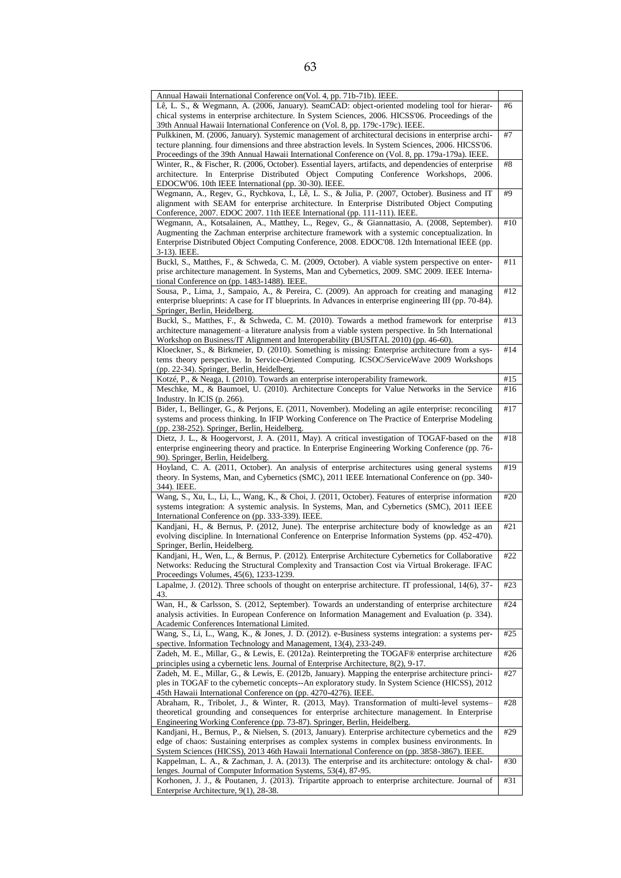| | |
|---|---|
| Annual Hawaii International Conference on(Vol. 4, pp. 71b-71b). IEEE. | |
| Lê, L. S., & Wegmann, A. (2006, January). SeamCAD: object-oriented modeling tool for hierarchical systems in enterprise architecture. In System Sciences, 2006. HICSS'06. Proceedings of the 39th Annual Hawaii International Conference on (Vol. 8, pp. 179c-179c). IEEE. | #6 |
| Pulkkinen, M. (2006, January). Systemic management of architectural decisions in enterprise architecture planning. four dimensions and three abstraction levels. In System Sciences, 2006. HICSS'06. Proceedings of the 39th Annual Hawaii International Conference on (Vol. 8, pp. 179a-179a). IEEE. | #7 |
| Winter, R., & Fischer, R. (2006, October). Essential layers, artifacts, and dependencies of enterprise architecture. In Enterprise Distributed Object Computing Conference Workshops, 2006. EDOCW'06. 10th IEEE International (pp. 30-30). IEEE. | #8 |
| Wegmann, A., Regev, G., Rychkova, I., Lê, L. S., & Julia, P. (2007, October). Business and IT alignment with SEAM for enterprise architecture. In Enterprise Distributed Object Computing Conference, 2007. EDOC 2007. 11th IEEE International (pp. 111-111). IEEE. | #9 |
| Wegmann, A., Kotsalainen, A., Matthey, L., Regev, G., & Giannattasio, A. (2008, September). Augmenting the Zachman enterprise architecture framework with a systemic conceptualization. In Enterprise Distributed Object Computing Conference, 2008. EDOC'08. 12th International IEEE (pp. 3-13). IEEE. | #10 |
| Buckl, S., Matthes, F., & Schweda, C. M. (2009, October). A viable system perspective on enterprise architecture management. In Systems, Man and Cybernetics, 2009. SMC 2009. IEEE International Conference on (pp. 1483-1488). IEEE. | #11 |
| Sousa, P., Lima, J., Sampaio, A., & Pereira, C. (2009). An approach for creating and managing enterprise blueprints: A case for IT blueprints. In Advances in enterprise engineering III (pp. 70-84). Springer, Berlin, Heidelberg. | #12 |
| Buckl, S., Matthes, F., & Schweda, C. M. (2010). Towards a method framework for enterprise architecture management–a literature analysis from a viable system perspective. In 5th International Workshop on Business/IT Alignment and Interoperability (BUSITAL 2010) (pp. 46-60). | #13 |
| Kloeckner, S., & Birkmeier, D. (2010). Something is missing: Enterprise architecture from a systems theory perspective. In Service-Oriented Computing. ICSOC/ServiceWave 2009 Workshops (pp. 22-34). Springer, Berlin, Heidelberg. | #14 |
| Kotzé, P., & Neaga, I. (2010). Towards an enterprise interoperability framework. | #15 |
| Meschke, M., & Baumoel, U. (2010). Architecture Concepts for Value Networks in the Service Industry. In ICIS (p. 266). | #16 |
| Bider, I., Bellinger, G., & Perjons, E. (2011, November). Modeling an agile enterprise: reconciling systems and process thinking. In IFIP Working Conference on The Practice of Enterprise Modeling (pp. 238-252). Springer, Berlin, Heidelberg. | #17 |
| Dietz, J. L., & Hoogervorst, J. A. (2011, May). A critical investigation of TOGAF-based on the enterprise engineering theory and practice. In Enterprise Engineering Working Conference (pp. 76-90). Springer, Berlin, Heidelberg. | #18 |
| Hoyland, C. A. (2011, October). An analysis of enterprise architectures using general systems theory. In Systems, Man, and Cybernetics (SMC), 2011 IEEE International Conference on (pp. 340-344). IEEE. | #19 |
| Wang, S., Xu, L., Li, L., Wang, K., & Choi, J. (2011, October). Features of enterprise information systems integration: A systemic analysis. In Systems, Man, and Cybernetics (SMC), 2011 IEEE International Conference on (pp. 333-339). IEEE. | #20 |
| Kandjani, H., & Bernus, P. (2012, June). The enterprise architecture body of knowledge as an evolving discipline. In International Conference on Enterprise Information Systems (pp. 452-470). Springer, Berlin, Heidelberg. | #21 |
| Kandjani, H., Wen, L., & Bernus, P. (2012). Enterprise Architecture Cybernetics for Collaborative Networks: Reducing the Structural Complexity and Transaction Cost via Virtual Brokerage. IFAC Proceedings Volumes, 45(6), 1233-1239. | #22 |
| Lapalme, J. (2012). Three schools of thought on enterprise architecture. IT professional, 14(6), 37-43. | #23 |
| Wan, H., & Carlsson, S. (2012, September). Towards an understanding of enterprise architecture analysis activities. In European Conference on Information Management and Evaluation (p. 334). Academic Conferences International Limited. | #24 |
| Wang, S., Li, L., Wang, K., & Jones, J. D. (2012). e-Business systems integration: a systems perspective. Information Technology and Management, 13(4), 233-249. | #25 |
| Zadeh, M. E., Millar, G., & Lewis, E. (2012a). Reinterpreting the TOGAF® enterprise architecture principles using a cybernetic lens. Journal of Enterprise Architecture, 8(2), 9-17. | #26 |
| Zadeh, M. E., Millar, G., & Lewis, E. (2012b, January). Mapping the enterprise architecture principles in TOGAF to the cybernetic concepts--An exploratory study. In System Science (HICSS), 2012 45th Hawaii International Conference on (pp. 4270-4276). IEEE. | #27 |
| Abraham, R., Tribolet, J., & Winter, R. (2013, May). Transformation of multi-level systems–theoretical grounding and consequences for enterprise architecture management. In Enterprise Engineering Working Conference (pp. 73-87). Springer, Berlin, Heidelberg. | #28 |
| Kandjani, H., Bernus, P., & Nielsen, S. (2013, January). Enterprise architecture cybernetics and the edge of chaos: Sustaining enterprises as complex systems in complex business environments. In System Sciences (HICSS), 2013 46th Hawaii International Conference on (pp. 3858-3867). IEEE. | #29 |
| Kappelman, L. A., & Zachman, J. A. (2013). The enterprise and its architecture: ontology & challenges. Journal of Computer Information Systems, 53(4), 87-95. | #30 |
| Korhonen, J. J., & Poutanen, J. (2013). Tripartite approach to enterprise architecture. Journal of Enterprise Architecture, 9(1), 28-38. | #31 |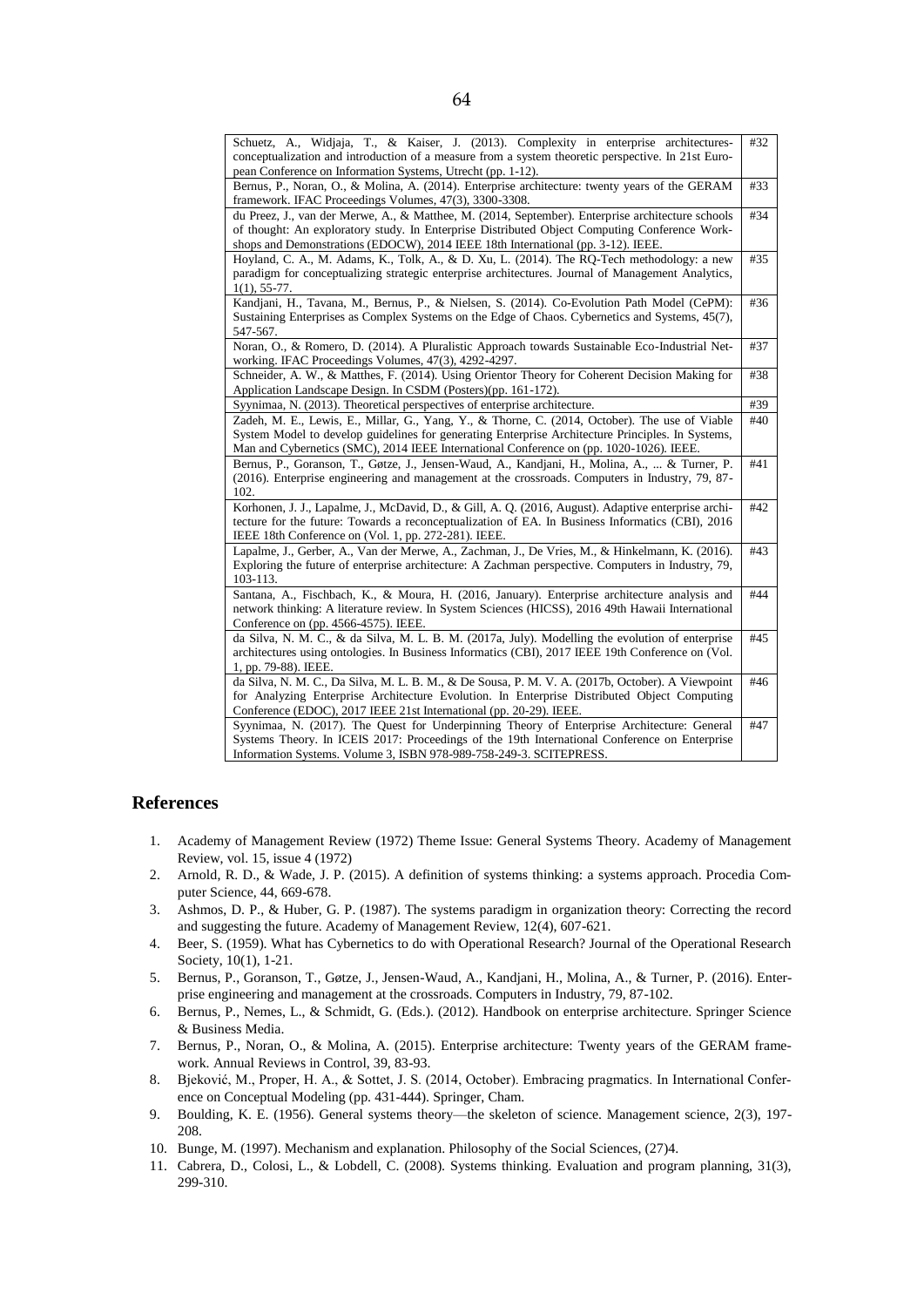| | |
|---|---|
| Schuetz, A., Widjaja, T., & Kaiser, J. (2013). Complexity in enterprise architectures-conceptualization and introduction of a measure from a system theoretic perspective. In 21st European Conference on Information Systems, Utrecht (pp. 1-12). | #32 |
| Bernus, P., Noran, O., & Molina, A. (2014). Enterprise architecture: twenty years of the GERAM framework. IFAC Proceedings Volumes, 47(3), 3300-3308. | #33 |
| du Preez, J., van der Merwe, A., & Matthee, M. (2014, September). Enterprise architecture schools of thought: An exploratory study. In Enterprise Distributed Object Computing Conference Workshops and Demonstrations (EDOCW), 2014 IEEE 18th International (pp. 3-12). IEEE. | #34 |
| Hoyland, C. A., M. Adams, K., Tolk, A., & D. Xu, L. (2014). The RQ-Tech methodology: a new paradigm for conceptualizing strategic enterprise architectures. Journal of Management Analytics, 1(1), 55-77. | #35 |
| Kandjani, H., Tavana, M., Bernus, P., & Nielsen, S. (2014). Co-Evolution Path Model (CePM): Sustaining Enterprises as Complex Systems on the Edge of Chaos. Cybernetics and Systems, 45(7), 547-567. | #36 |
| Noran, O., & Romero, D. (2014). A Pluralistic Approach towards Sustainable Eco-Industrial Networking. IFAC Proceedings Volumes, 47(3), 4292-4297. | #37 |
| Schneider, A. W., & Matthes, F. (2014). Using Orientor Theory for Coherent Decision Making for Application Landscape Design. In CSDM (Posters)(pp. 161-172). | #38 |
| Syynimaa, N. (2013). Theoretical perspectives of enterprise architecture. | #39 |
| Zadeh, M. E., Lewis, E., Millar, G., Yang, Y., & Thorne, C. (2014, October). The use of Viable System Model to develop guidelines for generating Enterprise Architecture Principles. In Systems, Man and Cybernetics (SMC), 2014 IEEE International Conference on (pp. 1020-1026). IEEE. | #40 |
| Bernus, P., Goranson, T., Gøtze, J., Jensen-Waud, A., Kandjani, H., Molina, A., ... & Turner, P. (2016). Enterprise engineering and management at the crossroads. Computers in Industry, 79, 87-102. | #41 |
| Korhonen, J. J., Lapalme, J., McDavid, D., & Gill, A. Q. (2016, August). Adaptive enterprise architecture for the future: Towards a reconceptualization of EA. In Business Informatics (CBI), 2016 IEEE 18th Conference on (Vol. 1, pp. 272-281). IEEE. | #42 |
| Lapalme, J., Gerber, A., Van der Merwe, A., Zachman, J., De Vries, M., & Hinkelmann, K. (2016). Exploring the future of enterprise architecture: A Zachman perspective. Computers in Industry, 79, 103-113. | #43 |
| Santana, A., Fischbach, K., & Moura, H. (2016, January). Enterprise architecture analysis and network thinking: A literature review. In System Sciences (HICSS), 2016 49th Hawaii International Conference on (pp. 4566-4575). IEEE. | #44 |
| da Silva, N. M. C., & da Silva, M. L. B. M. (2017a, July). Modelling the evolution of enterprise architectures using ontologies. In Business Informatics (CBI), 2017 IEEE 19th Conference on (Vol. 1, pp. 79-88). IEEE. | #45 |
| da Silva, N. M. C., Da Silva, M. L. B. M., & De Sousa, P. M. V. A. (2017b, October). A Viewpoint for Analyzing Enterprise Architecture Evolution. In Enterprise Distributed Object Computing Conference (EDOC), 2017 IEEE 21st International (pp. 20-29). IEEE. | #46 |
| Syynimaa, N. (2017). The Quest for Underpinning Theory of Enterprise Architecture: General Systems Theory. In ICEIS 2017: Proceedings of the 19th International Conference on Enterprise Information Systems. Volume 3, ISBN 978-989-758-249-3. SCITEPRESS. | #47 |

## References

1. Academy of Management Review (1972) Theme Issue: General Systems Theory. Academy of Management Review, vol. 15, issue 4 (1972)
2. Arnold, R. D., & Wade, J. P. (2015). A definition of systems thinking: a systems approach. Procedia Computer Science, 44, 669-678.
3. Ashmos, D. P., & Huber, G. P. (1987). The systems paradigm in organization theory: Correcting the record and suggesting the future. Academy of Management Review, 12(4), 607-621.
4. Beer, S. (1959). What has Cybernetics to do with Operational Research? Journal of the Operational Research Society, 10(1), 1-21.
5. Bernus, P., Goranson, T., Gøtze, J., Jensen-Waud, A., Kandjani, H., Molina, A., & Turner, P. (2016). Enterprise engineering and management at the crossroads. Computers in Industry, 79, 87-102.
6. Bernus, P., Nemes, L., & Schmidt, G. (Eds.). (2012). Handbook on enterprise architecture. Springer Science & Business Media.
7. Bernus, P., Noran, O., & Molina, A. (2015). Enterprise architecture: Twenty years of the GERAM framework. Annual Reviews in Control, 39, 83-93.
8. Bjeković, M., Proper, H. A., & Sottet, J. S. (2014, October). Embracing pragmatics. In International Conference on Conceptual Modeling (pp. 431-444). Springer, Cham.
9. Boulding, K. E. (1956). General systems theory—the skeleton of science. Management science, 2(3), 197-208.
10. Bunge, M. (1997). Mechanism and explanation. Philosophy of the Social Sciences, (27)4.
11. Cabrera, D., Colosi, L., & Lobdell, C. (2008). Systems thinking. Evaluation and program planning, 31(3), 299-310.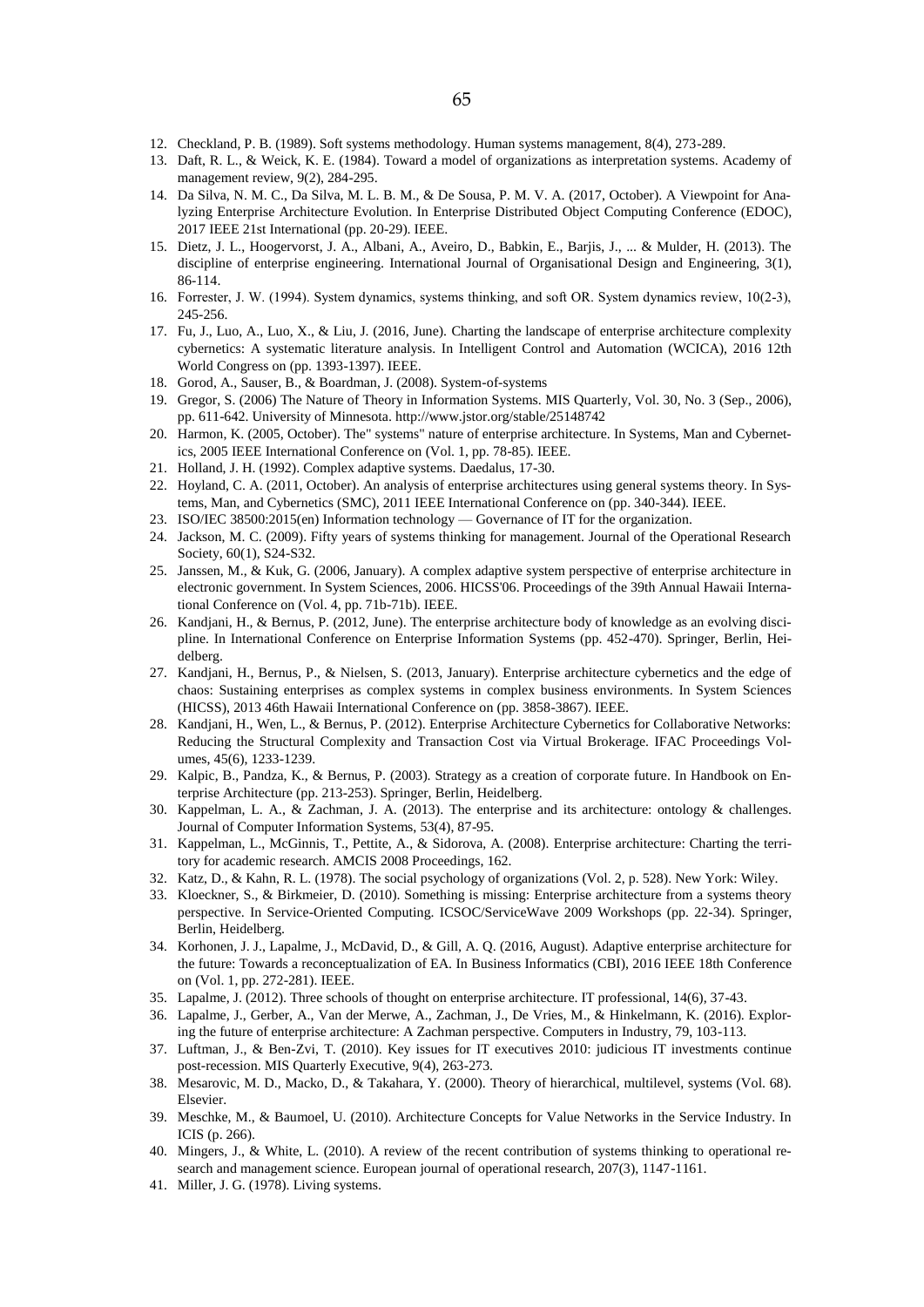12. Checkland, P. B. (1989). Soft systems methodology. Human systems management, 8(4), 273-289.
13. Daft, R. L., & Weick, K. E. (1984). Toward a model of organizations as interpretation systems. Academy of management review, 9(2), 284-295.
14. Da Silva, N. M. C., Da Silva, M. L. B. M., & De Sousa, P. M. V. A. (2017, October). A Viewpoint for Analyzing Enterprise Architecture Evolution. In Enterprise Distributed Object Computing Conference (EDOC), 2017 IEEE 21st International (pp. 20-29). IEEE.
15. Dietz, J. L., Hoogervorst, J. A., Albani, A., Aveiro, D., Babkin, E., Barjis, J., ... & Mulder, H. (2013). The discipline of enterprise engineering. International Journal of Organisational Design and Engineering, 3(1), 86-114.
16. Forrester, J. W. (1994). System dynamics, systems thinking, and soft OR. System dynamics review, 10(2-3), 245-256.
17. Fu, J., Luo, A., Luo, X., & Liu, J. (2016, June). Charting the landscape of enterprise architecture complexity cybernetics: A systematic literature analysis. In Intelligent Control and Automation (WCICA), 2016 12th World Congress on (pp. 1393-1397). IEEE.
18. Gorod, A., Sauser, B., & Boardman, J. (2008). System-of-systems
19. Gregor, S. (2006) The Nature of Theory in Information Systems. MIS Quarterly, Vol. 30, No. 3 (Sep., 2006), pp. 611-642. University of Minnesota. http://www.jstor.org/stable/25148742
20. Harmon, K. (2005, October). The" systems" nature of enterprise architecture. In Systems, Man and Cybernetics, 2005 IEEE International Conference on (Vol. 1, pp. 78-85). IEEE.
21. Holland, J. H. (1992). Complex adaptive systems. Daedalus, 17-30.
22. Hoyland, C. A. (2011, October). An analysis of enterprise architectures using general systems theory. In Systems, Man, and Cybernetics (SMC), 2011 IEEE International Conference on (pp. 340-344). IEEE.
23. ISO/IEC 38500:2015(en) Information technology — Governance of IT for the organization.
24. Jackson, M. C. (2009). Fifty years of systems thinking for management. Journal of the Operational Research Society, 60(1), S24-S32.
25. Janssen, M., & Kuk, G. (2006, January). A complex adaptive system perspective of enterprise architecture in electronic government. In System Sciences, 2006. HICSS'06. Proceedings of the 39th Annual Hawaii International Conference on (Vol. 4, pp. 71b-71b). IEEE.
26. Kandjani, H., & Bernus, P. (2012, June). The enterprise architecture body of knowledge as an evolving discipline. In International Conference on Enterprise Information Systems (pp. 452-470). Springer, Berlin, Heidelberg.
27. Kandjani, H., Bernus, P., & Nielsen, S. (2013, January). Enterprise architecture cybernetics and the edge of chaos: Sustaining enterprises as complex systems in complex business environments. In System Sciences (HICSS), 2013 46th Hawaii International Conference on (pp. 3858-3867). IEEE.
28. Kandjani, H., Wen, L., & Bernus, P. (2012). Enterprise Architecture Cybernetics for Collaborative Networks: Reducing the Structural Complexity and Transaction Cost via Virtual Brokerage. IFAC Proceedings Volumes, 45(6), 1233-1239.
29. Kalpic, B., Pandza, K., & Bernus, P. (2003). Strategy as a creation of corporate future. In Handbook on Enterprise Architecture (pp. 213-253). Springer, Berlin, Heidelberg.
30. Kappelman, L. A., & Zachman, J. A. (2013). The enterprise and its architecture: ontology & challenges. Journal of Computer Information Systems, 53(4), 87-95.
31. Kappelman, L., McGinnis, T., Pettite, A., & Sidorova, A. (2008). Enterprise architecture: Charting the territory for academic research. AMCIS 2008 Proceedings, 162.
32. Katz, D., & Kahn, R. L. (1978). The social psychology of organizations (Vol. 2, p. 528). New York: Wiley.
33. Kloeckner, S., & Birkmeier, D. (2010). Something is missing: Enterprise architecture from a systems theory perspective. In Service-Oriented Computing. ICSOC/ServiceWave 2009 Workshops (pp. 22-34). Springer, Berlin, Heidelberg.
34. Korhonen, J. J., Lapalme, J., McDavid, D., & Gill, A. Q. (2016, August). Adaptive enterprise architecture for the future: Towards a reconceptualization of EA. In Business Informatics (CBI), 2016 IEEE 18th Conference on (Vol. 1, pp. 272-281). IEEE.
35. Lapalme, J. (2012). Three schools of thought on enterprise architecture. IT professional, 14(6), 37-43.
36. Lapalme, J., Gerber, A., Van der Merwe, A., Zachman, J., De Vries, M., & Hinkelmann, K. (2016). Exploring the future of enterprise architecture: A Zachman perspective. Computers in Industry, 79, 103-113.
37. Luftman, J., & Ben-Zvi, T. (2010). Key issues for IT executives 2010: judicious IT investments continue post-recession. MIS Quarterly Executive, 9(4), 263-273.
38. Mesarovic, M. D., Macko, D., & Takahara, Y. (2000). Theory of hierarchical, multilevel, systems (Vol. 68). Elsevier.
39. Meschke, M., & Baumoel, U. (2010). Architecture Concepts for Value Networks in the Service Industry. In ICIS (p. 266).
40. Mingers, J., & White, L. (2010). A review of the recent contribution of systems thinking to operational research and management science. European journal of operational research, 207(3), 1147-1161.
41. Miller, J. G. (1978). Living systems.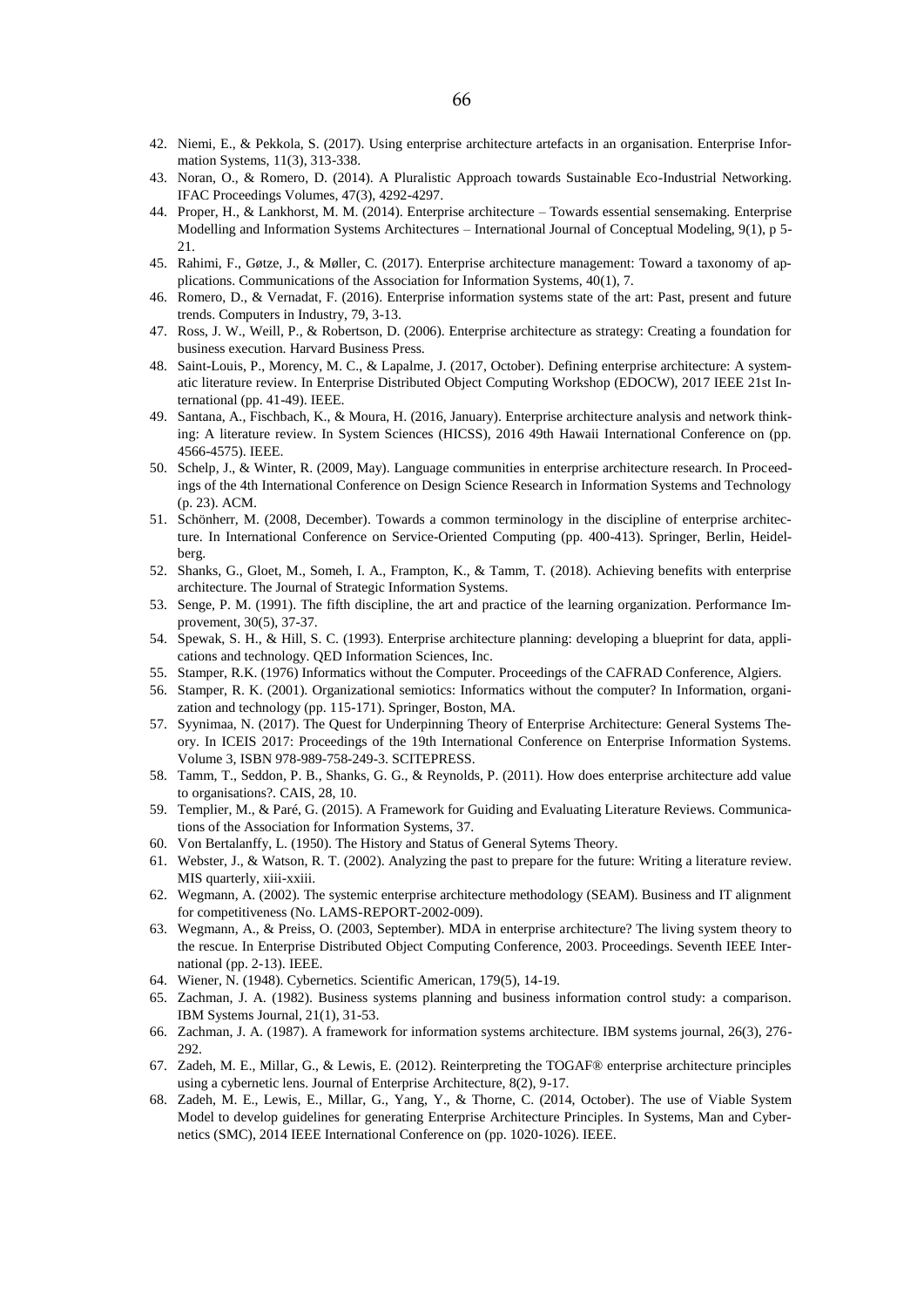42. Niemi, E., & Pekkola, S. (2017). Using enterprise architecture artefacts in an organisation. Enterprise Information Systems, 11(3), 313-338.
43. Noran, O., & Romero, D. (2014). A Pluralistic Approach towards Sustainable Eco-Industrial Networking. IFAC Proceedings Volumes, 47(3), 4292-4297.
44. Proper, H., & Lankhorst, M. M. (2014). Enterprise architecture – Towards essential sensemaking. Enterprise Modelling and Information Systems Architectures – International Journal of Conceptual Modeling, 9(1), p 5-21.
45. Rahimi, F., Gøtze, J., & Møller, C. (2017). Enterprise architecture management: Toward a taxonomy of applications. Communications of the Association for Information Systems, 40(1), 7.
46. Romero, D., & Vernadat, F. (2016). Enterprise information systems state of the art: Past, present and future trends. Computers in Industry, 79, 3-13.
47. Ross, J. W., Weill, P., & Robertson, D. (2006). Enterprise architecture as strategy: Creating a foundation for business execution. Harvard Business Press.
48. Saint-Louis, P., Morency, M. C., & Lapalme, J. (2017, October). Defining enterprise architecture: A systematic literature review. In Enterprise Distributed Object Computing Workshop (EDOCW), 2017 IEEE 21st International (pp. 41-49). IEEE.
49. Santana, A., Fischbach, K., & Moura, H. (2016, January). Enterprise architecture analysis and network thinking: A literature review. In System Sciences (HICSS), 2016 49th Hawaii International Conference on (pp. 4566-4575). IEEE.
50. Schelp, J., & Winter, R. (2009, May). Language communities in enterprise architecture research. In Proceedings of the 4th International Conference on Design Science Research in Information Systems and Technology (p. 23). ACM.
51. Schönherr, M. (2008, December). Towards a common terminology in the discipline of enterprise architecture. In International Conference on Service-Oriented Computing (pp. 400-413). Springer, Berlin, Heidelberg.
52. Shanks, G., Gloet, M., Someh, I. A., Frampton, K., & Tamm, T. (2018). Achieving benefits with enterprise architecture. The Journal of Strategic Information Systems.
53. Senge, P. M. (1991). The fifth discipline, the art and practice of the learning organization. Performance Improvement, 30(5), 37-37.
54. Spewak, S. H., & Hill, S. C. (1993). Enterprise architecture planning: developing a blueprint for data, applications and technology. QED Information Sciences, Inc.
55. Stamper, R.K. (1976) Informatics without the Computer. Proceedings of the CAFRAD Conference, Algiers.
56. Stamper, R. K. (2001). Organizational semiotics: Informatics without the computer? In Information, organization and technology (pp. 115-171). Springer, Boston, MA.
57. Syynimaa, N. (2017). The Quest for Underpinning Theory of Enterprise Architecture: General Systems Theory. In ICEIS 2017: Proceedings of the 19th International Conference on Enterprise Information Systems. Volume 3, ISBN 978-989-758-249-3. SCITEPRESS.
58. Tamm, T., Seddon, P. B., Shanks, G. G., & Reynolds, P. (2011). How does enterprise architecture add value to organisations?. CAIS, 28, 10.
59. Templier, M., & Paré, G. (2015). A Framework for Guiding and Evaluating Literature Reviews. Communications of the Association for Information Systems, 37.
60. Von Bertalanffy, L. (1950). The History and Status of General Sytems Theory.
61. Webster, J., & Watson, R. T. (2002). Analyzing the past to prepare for the future: Writing a literature review. MIS quarterly, xiii-xxiii.
62. Wegmann, A. (2002). The systemic enterprise architecture methodology (SEAM). Business and IT alignment for competitiveness (No. LAMS-REPORT-2002-009).
63. Wegmann, A., & Preiss, O. (2003, September). MDA in enterprise architecture? The living system theory to the rescue. In Enterprise Distributed Object Computing Conference, 2003. Proceedings. Seventh IEEE International (pp. 2-13). IEEE.
64. Wiener, N. (1948). Cybernetics. Scientific American, 179(5), 14-19.
65. Zachman, J. A. (1982). Business systems planning and business information control study: a comparison. IBM Systems Journal, 21(1), 31-53.
66. Zachman, J. A. (1987). A framework for information systems architecture. IBM systems journal, 26(3), 276-292.
67. Zadeh, M. E., Millar, G., & Lewis, E. (2012). Reinterpreting the TOGAF® enterprise architecture principles using a cybernetic lens. Journal of Enterprise Architecture, 8(2), 9-17.
68. Zadeh, M. E., Lewis, E., Millar, G., Yang, Y., & Thorne, C. (2014, October). The use of Viable System Model to develop guidelines for generating Enterprise Architecture Principles. In Systems, Man and Cybernetics (SMC), 2014 IEEE International Conference on (pp. 1020-1026). IEEE.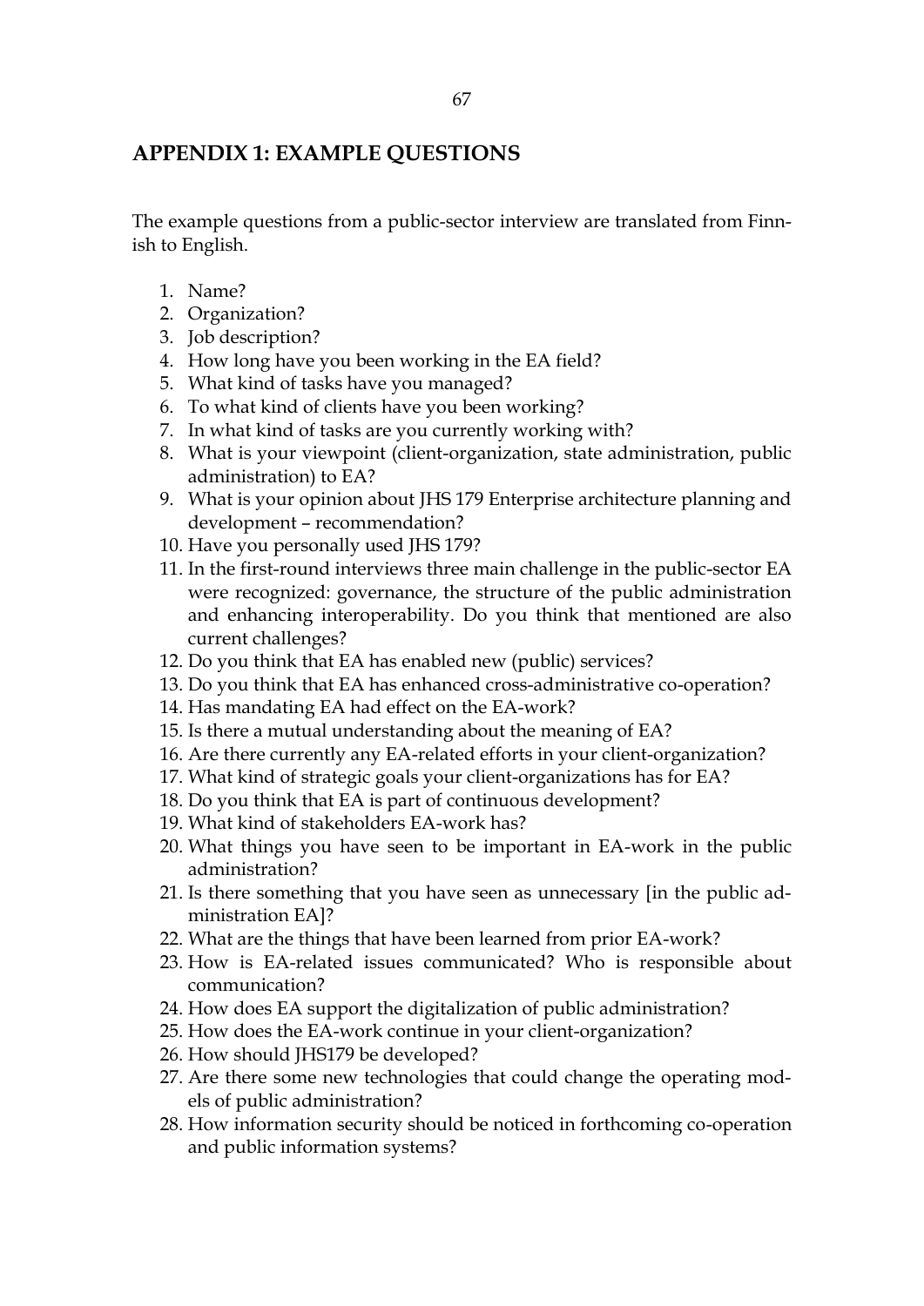## APPENDIX 1: EXAMPLE QUESTIONS

The example questions from a public-sector interview are translated from Finnish to English.

1. Name?
2. Organization?
3. Job description?
4. How long have you been working in the EA field?
5. What kind of tasks have you managed?
6. To what kind of clients have you been working?
7. In what kind of tasks are you currently working with?
8. What is your viewpoint (client-organization, state administration, public administration) to EA?
9. What is your opinion about JHS 179 Enterprise architecture planning and development – recommendation?
10. Have you personally used JHS 179?
11. In the first-round interviews three main challenge in the public-sector EA were recognized: governance, the structure of the public administration and enhancing interoperability. Do you think that mentioned are also current challenges?
12. Do you think that EA has enabled new (public) services?
13. Do you think that EA has enhanced cross-administrative co-operation?
14. Has mandating EA had effect on the EA-work?
15. Is there a mutual understanding about the meaning of EA?
16. Are there currently any EA-related efforts in your client-organization?
17. What kind of strategic goals your client-organizations has for EA?
18. Do you think that EA is part of continuous development?
19. What kind of stakeholders EA-work has?
20. What things you have seen to be important in EA-work in the public administration?
21. Is there something that you have seen as unnecessary [in the public administration EA]?
22. What are the things that have been learned from prior EA-work?
23. How is EA-related issues communicated? Who is responsible about communication?
24. How does EA support the digitalization of public administration?
25. How does the EA-work continue in your client-organization?
26. How should JHS179 be developed?
27. Are there some new technologies that could change the operating models of public administration?
28. How information security should be noticed in forthcoming co-operation and public information systems?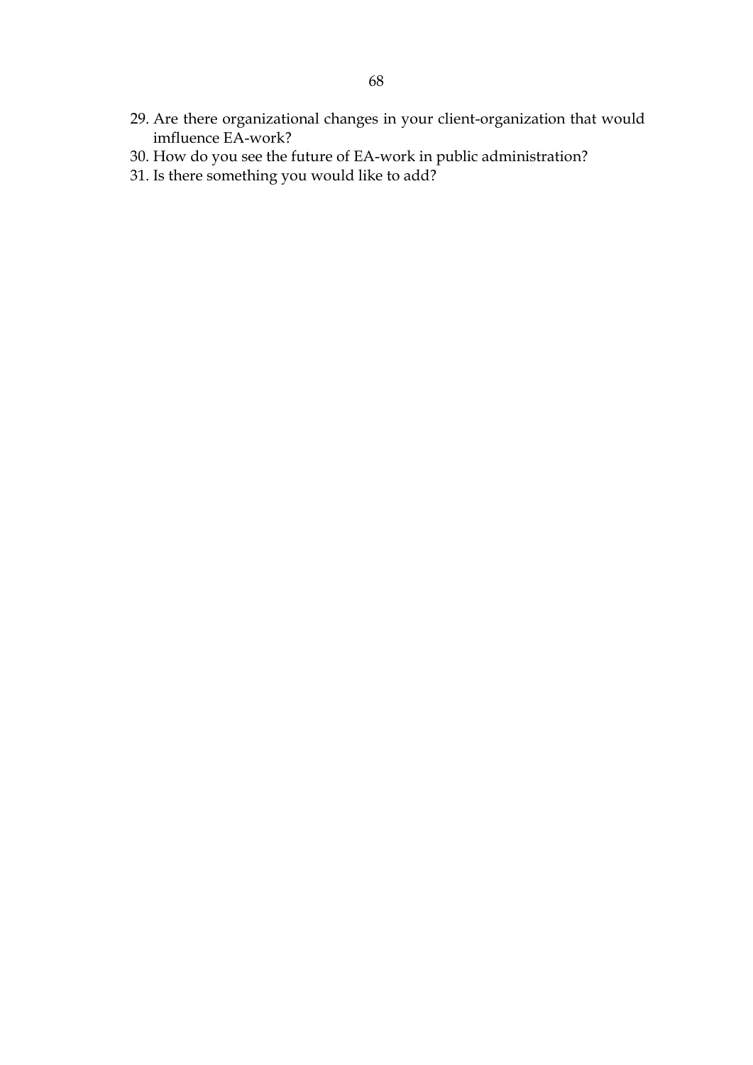29. Are there organizational changes in your client-organization that would imfluence EA-work?
30. How do you see the future of EA-work in public administration?
31. Is there something you would like to add?